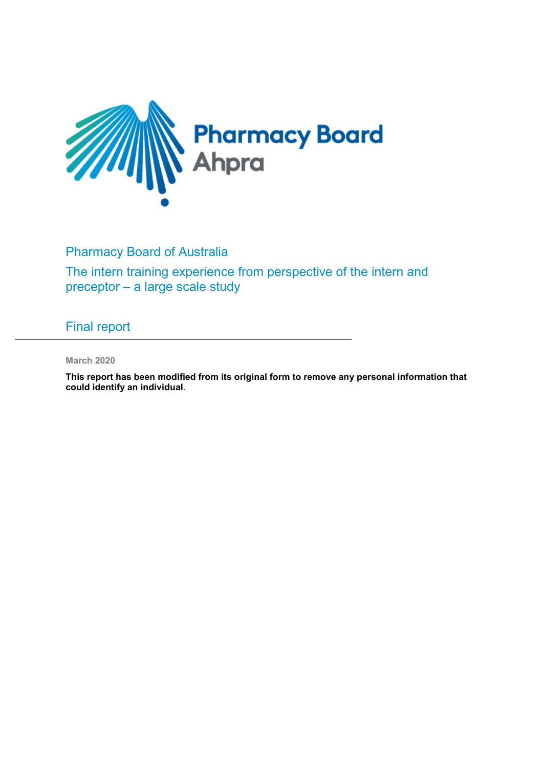Pharmacy Board
Ahpra

# Pharmacy Board of Australia

## The intern training experience from perspective of the intern and preceptor – a large scale study

## Final report

---

March 2020

**This report has been modified from its original form to remove any personal information that could identify an individual**.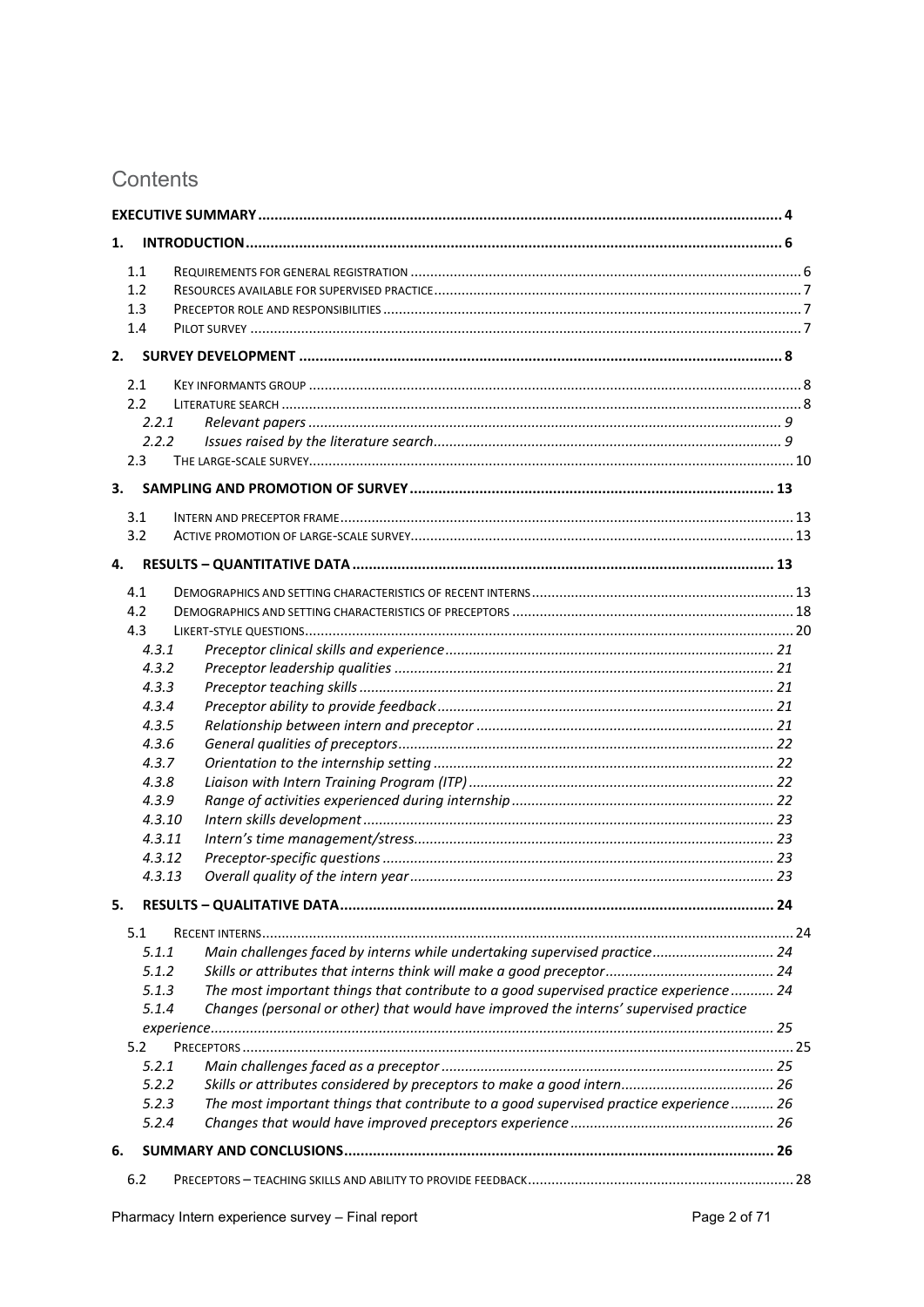# Contents

**EXECUTIVE SUMMARY** .......... 4

**1. INTRODUCTION** .......... 6

- 1.1 REQUIREMENTS FOR GENERAL REGISTRATION .......... 6
- 1.2 RESOURCES AVAILABLE FOR SUPERVISED PRACTICE .......... 7
- 1.3 PRECEPTOR ROLE AND RESPONSIBILITIES .......... 7
- 1.4 PILOT SURVEY .......... 7

**2. SURVEY DEVELOPMENT** .......... 8

- 2.1 KEY INFORMANTS GROUP .......... 8
- 2.2 LITERATURE SEARCH .......... 8
  - *2.2.1 Relevant papers* .......... 9
  - *2.2.2 Issues raised by the literature search* .......... 9
- 2.3 THE LARGE-SCALE SURVEY .......... 10

**3. SAMPLING AND PROMOTION OF SURVEY** .......... 13

- 3.1 INTERN AND PRECEPTOR FRAME .......... 13
- 3.2 ACTIVE PROMOTION OF LARGE-SCALE SURVEY .......... 13

**4. RESULTS – QUANTITATIVE DATA** .......... 13

- 4.1 DEMOGRAPHICS AND SETTING CHARACTERISTICS OF RECENT INTERNS .......... 13
- 4.2 DEMOGRAPHICS AND SETTING CHARACTERISTICS OF PRECEPTORS .......... 18
- 4.3 LIKERT-STYLE QUESTIONS .......... 20
  - *4.3.1 Preceptor clinical skills and experience* .......... 21
  - *4.3.2 Preceptor leadership qualities* .......... 21
  - *4.3.3 Preceptor teaching skills* .......... 21
  - *4.3.4 Preceptor ability to provide feedback* .......... 21
  - *4.3.5 Relationship between intern and preceptor* .......... 21
  - *4.3.6 General qualities of preceptors* .......... 22
  - *4.3.7 Orientation to the internship setting* .......... 22
  - *4.3.8 Liaison with Intern Training Program (ITP)* .......... 22
  - *4.3.9 Range of activities experienced during internship* .......... 22
  - *4.3.10 Intern skills development* .......... 23
  - *4.3.11 Intern's time management/stress* .......... 23
  - *4.3.12 Preceptor-specific questions* .......... 23
  - *4.3.13 Overall quality of the intern year* .......... 23

**5. RESULTS – QUALITATIVE DATA** .......... 24

- 5.1 RECENT INTERNS .......... 24
  - *5.1.1 Main challenges faced by interns while undertaking supervised practice* .......... 24
  - *5.1.2 Skills or attributes that interns think will make a good preceptor* .......... 24
  - *5.1.3 The most important things that contribute to a good supervised practice experience* .......... 24
  - *5.1.4 Changes (personal or other) that would have improved the interns' supervised practice experience* .......... 25
- 5.2 PRECEPTORS .......... 25
  - *5.2.1 Main challenges faced as a preceptor* .......... 25
  - *5.2.2 Skills or attributes considered by preceptors to make a good intern* .......... 26
  - *5.2.3 The most important things that contribute to a good supervised practice experience* .......... 26
  - *5.2.4 Changes that would have improved preceptors experience* .......... 26

**6. SUMMARY AND CONCLUSIONS** .......... 26

- 6.2 PRECEPTORS – TEACHING SKILLS AND ABILITY TO PROVIDE FEEDBACK .......... 28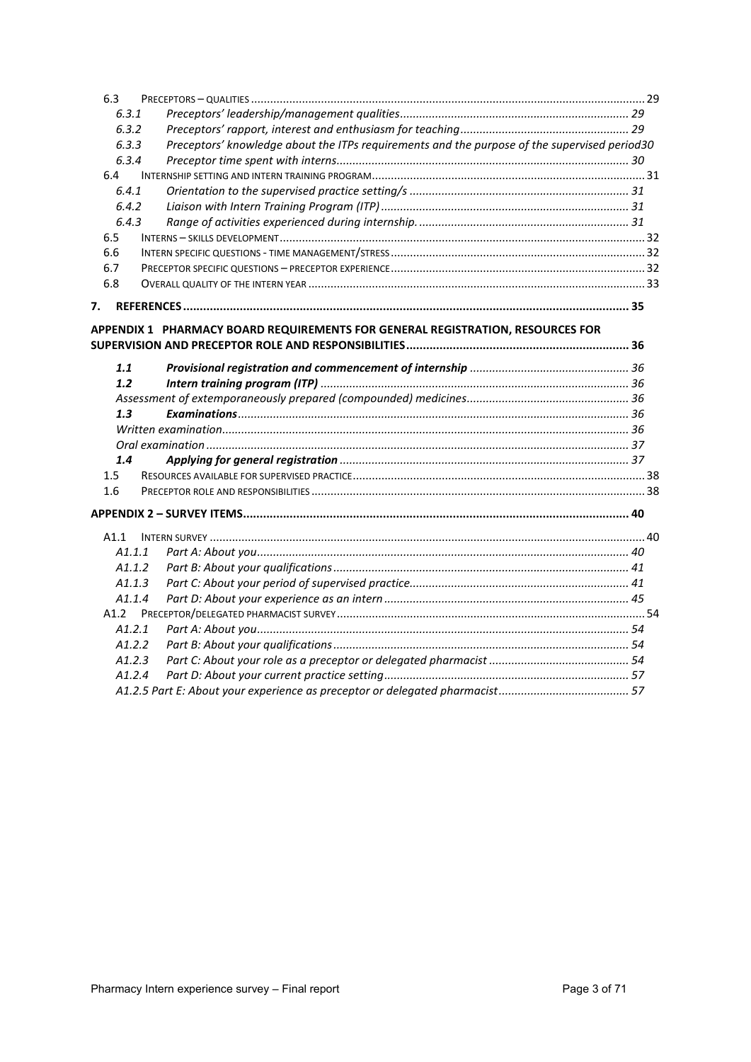- 6.3 PRECEPTORS – QUALITIES ... 29
  - 6.3.1 *Preceptors' leadership/management qualities* ... 29
  - 6.3.2 *Preceptors' rapport, interest and enthusiasm for teaching* ... 29
  - 6.3.3 *Preceptors' knowledge about the ITPs requirements and the purpose of the supervised period* ... 30
  - 6.3.4 *Preceptor time spent with interns* ... 30
- 6.4 INTERNSHIP SETTING AND INTERN TRAINING PROGRAM ... 31
  - 6.4.1 *Orientation to the supervised practice setting/s* ... 31
  - 6.4.2 *Liaison with Intern Training Program (ITP)* ... 31
  - 6.4.3 *Range of activities experienced during internship.* ... 31
- 6.5 INTERNS – SKILLS DEVELOPMENT ... 32
- 6.6 INTERN SPECIFIC QUESTIONS - TIME MANAGEMENT/STRESS ... 32
- 6.7 PRECEPTOR SPECIFIC QUESTIONS – PRECEPTOR EXPERIENCE ... 32
- 6.8 OVERALL QUALITY OF THE INTERN YEAR ... 33

**7. REFERENCES ... 35**

**APPENDIX 1 PHARMACY BOARD REQUIREMENTS FOR GENERAL REGISTRATION, RESOURCES FOR SUPERVISION AND PRECEPTOR ROLE AND RESPONSIBILITIES ... 36**

- ***1.1 Provisional registration and commencement of internship*** ... 36
- ***1.2 Intern training program (ITP)*** ... 36
  - *Assessment of extemporaneously prepared (compounded) medicines* ... 36
- ***1.3 Examinations*** ... 36
  - *Written examination* ... 36
  - *Oral examination* ... 37
- ***1.4 Applying for general registration*** ... 37
- 1.5 RESOURCES AVAILABLE FOR SUPERVISED PRACTICE ... 38
- 1.6 PRECEPTOR ROLE AND RESPONSIBILITIES ... 38

**APPENDIX 2 – SURVEY ITEMS ... 40**

- A1.1 INTERN SURVEY ... 40
  - A1.1.1 *Part A: About you* ... 40
  - A1.1.2 *Part B: About your qualifications* ... 41
  - A1.1.3 *Part C: About your period of supervised practice* ... 41
  - A1.1.4 *Part D: About your experience as an intern* ... 45
- A1.2 PRECEPTOR/DELEGATED PHARMACIST SURVEY ... 54
  - A1.2.1 *Part A: About you* ... 54
  - A1.2.2 *Part B: About your qualifications* ... 54
  - A1.2.3 *Part C: About your role as a preceptor or delegated pharmacist* ... 54
  - A1.2.4 *Part D: About your current practice setting* ... 57
  - *A1.2.5 Part E: About your experience as preceptor or delegated pharmacist* ... 57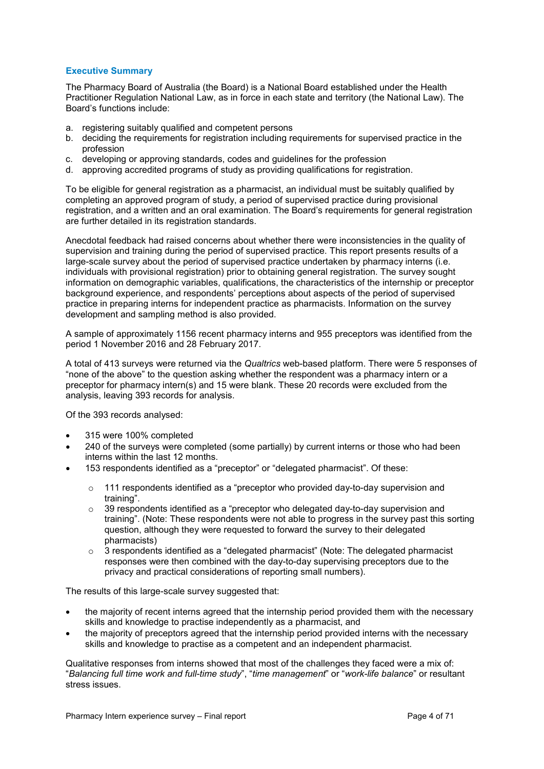## Executive Summary

The Pharmacy Board of Australia (the Board) is a National Board established under the Health Practitioner Regulation National Law, as in force in each state and territory (the National Law). The Board's functions include:

a. registering suitably qualified and competent persons
b. deciding the requirements for registration including requirements for supervised practice in the profession
c. developing or approving standards, codes and guidelines for the profession
d. approving accredited programs of study as providing qualifications for registration.

To be eligible for general registration as a pharmacist, an individual must be suitably qualified by completing an approved program of study, a period of supervised practice during provisional registration, and a written and an oral examination. The Board's requirements for general registration are further detailed in its registration standards.

Anecdotal feedback had raised concerns about whether there were inconsistencies in the quality of supervision and training during the period of supervised practice. This report presents results of a large-scale survey about the period of supervised practice undertaken by pharmacy interns (i.e. individuals with provisional registration) prior to obtaining general registration. The survey sought information on demographic variables, qualifications, the characteristics of the internship or preceptor background experience, and respondents' perceptions about aspects of the period of supervised practice in preparing interns for independent practice as pharmacists. Information on the survey development and sampling method is also provided.

A sample of approximately 1156 recent pharmacy interns and 955 preceptors was identified from the period 1 November 2016 and 28 February 2017.

A total of 413 surveys were returned via the *Qualtrics* web-based platform. There were 5 responses of "none of the above" to the question asking whether the respondent was a pharmacy intern or a preceptor for pharmacy intern(s) and 15 were blank. These 20 records were excluded from the analysis, leaving 393 records for analysis.

Of the 393 records analysed:

- 315 were 100% completed
- 240 of the surveys were completed (some partially) by current interns or those who had been interns within the last 12 months.
- 153 respondents identified as a "preceptor" or "delegated pharmacist". Of these:
  - 111 respondents identified as a "preceptor who provided day-to-day supervision and training".
  - 39 respondents identified as a "preceptor who delegated day-to-day supervision and training". (Note: These respondents were not able to progress in the survey past this sorting question, although they were requested to forward the survey to their delegated pharmacists)
  - 3 respondents identified as a "delegated pharmacist" (Note: The delegated pharmacist responses were then combined with the day-to-day supervising preceptors due to the privacy and practical considerations of reporting small numbers).

The results of this large-scale survey suggested that:

- the majority of recent interns agreed that the internship period provided them with the necessary skills and knowledge to practise independently as a pharmacist, and
- the majority of preceptors agreed that the internship period provided interns with the necessary skills and knowledge to practise as a competent and an independent pharmacist.

Qualitative responses from interns showed that most of the challenges they faced were a mix of: "*Balancing full time work and full-time study*", "*time management*" or "*work-life balance*" or resultant stress issues.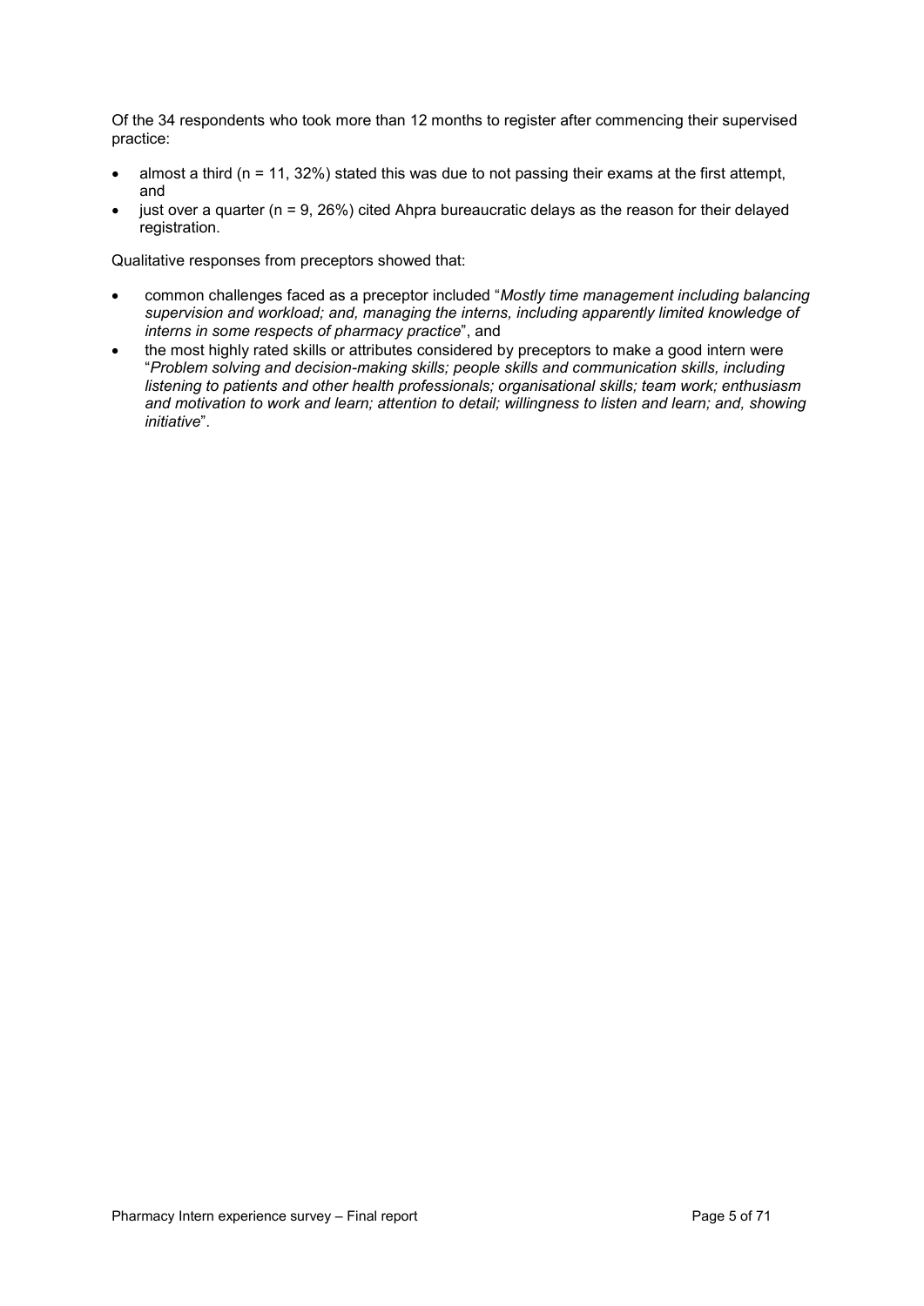Of the 34 respondents who took more than 12 months to register after commencing their supervised practice:

- almost a third (n = 11, 32%) stated this was due to not passing their exams at the first attempt, and
- just over a quarter (n = 9, 26%) cited Ahpra bureaucratic delays as the reason for their delayed registration.

Qualitative responses from preceptors showed that:

- common challenges faced as a preceptor included "*Mostly time management including balancing supervision and workload; and, managing the interns, including apparently limited knowledge of interns in some respects of pharmacy practice*", and
- the most highly rated skills or attributes considered by preceptors to make a good intern were "*Problem solving and decision-making skills; people skills and communication skills, including listening to patients and other health professionals; organisational skills; team work; enthusiasm and motivation to work and learn; attention to detail; willingness to listen and learn; and, showing initiative*".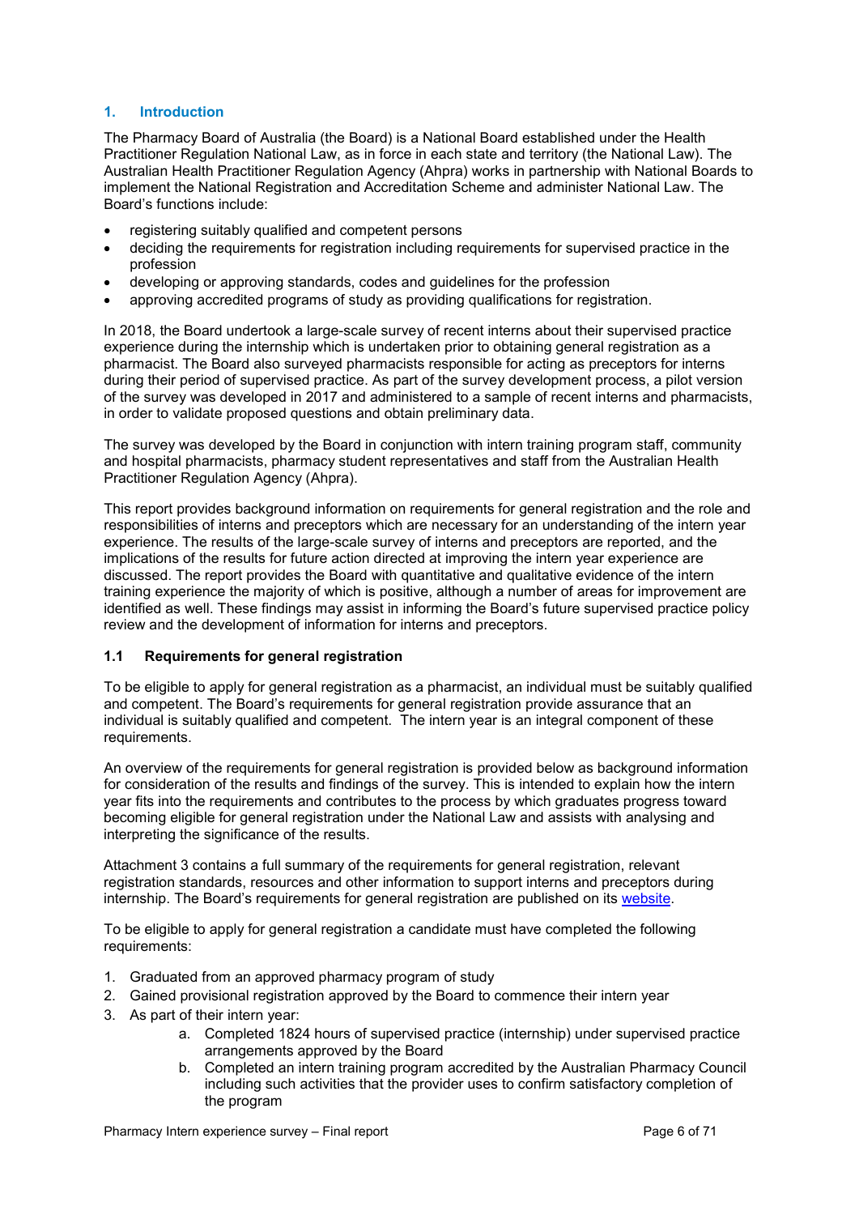## 1. Introduction

The Pharmacy Board of Australia (the Board) is a National Board established under the Health Practitioner Regulation National Law, as in force in each state and territory (the National Law). The Australian Health Practitioner Regulation Agency (Ahpra) works in partnership with National Boards to implement the National Registration and Accreditation Scheme and administer National Law. The Board's functions include:

- registering suitably qualified and competent persons
- deciding the requirements for registration including requirements for supervised practice in the profession
- developing or approving standards, codes and guidelines for the profession
- approving accredited programs of study as providing qualifications for registration.

In 2018, the Board undertook a large-scale survey of recent interns about their supervised practice experience during the internship which is undertaken prior to obtaining general registration as a pharmacist. The Board also surveyed pharmacists responsible for acting as preceptors for interns during their period of supervised practice. As part of the survey development process, a pilot version of the survey was developed in 2017 and administered to a sample of recent interns and pharmacists, in order to validate proposed questions and obtain preliminary data.

The survey was developed by the Board in conjunction with intern training program staff, community and hospital pharmacists, pharmacy student representatives and staff from the Australian Health Practitioner Regulation Agency (Ahpra).

This report provides background information on requirements for general registration and the role and responsibilities of interns and preceptors which are necessary for an understanding of the intern year experience. The results of the large-scale survey of interns and preceptors are reported, and the implications of the results for future action directed at improving the intern year experience are discussed. The report provides the Board with quantitative and qualitative evidence of the intern training experience the majority of which is positive, although a number of areas for improvement are identified as well. These findings may assist in informing the Board's future supervised practice policy review and the development of information for interns and preceptors.

### 1.1 Requirements for general registration

To be eligible to apply for general registration as a pharmacist, an individual must be suitably qualified and competent. The Board's requirements for general registration provide assurance that an individual is suitably qualified and competent. The intern year is an integral component of these requirements.

An overview of the requirements for general registration is provided below as background information for consideration of the results and findings of the survey. This is intended to explain how the intern year fits into the requirements and contributes to the process by which graduates progress toward becoming eligible for general registration under the National Law and assists with analysing and interpreting the significance of the results.

Attachment 3 contains a full summary of the requirements for general registration, relevant registration standards, resources and other information to support interns and preceptors during internship. The Board's requirements for general registration are published on its website.

To be eligible to apply for general registration a candidate must have completed the following requirements:

1. Graduated from an approved pharmacy program of study
2. Gained provisional registration approved by the Board to commence their intern year
3. As part of their intern year:
    a. Completed 1824 hours of supervised practice (internship) under supervised practice arrangements approved by the Board
    b. Completed an intern training program accredited by the Australian Pharmacy Council including such activities that the provider uses to confirm satisfactory completion of the program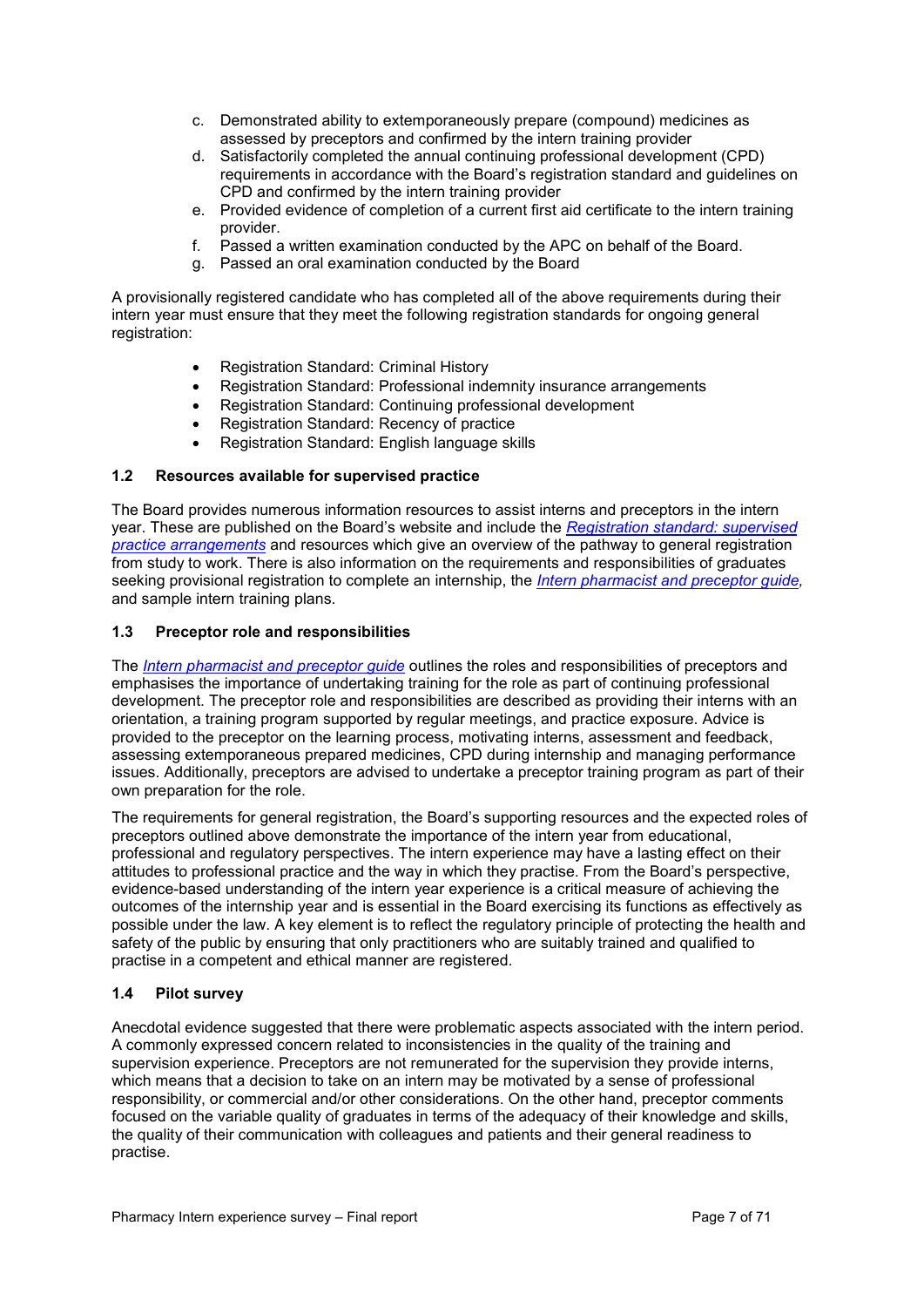c. Demonstrated ability to extemporaneously prepare (compound) medicines as assessed by preceptors and confirmed by the intern training provider
d. Satisfactorily completed the annual continuing professional development (CPD) requirements in accordance with the Board's registration standard and guidelines on CPD and confirmed by the intern training provider
e. Provided evidence of completion of a current first aid certificate to the intern training provider.
f. Passed a written examination conducted by the APC on behalf of the Board.
g. Passed an oral examination conducted by the Board

A provisionally registered candidate who has completed all of the above requirements during their intern year must ensure that they meet the following registration standards for ongoing general registration:

- Registration Standard: Criminal History
- Registration Standard: Professional indemnity insurance arrangements
- Registration Standard: Continuing professional development
- Registration Standard: Recency of practice
- Registration Standard: English language skills

### 1.2 Resources available for supervised practice

The Board provides numerous information resources to assist interns and preceptors in the intern year. These are published on the Board's website and include the *Registration standard: supervised practice arrangements* and resources which give an overview of the pathway to general registration from study to work. There is also information on the requirements and responsibilities of graduates seeking provisional registration to complete an internship, the *Intern pharmacist and preceptor guide*, and sample intern training plans.

### 1.3 Preceptor role and responsibilities

The *Intern pharmacist and preceptor guide* outlines the roles and responsibilities of preceptors and emphasises the importance of undertaking training for the role as part of continuing professional development. The preceptor role and responsibilities are described as providing their interns with an orientation, a training program supported by regular meetings, and practice exposure. Advice is provided to the preceptor on the learning process, motivating interns, assessment and feedback, assessing extemporaneous prepared medicines, CPD during internship and managing performance issues. Additionally, preceptors are advised to undertake a preceptor training program as part of their own preparation for the role.

The requirements for general registration, the Board's supporting resources and the expected roles of preceptors outlined above demonstrate the importance of the intern year from educational, professional and regulatory perspectives. The intern experience may have a lasting effect on their attitudes to professional practice and the way in which they practise. From the Board's perspective, evidence-based understanding of the intern year experience is a critical measure of achieving the outcomes of the internship year and is essential in the Board exercising its functions as effectively as possible under the law. A key element is to reflect the regulatory principle of protecting the health and safety of the public by ensuring that only practitioners who are suitably trained and qualified to practise in a competent and ethical manner are registered.

### 1.4 Pilot survey

Anecdotal evidence suggested that there were problematic aspects associated with the intern period. A commonly expressed concern related to inconsistencies in the quality of the training and supervision experience. Preceptors are not remunerated for the supervision they provide interns, which means that a decision to take on an intern may be motivated by a sense of professional responsibility, or commercial and/or other considerations. On the other hand, preceptor comments focused on the variable quality of graduates in terms of the adequacy of their knowledge and skills, the quality of their communication with colleagues and patients and their general readiness to practise.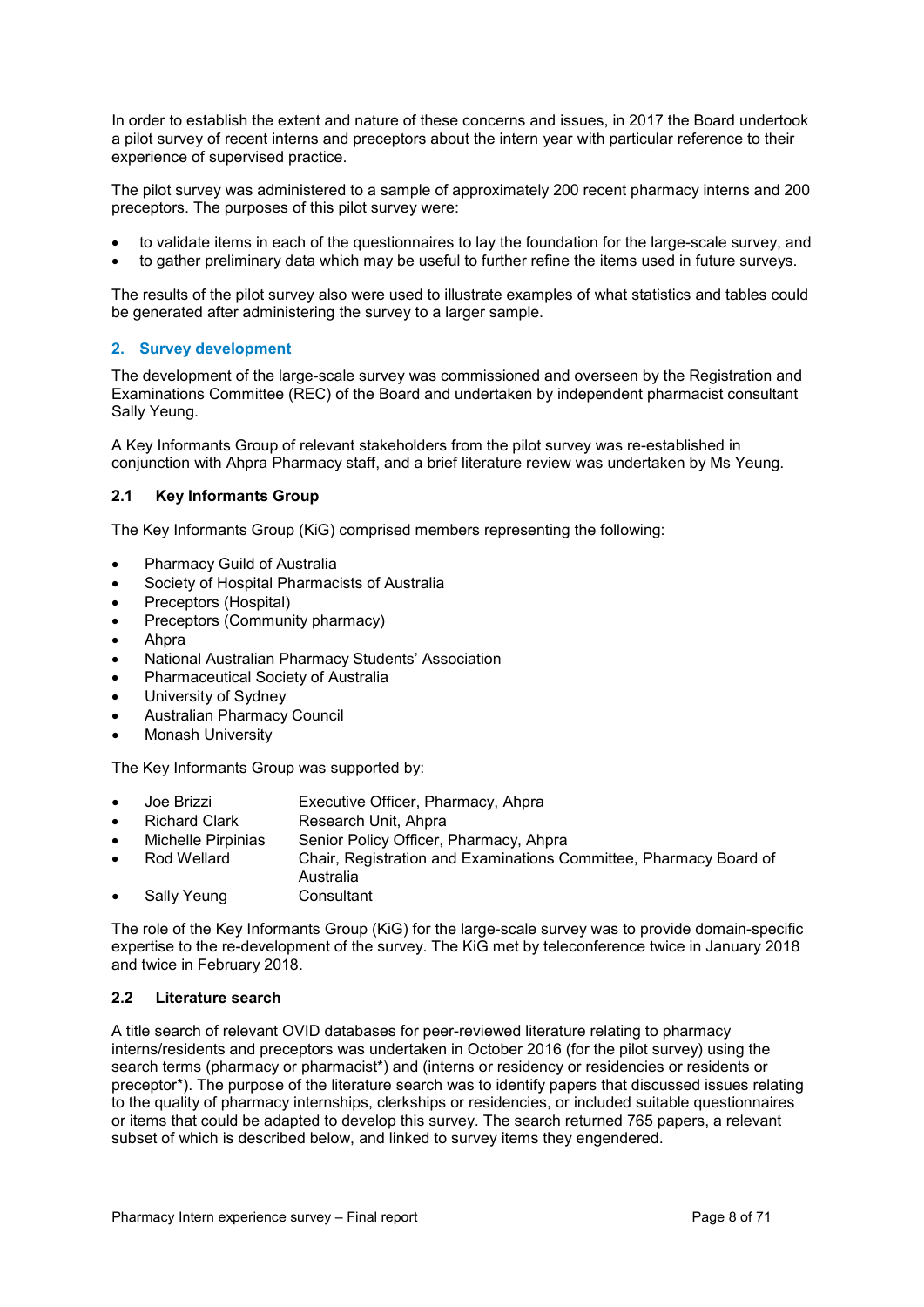In order to establish the extent and nature of these concerns and issues, in 2017 the Board undertook a pilot survey of recent interns and preceptors about the intern year with particular reference to their experience of supervised practice.

The pilot survey was administered to a sample of approximately 200 recent pharmacy interns and 200 preceptors. The purposes of this pilot survey were:

- to validate items in each of the questionnaires to lay the foundation for the large-scale survey, and
- to gather preliminary data which may be useful to further refine the items used in future surveys.

The results of the pilot survey also were used to illustrate examples of what statistics and tables could be generated after administering the survey to a larger sample.

## 2. Survey development

The development of the large-scale survey was commissioned and overseen by the Registration and Examinations Committee (REC) of the Board and undertaken by independent pharmacist consultant Sally Yeung.

A Key Informants Group of relevant stakeholders from the pilot survey was re-established in conjunction with Ahpra Pharmacy staff, and a brief literature review was undertaken by Ms Yeung.

### 2.1 Key Informants Group

The Key Informants Group (KiG) comprised members representing the following:

- Pharmacy Guild of Australia
- Society of Hospital Pharmacists of Australia
- Preceptors (Hospital)
- Preceptors (Community pharmacy)
- Ahpra
- National Australian Pharmacy Students' Association
- Pharmaceutical Society of Australia
- University of Sydney
- Australian Pharmacy Council
- Monash University

The Key Informants Group was supported by:

- Joe Brizzi — Executive Officer, Pharmacy, Ahpra
- Richard Clark — Research Unit, Ahpra
- Michelle Pirpinias — Senior Policy Officer, Pharmacy, Ahpra
- Rod Wellard — Chair, Registration and Examinations Committee, Pharmacy Board of Australia
- Sally Yeung — Consultant

The role of the Key Informants Group (KiG) for the large-scale survey was to provide domain-specific expertise to the re-development of the survey. The KiG met by teleconference twice in January 2018 and twice in February 2018.

### 2.2 Literature search

A title search of relevant OVID databases for peer-reviewed literature relating to pharmacy interns/residents and preceptors was undertaken in October 2016 (for the pilot survey) using the search terms (pharmacy or pharmacist*) and (interns or residency or residencies or residents or preceptor*). The purpose of the literature search was to identify papers that discussed issues relating to the quality of pharmacy internships, clerkships or residencies, or included suitable questionnaires or items that could be adapted to develop this survey. The search returned 765 papers, a relevant subset of which is described below, and linked to survey items they engendered.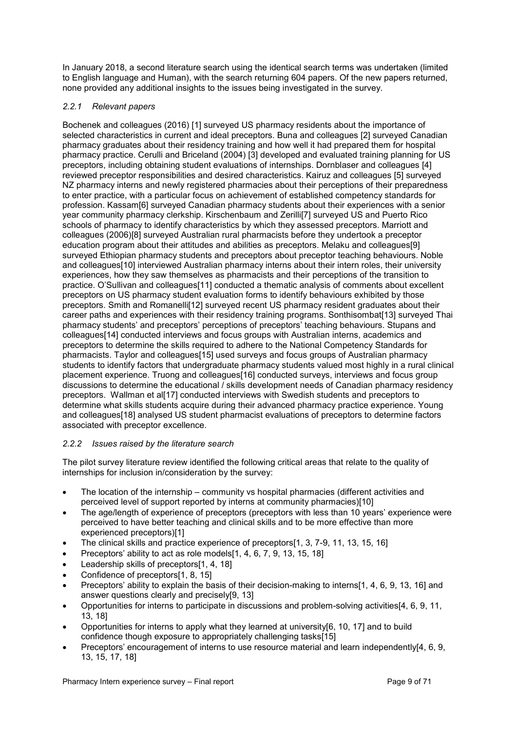In January 2018, a second literature search using the identical search terms was undertaken (limited to English language and Human), with the search returning 604 papers. Of the new papers returned, none provided any additional insights to the issues being investigated in the survey.

### *2.2.1 Relevant papers*

Bochenek and colleagues (2016) [1] surveyed US pharmacy residents about the importance of selected characteristics in current and ideal preceptors. Buna and colleagues [2] surveyed Canadian pharmacy graduates about their residency training and how well it had prepared them for hospital pharmacy practice. Cerulli and Briceland (2004) [3] developed and evaluated training planning for US preceptors, including obtaining student evaluations of internships. Dornblaser and colleagues [4] reviewed preceptor responsibilities and desired characteristics. Kairuz and colleagues [5] surveyed NZ pharmacy interns and newly registered pharmacies about their perceptions of their preparedness to enter practice, with a particular focus on achievement of established competency standards for profession. Kassam[6] surveyed Canadian pharmacy students about their experiences with a senior year community pharmacy clerkship. Kirschenbaum and Zerilli[7] surveyed US and Puerto Rico schools of pharmacy to identify characteristics by which they assessed preceptors. Marriott and colleagues (2006)[8] surveyed Australian rural pharmacists before they undertook a preceptor education program about their attitudes and abilities as preceptors. Melaku and colleagues[9] surveyed Ethiopian pharmacy students and preceptors about preceptor teaching behaviours. Noble and colleagues[10] interviewed Australian pharmacy interns about their intern roles, their university experiences, how they saw themselves as pharmacists and their perceptions of the transition to practice. O'Sullivan and colleagues[11] conducted a thematic analysis of comments about excellent preceptors on US pharmacy student evaluation forms to identify behaviours exhibited by those preceptors. Smith and Romanelli[12] surveyed recent US pharmacy resident graduates about their career paths and experiences with their residency training programs. Sonthisombat[13] surveyed Thai pharmacy students' and preceptors' perceptions of preceptors' teaching behaviours. Stupans and colleagues[14] conducted interviews and focus groups with Australian interns, academics and preceptors to determine the skills required to adhere to the National Competency Standards for pharmacists. Taylor and colleagues[15] used surveys and focus groups of Australian pharmacy students to identify factors that undergraduate pharmacy students valued most highly in a rural clinical placement experience. Truong and colleagues[16] conducted surveys, interviews and focus group discussions to determine the educational / skills development needs of Canadian pharmacy residency preceptors. Wallman et al[17] conducted interviews with Swedish students and preceptors to determine what skills students acquire during their advanced pharmacy practice experience. Young and colleagues[18] analysed US student pharmacist evaluations of preceptors to determine factors associated with preceptor excellence.

### *2.2.2 Issues raised by the literature search*

The pilot survey literature review identified the following critical areas that relate to the quality of internships for inclusion in/consideration by the survey:

- The location of the internship – community vs hospital pharmacies (different activities and perceived level of support reported by interns at community pharmacies)[10]
- The age/length of experience of preceptors (preceptors with less than 10 years' experience were perceived to have better teaching and clinical skills and to be more effective than more experienced preceptors)[1]
- The clinical skills and practice experience of preceptors[1, 3, 7-9, 11, 13, 15, 16]
- Preceptors' ability to act as role models[1, 4, 6, 7, 9, 13, 15, 18]
- Leadership skills of preceptors[1, 4, 18]
- Confidence of preceptors[1, 8, 15]
- Preceptors' ability to explain the basis of their decision-making to interns[1, 4, 6, 9, 13, 16] and answer questions clearly and precisely[9, 13]
- Opportunities for interns to participate in discussions and problem-solving activities[4, 6, 9, 11, 13, 18]
- Opportunities for interns to apply what they learned at university[6, 10, 17] and to build confidence though exposure to appropriately challenging tasks[15]
- Preceptors' encouragement of interns to use resource material and learn independently[4, 6, 9, 13, 15, 17, 18]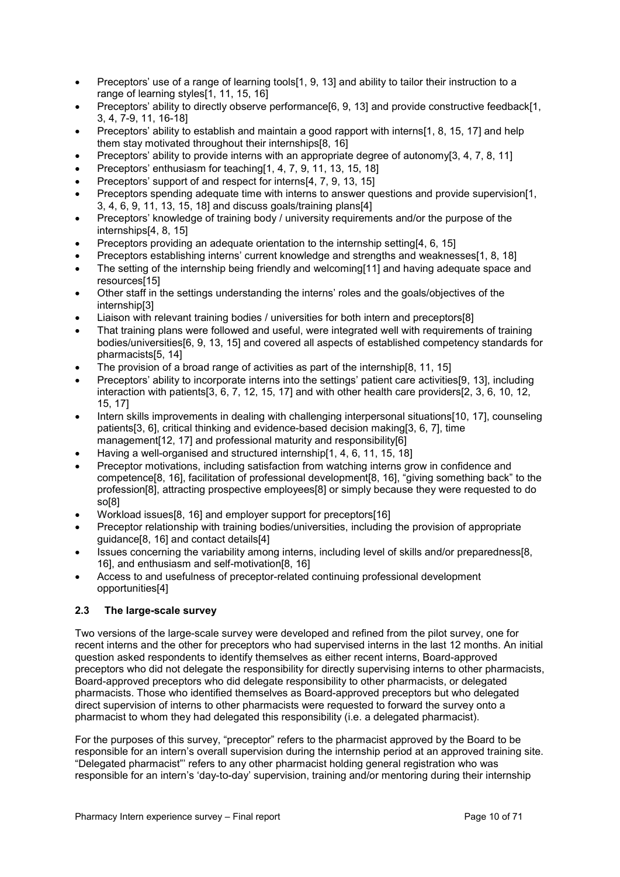- Preceptors' use of a range of learning tools[1, 9, 13] and ability to tailor their instruction to a range of learning styles[1, 11, 15, 16]
- Preceptors' ability to directly observe performance[6, 9, 13] and provide constructive feedback[1, 3, 4, 7-9, 11, 16-18]
- Preceptors' ability to establish and maintain a good rapport with interns[1, 8, 15, 17] and help them stay motivated throughout their internships[8, 16]
- Preceptors' ability to provide interns with an appropriate degree of autonomy[3, 4, 7, 8, 11]
- Preceptors' enthusiasm for teaching[1, 4, 7, 9, 11, 13, 15, 18]
- Preceptors' support of and respect for interns[4, 7, 9, 13, 15]
- Preceptors spending adequate time with interns to answer questions and provide supervision[1, 3, 4, 6, 9, 11, 13, 15, 18] and discuss goals/training plans[4]
- Preceptors' knowledge of training body / university requirements and/or the purpose of the internships[4, 8, 15]
- Preceptors providing an adequate orientation to the internship setting[4, 6, 15]
- Preceptors establishing interns' current knowledge and strengths and weaknesses[1, 8, 18]
- The setting of the internship being friendly and welcoming[11] and having adequate space and resources[15]
- Other staff in the settings understanding the interns' roles and the goals/objectives of the internship[3]
- Liaison with relevant training bodies / universities for both intern and preceptors[8]
- That training plans were followed and useful, were integrated well with requirements of training bodies/universities[6, 9, 13, 15] and covered all aspects of established competency standards for pharmacists[5, 14]
- The provision of a broad range of activities as part of the internship[8, 11, 15]
- Preceptors' ability to incorporate interns into the settings' patient care activities[9, 13], including interaction with patients[3, 6, 7, 12, 15, 17] and with other health care providers[2, 3, 6, 10, 12, 15, 17]
- Intern skills improvements in dealing with challenging interpersonal situations[10, 17], counseling patients[3, 6], critical thinking and evidence-based decision making[3, 6, 7], time management[12, 17] and professional maturity and responsibility[6]
- Having a well-organised and structured internship[1, 4, 6, 11, 15, 18]
- Preceptor motivations, including satisfaction from watching interns grow in confidence and competence[8, 16], facilitation of professional development[8, 16], "giving something back" to the profession[8], attracting prospective employees[8] or simply because they were requested to do so[8]
- Workload issues[8, 16] and employer support for preceptors[16]
- Preceptor relationship with training bodies/universities, including the provision of appropriate guidance[8, 16] and contact details[4]
- Issues concerning the variability among interns, including level of skills and/or preparedness[8, 16], and enthusiasm and self-motivation[8, 16]
- Access to and usefulness of preceptor-related continuing professional development opportunities[4]

### 2.3 The large-scale survey

Two versions of the large-scale survey were developed and refined from the pilot survey, one for recent interns and the other for preceptors who had supervised interns in the last 12 months. An initial question asked respondents to identify themselves as either recent interns, Board-approved preceptors who did not delegate the responsibility for directly supervising interns to other pharmacists, Board-approved preceptors who did delegate responsibility to other pharmacists, or delegated pharmacists. Those who identified themselves as Board-approved preceptors but who delegated direct supervision of interns to other pharmacists were requested to forward the survey onto a pharmacist to whom they had delegated this responsibility (i.e. a delegated pharmacist).

For the purposes of this survey, "preceptor" refers to the pharmacist approved by the Board to be responsible for an intern's overall supervision during the internship period at an approved training site. "Delegated pharmacist"' refers to any other pharmacist holding general registration who was responsible for an intern's 'day-to-day' supervision, training and/or mentoring during their internship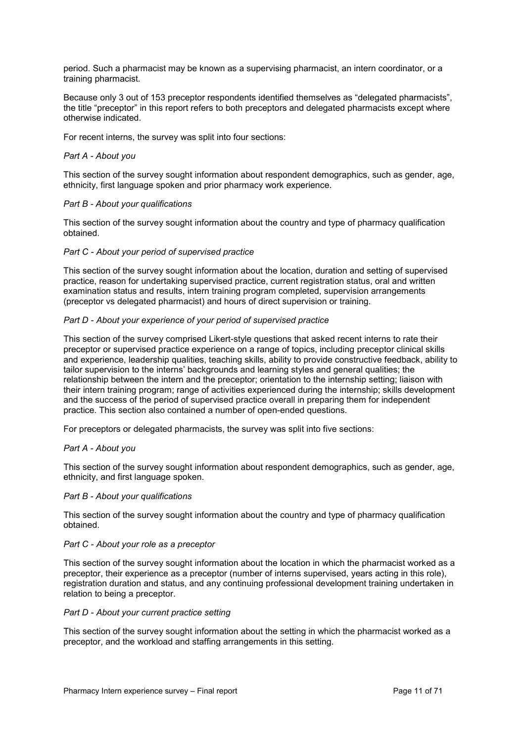period. Such a pharmacist may be known as a supervising pharmacist, an intern coordinator, or a training pharmacist.

Because only 3 out of 153 preceptor respondents identified themselves as "delegated pharmacists", the title "preceptor" in this report refers to both preceptors and delegated pharmacists except where otherwise indicated.

For recent interns, the survey was split into four sections:

*Part A - About you*

This section of the survey sought information about respondent demographics, such as gender, age, ethnicity, first language spoken and prior pharmacy work experience.

*Part B - About your qualifications*

This section of the survey sought information about the country and type of pharmacy qualification obtained.

*Part C - About your period of supervised practice*

This section of the survey sought information about the location, duration and setting of supervised practice, reason for undertaking supervised practice, current registration status, oral and written examination status and results, intern training program completed, supervision arrangements (preceptor vs delegated pharmacist) and hours of direct supervision or training.

*Part D - About your experience of your period of supervised practice*

This section of the survey comprised Likert-style questions that asked recent interns to rate their preceptor or supervised practice experience on a range of topics, including preceptor clinical skills and experience, leadership qualities, teaching skills, ability to provide constructive feedback, ability to tailor supervision to the interns' backgrounds and learning styles and general qualities; the relationship between the intern and the preceptor; orientation to the internship setting; liaison with their intern training program; range of activities experienced during the internship; skills development and the success of the period of supervised practice overall in preparing them for independent practice. This section also contained a number of open-ended questions.

For preceptors or delegated pharmacists, the survey was split into five sections:

*Part A - About you*

This section of the survey sought information about respondent demographics, such as gender, age, ethnicity, and first language spoken.

*Part B - About your qualifications*

This section of the survey sought information about the country and type of pharmacy qualification obtained.

*Part C - About your role as a preceptor*

This section of the survey sought information about the location in which the pharmacist worked as a preceptor, their experience as a preceptor (number of interns supervised, years acting in this role), registration duration and status, and any continuing professional development training undertaken in relation to being a preceptor.

*Part D - About your current practice setting*

This section of the survey sought information about the setting in which the pharmacist worked as a preceptor, and the workload and staffing arrangements in this setting.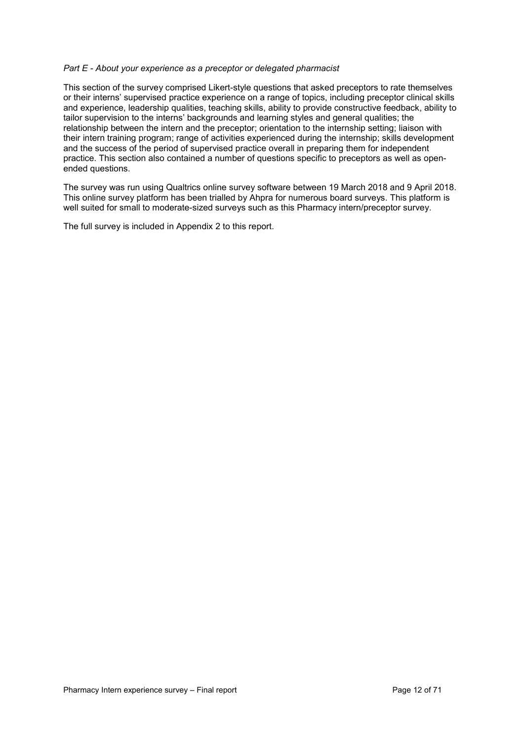*Part E - About your experience as a preceptor or delegated pharmacist*

This section of the survey comprised Likert-style questions that asked preceptors to rate themselves or their interns' supervised practice experience on a range of topics, including preceptor clinical skills and experience, leadership qualities, teaching skills, ability to provide constructive feedback, ability to tailor supervision to the interns' backgrounds and learning styles and general qualities; the relationship between the intern and the preceptor; orientation to the internship setting; liaison with their intern training program; range of activities experienced during the internship; skills development and the success of the period of supervised practice overall in preparing them for independent practice. This section also contained a number of questions specific to preceptors as well as open-ended questions.

The survey was run using Qualtrics online survey software between 19 March 2018 and 9 April 2018. This online survey platform has been trialled by Ahpra for numerous board surveys. This platform is well suited for small to moderate-sized surveys such as this Pharmacy intern/preceptor survey.

The full survey is included in Appendix 2 to this report.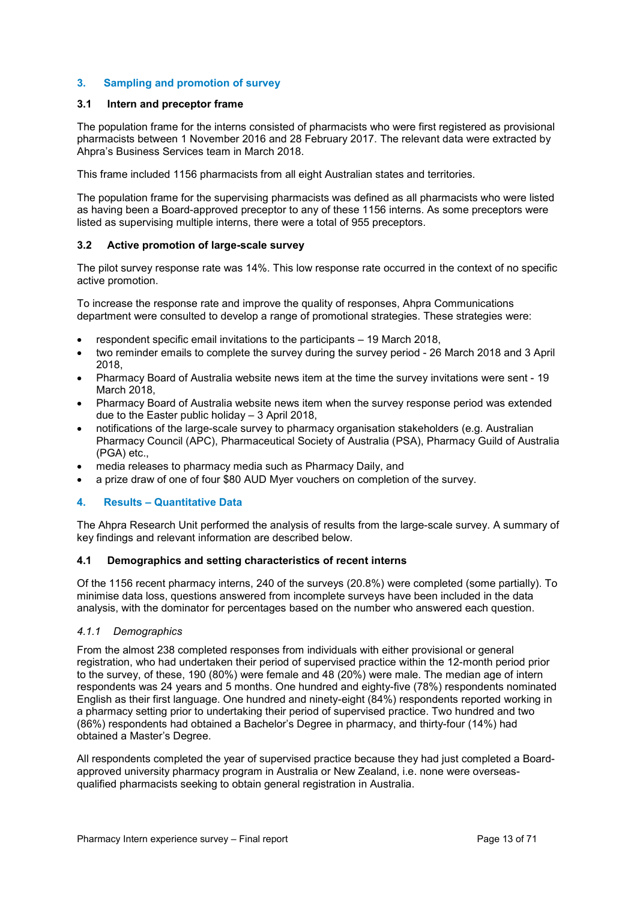## 3. Sampling and promotion of survey

### 3.1 Intern and preceptor frame

The population frame for the interns consisted of pharmacists who were first registered as provisional pharmacists between 1 November 2016 and 28 February 2017. The relevant data were extracted by Ahpra's Business Services team in March 2018.

This frame included 1156 pharmacists from all eight Australian states and territories.

The population frame for the supervising pharmacists was defined as all pharmacists who were listed as having been a Board-approved preceptor to any of these 1156 interns. As some preceptors were listed as supervising multiple interns, there were a total of 955 preceptors.

### 3.2 Active promotion of large-scale survey

The pilot survey response rate was 14%. This low response rate occurred in the context of no specific active promotion.

To increase the response rate and improve the quality of responses, Ahpra Communications department were consulted to develop a range of promotional strategies. These strategies were:

- respondent specific email invitations to the participants – 19 March 2018,
- two reminder emails to complete the survey during the survey period - 26 March 2018 and 3 April 2018,
- Pharmacy Board of Australia website news item at the time the survey invitations were sent - 19 March 2018,
- Pharmacy Board of Australia website news item when the survey response period was extended due to the Easter public holiday – 3 April 2018,
- notifications of the large-scale survey to pharmacy organisation stakeholders (e.g. Australian Pharmacy Council (APC), Pharmaceutical Society of Australia (PSA), Pharmacy Guild of Australia (PGA) etc.,
- media releases to pharmacy media such as Pharmacy Daily, and
- a prize draw of one of four $80 AUD Myer vouchers on completion of the survey.

## 4. Results – Quantitative Data

The Ahpra Research Unit performed the analysis of results from the large-scale survey. A summary of key findings and relevant information are described below.

### 4.1 Demographics and setting characteristics of recent interns

Of the 1156 recent pharmacy interns, 240 of the surveys (20.8%) were completed (some partially). To minimise data loss, questions answered from incomplete surveys have been included in the data analysis, with the dominator for percentages based on the number who answered each question.

#### *4.1.1 Demographics*

From the almost 238 completed responses from individuals with either provisional or general registration, who had undertaken their period of supervised practice within the 12-month period prior to the survey, of these, 190 (80%) were female and 48 (20%) were male. The median age of intern respondents was 24 years and 5 months. One hundred and eighty-five (78%) respondents nominated English as their first language. One hundred and ninety-eight (84%) respondents reported working in a pharmacy setting prior to undertaking their period of supervised practice. Two hundred and two (86%) respondents had obtained a Bachelor's Degree in pharmacy, and thirty-four (14%) had obtained a Master's Degree.

All respondents completed the year of supervised practice because they had just completed a Board-approved university pharmacy program in Australia or New Zealand, i.e. none were overseas-qualified pharmacists seeking to obtain general registration in Australia.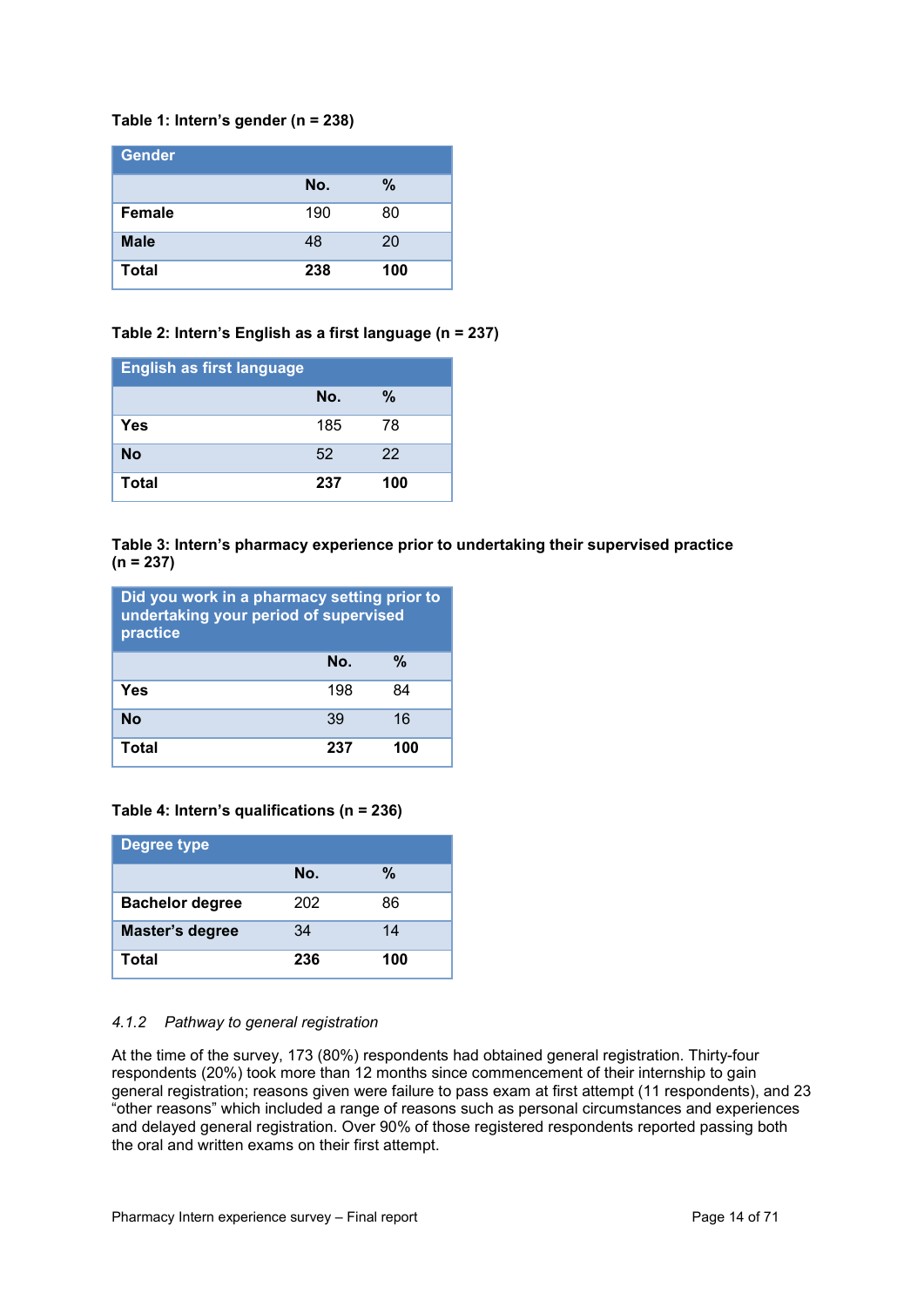**Table 1: Intern's gender (n = 238)**

| Gender | | |
|---|---|---|
| | **No.** | **%** |
| **Female** | 190 | 80 |
| **Male** | 48 | 20 |
| **Total** | **238** | **100** |

**Table 2: Intern's English as a first language (n = 237)**

| English as first language | | |
|---|---|---|
| | **No.** | **%** |
| **Yes** | 185 | 78 |
| **No** | 52 | 22 |
| **Total** | **237** | **100** |

**Table 3: Intern's pharmacy experience prior to undertaking their supervised practice (n = 237)**

| Did you work in a pharmacy setting prior to undertaking your period of supervised practice | | |
|---|---|---|
| | **No.** | **%** |
| **Yes** | 198 | 84 |
| **No** | 39 | 16 |
| **Total** | **237** | **100** |

**Table 4: Intern's qualifications (n = 236)**

| Degree type | | |
|---|---|---|
| | **No.** | **%** |
| **Bachelor degree** | 202 | 86 |
| **Master's degree** | 34 | 14 |
| **Total** | **236** | **100** |

#### *4.1.2 Pathway to general registration*

At the time of the survey, 173 (80%) respondents had obtained general registration. Thirty-four respondents (20%) took more than 12 months since commencement of their internship to gain general registration; reasons given were failure to pass exam at first attempt (11 respondents), and 23 "other reasons" which included a range of reasons such as personal circumstances and experiences and delayed general registration. Over 90% of those registered respondents reported passing both the oral and written exams on their first attempt.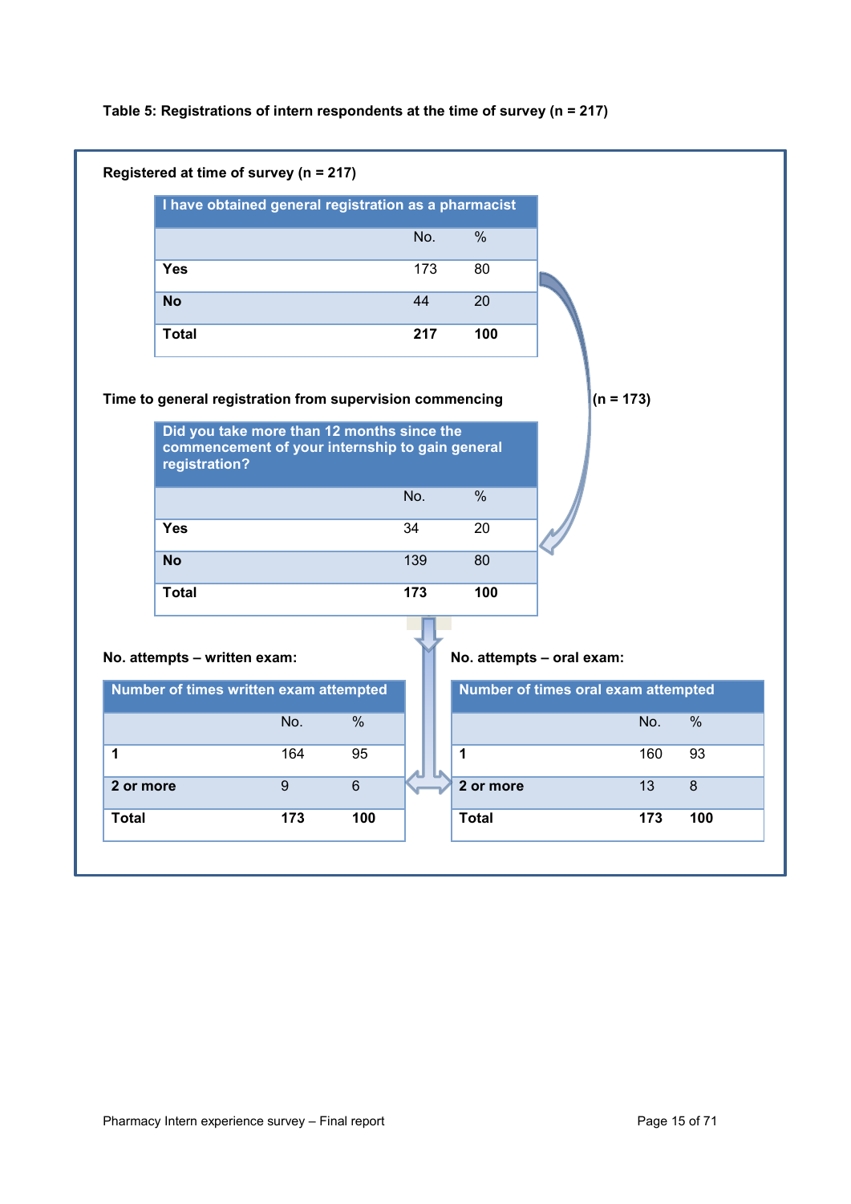**Table 5: Registrations of intern respondents at the time of survey (n = 217)**

**Registered at time of survey (n = 217)**

| I have obtained general registration as a pharmacist | No. | % |
|---|---|---|
| **Yes** | 173 | 80 |
| **No** | 44 | 20 |
| **Total** | **217** | **100** |

**Time to general registration from supervision commencing** **(n = 173)**

| Did you take more than 12 months since the commencement of your internship to gain general registration? | No. | % |
|---|---|---|
| **Yes** | 34 | 20 |
| **No** | 139 | 80 |
| **Total** | **173** | **100** |

**No. attempts – written exam:**

| Number of times written exam attempted | No. | % |
|---|---|---|
| **1** | 164 | 95 |
| **2 or more** | 9 | 6 |
| **Total** | **173** | **100** |

**No. attempts – oral exam:**

| Number of times oral exam attempted | No. | % |
|---|---|---|
| **1** | 160 | 93 |
| **2 or more** | 13 | 8 |
| **Total** | **173** | **100** |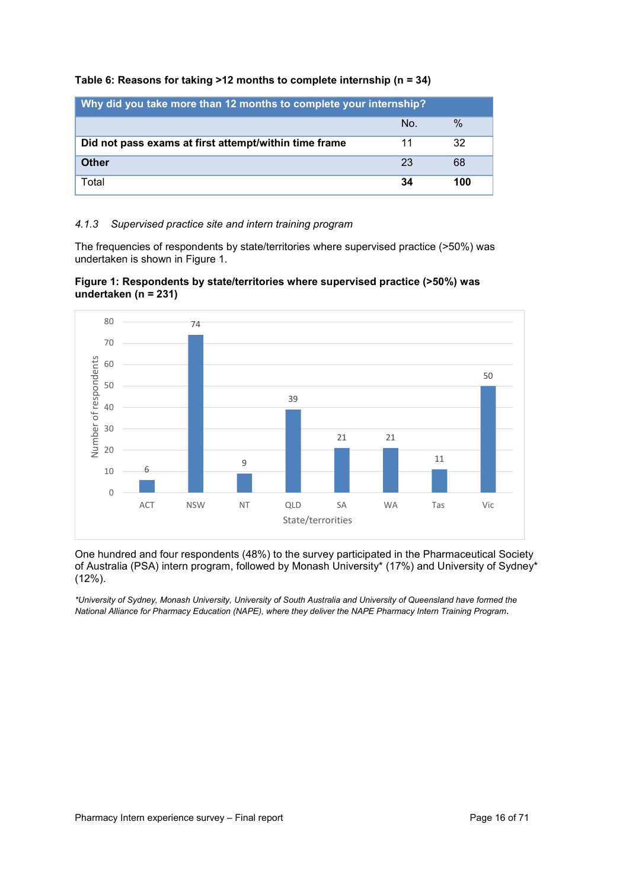**Table 6: Reasons for taking >12 months to complete internship (n = 34)**

| Why did you take more than 12 months to complete your internship? | | |
|---|---|---|
| | No. | % |
| **Did not pass exams at first attempt/within time frame** | 11 | 32 |
| **Other** | 23 | 68 |
| Total | **34** | **100** |

### *4.1.3 Supervised practice site and intern training program*

The frequencies of respondents by state/territories where supervised practice (>50%) was undertaken is shown in Figure 1.

**Figure 1: Respondents by state/territories where supervised practice (>50%) was undertaken (n = 231)**

| State/territories | Number of respondents |
|---|---|
| ACT | 6 |
| NSW | 74 |
| NT | 9 |
| QLD | 39 |
| SA | 21 |
| WA | 21 |
| Tas | 11 |
| Vic | 50 |

One hundred and four respondents (48%) to the survey participated in the Pharmaceutical Society of Australia (PSA) intern program, followed by Monash University* (17%) and University of Sydney* (12%).

*\*University of Sydney, Monash University, University of South Australia and University of Queensland have formed the National Alliance for Pharmacy Education (NAPE), where they deliver the NAPE Pharmacy Intern Training Program.*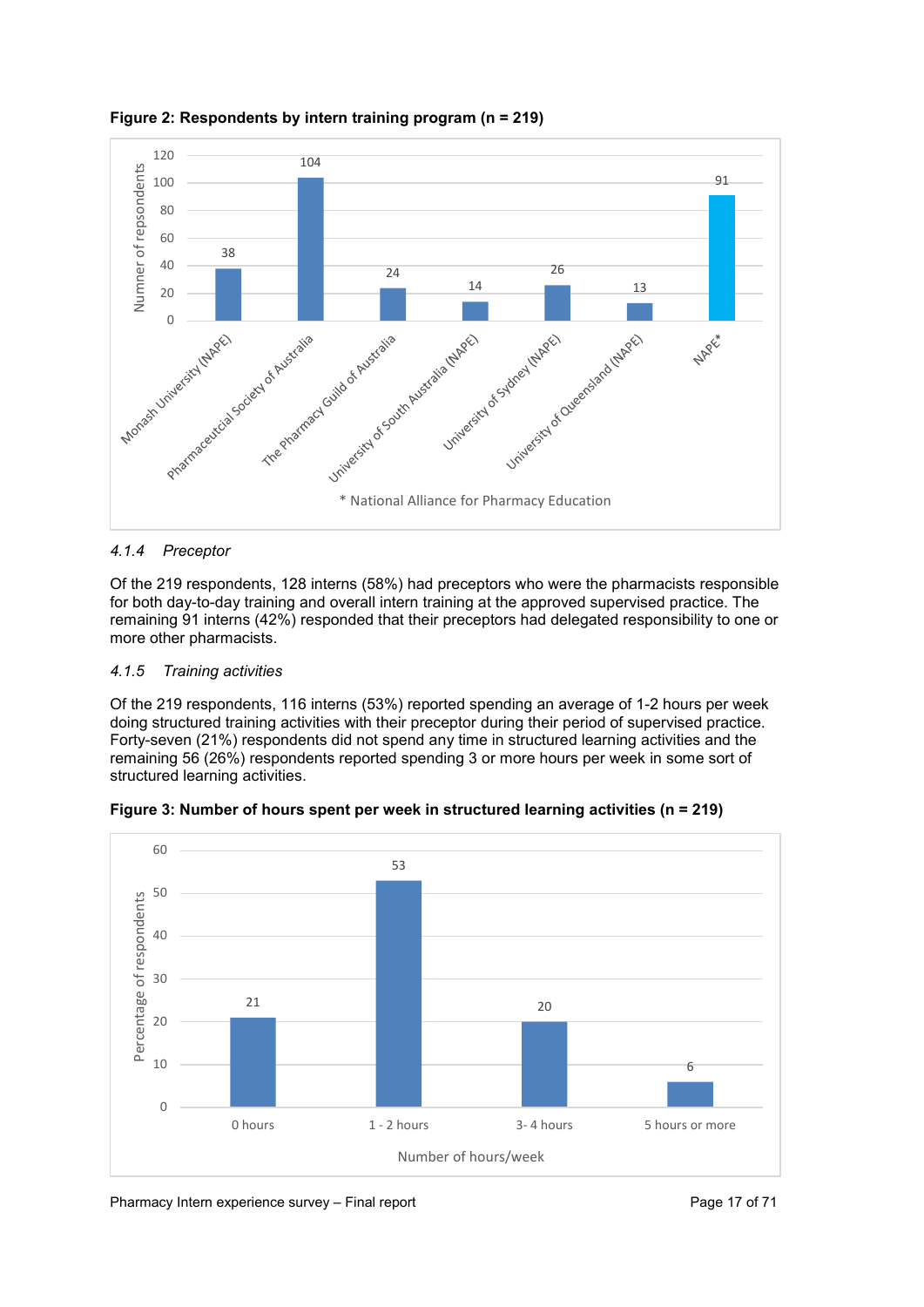**Figure 2: Respondents by intern training program (n = 219)**

| Intern training program | Number of respondents |
|---|---|
| Monash University (NAPE) | 38 |
| Pharmaceutcial Society of Australia | 104 |
| The Pharmacy Guild of Australia | 24 |
| University of South Australia (NAPE) | 14 |
| University of Sydney (NAPE) | 26 |
| University of Queensland (NAPE) | 13 |
| NAPE* | 91 |

\* National Alliance for Pharmacy Education

### 4.1.4 *Preceptor*

Of the 219 respondents, 128 interns (58%) had preceptors who were the pharmacists responsible for both day-to-day training and overall intern training at the approved supervised practice. The remaining 91 interns (42%) responded that their preceptors had delegated responsibility to one or more other pharmacists.

### 4.1.5 *Training activities*

Of the 219 respondents, 116 interns (53%) reported spending an average of 1-2 hours per week doing structured training activities with their preceptor during their period of supervised practice. Forty-seven (21%) respondents did not spend any time in structured learning activities and the remaining 56 (26%) respondents reported spending 3 or more hours per week in some sort of structured learning activities.

**Figure 3: Number of hours spent per week in structured learning activities (n = 219)**

| Number of hours/week | Percentage of respondents |
|---|---|
| 0 hours | 21 |
| 1 - 2 hours | 53 |
| 3- 4 hours | 20 |
| 5 hours or more | 6 |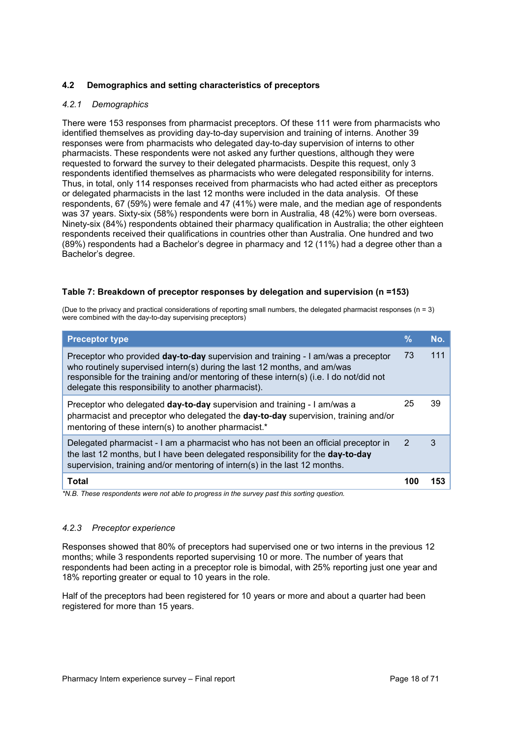## 4.2 Demographics and setting characteristics of preceptors

### *4.2.1 Demographics*

There were 153 responses from pharmacist preceptors. Of these 111 were from pharmacists who identified themselves as providing day-to-day supervision and training of interns. Another 39 responses were from pharmacists who delegated day-to-day supervision of interns to other pharmacists. These respondents were not asked any further questions, although they were requested to forward the survey to their delegated pharmacists. Despite this request, only 3 respondents identified themselves as pharmacists who were delegated responsibility for interns. Thus, in total, only 114 responses received from pharmacists who had acted either as preceptors or delegated pharmacists in the last 12 months were included in the data analysis. Of these respondents, 67 (59%) were female and 47 (41%) were male, and the median age of respondents was 37 years. Sixty-six (58%) respondents were born in Australia, 48 (42%) were born overseas. Ninety-six (84%) respondents obtained their pharmacy qualification in Australia; the other eighteen respondents received their qualifications in countries other than Australia. One hundred and two (89%) respondents had a Bachelor's degree in pharmacy and 12 (11%) had a degree other than a Bachelor's degree.

**Table 7: Breakdown of preceptor responses by delegation and supervision (n =153)**

(Due to the privacy and practical considerations of reporting small numbers, the delegated pharmacist responses (n = 3) were combined with the day-to-day supervising preceptors)

| Preceptor type | % | No. |
|---|---|---|
| Preceptor who provided **day-to-day** supervision and training - I am/was a preceptor who routinely supervised intern(s) during the last 12 months, and am/was responsible for the training and/or mentoring of these intern(s) (i.e. I do not/did not delegate this responsibility to another pharmacist). | 73 | 111 |
| Preceptor who delegated **day-to-day** supervision and training - I am/was a pharmacist and preceptor who delegated the **day-to-day** supervision, training and/or mentoring of these intern(s) to another pharmacist.* | 25 | 39 |
| Delegated pharmacist - I am a pharmacist who has not been an official preceptor in the last 12 months, but I have been delegated responsibility for the **day-to-day** supervision, training and/or mentoring of intern(s) in the last 12 months. | 2 | 3 |
| **Total** | **100** | **153** |

*\*N.B. These respondents were not able to progress in the survey past this sorting question.*

### *4.2.3 Preceptor experience*

Responses showed that 80% of preceptors had supervised one or two interns in the previous 12 months; while 3 respondents reported supervising 10 or more. The number of years that respondents had been acting in a preceptor role is bimodal, with 25% reporting just one year and 18% reporting greater or equal to 10 years in the role.

Half of the preceptors had been registered for 10 years or more and about a quarter had been registered for more than 15 years.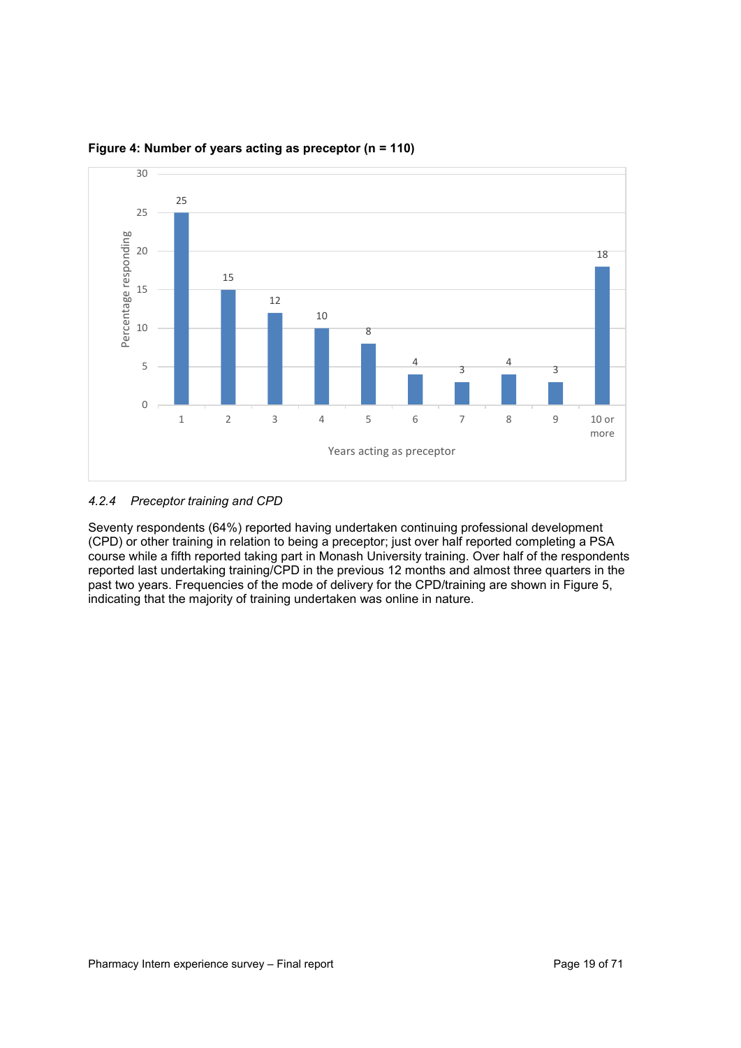**Figure 4: Number of years acting as preceptor (n = 110)**

| Years acting as preceptor | Percentage responding |
|---|---|
| 1 | 25 |
| 2 | 15 |
| 3 | 12 |
| 4 | 10 |
| 5 | 8 |
| 6 | 4 |
| 7 | 3 |
| 8 | 4 |
| 9 | 3 |
| 10 or more | 18 |

### *4.2.4 Preceptor training and CPD*

Seventy respondents (64%) reported having undertaken continuing professional development (CPD) or other training in relation to being a preceptor; just over half reported completing a PSA course while a fifth reported taking part in Monash University training. Over half of the respondents reported last undertaking training/CPD in the previous 12 months and almost three quarters in the past two years. Frequencies of the mode of delivery for the CPD/training are shown in Figure 5, indicating that the majority of training undertaken was online in nature.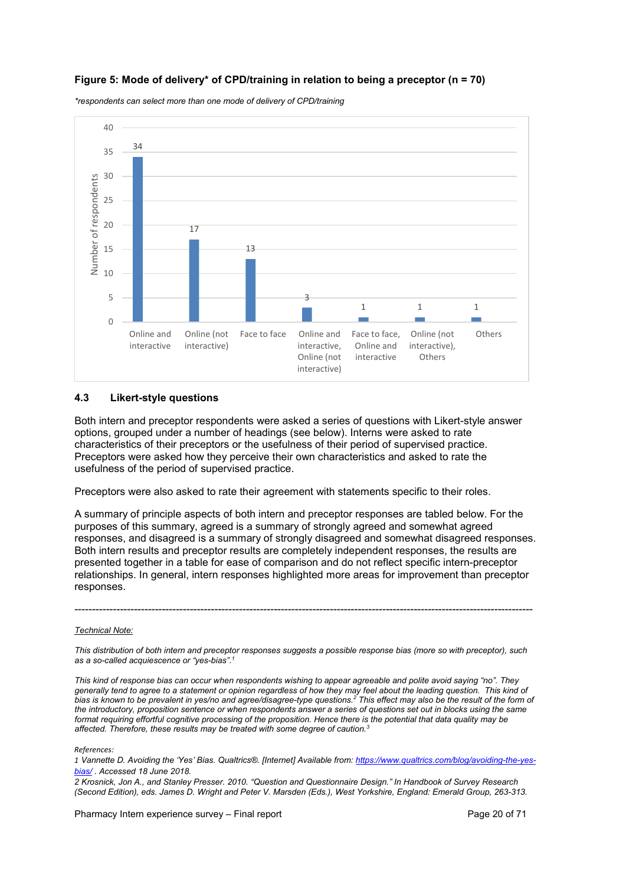**Figure 5: Mode of delivery* of CPD/training in relation to being a preceptor (n = 70)**

*\*respondents can select more than one mode of delivery of CPD/training*

| Mode of delivery | Number of respondents |
|---|---|
| Online and interactive | 34 |
| Online (not interactive) | 17 |
| Face to face | 13 |
| Online and interactive, Online (not interactive) | 3 |
| Face to face, Online and interactive | 1 |
| Online (not interactive), Others | 1 |
| Others | 1 |

### 4.3 Likert-style questions

Both intern and preceptor respondents were asked a series of questions with Likert-style answer options, grouped under a number of headings (see below). Interns were asked to rate characteristics of their preceptors or the usefulness of their period of supervised practice. Preceptors were asked how they perceive their own characteristics and asked to rate the usefulness of the period of supervised practice.

Preceptors were also asked to rate their agreement with statements specific to their roles.

A summary of principle aspects of both intern and preceptor responses are tabled below. For the purposes of this summary, agreed is a summary of strongly agreed and somewhat agreed responses, and disagreed is a summary of strongly disagreed and somewhat disagreed responses. Both intern results and preceptor results are completely independent responses, the results are presented together in a table for ease of comparison and do not reflect specific intern-preceptor relationships. In general, intern responses highlighted more areas for improvement than preceptor responses.

---

*Technical Note:*

*This distribution of both intern and preceptor responses suggests a possible response bias (more so with preceptor), such as a so-called acquiescence or "yes-bias".[1]*

*This kind of response bias can occur when respondents wishing to appear agreeable and polite avoid saying "no". They generally tend to agree to a statement or opinion regardless of how they may feel about the leading question. This kind of bias is known to be prevalent in yes/no and agree/disagree-type questions.[2] This effect may also be the result of the form of the introductory, proposition sentence or when respondents answer a series of questions set out in blocks using the same format requiring effortful cognitive processing of the proposition. Hence there is the potential that data quality may be affected. Therefore, these results may be treated with some degree of caution.[3]*

References:

1 Vannette D. Avoiding the 'Yes' Bias. Qualtrics®. [Internet] Available from: https://www.qualtrics.com/blog/avoiding-the-yes-bias/ . Accessed 18 June 2018.

2 Krosnick, Jon A., and Stanley Presser. 2010. "Question and Questionnaire Design." In Handbook of Survey Research (Second Edition), eds. James D. Wright and Peter V. Marsden (Eds.), West Yorkshire, England: Emerald Group, 263-313.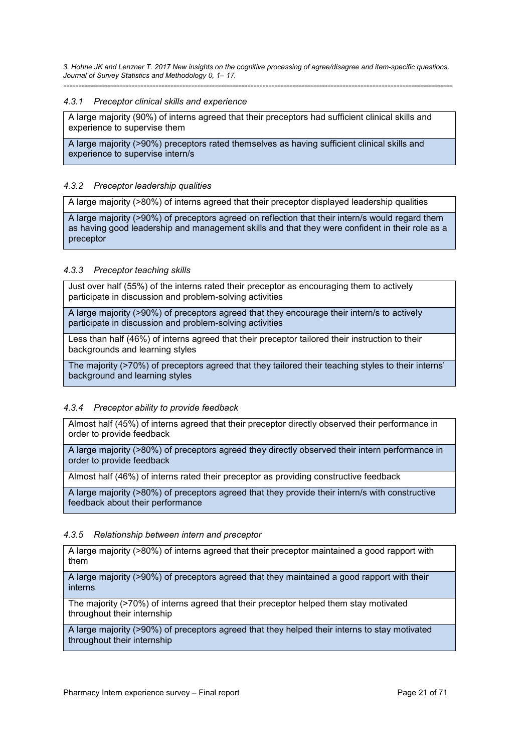3. Hohne JK and Lenzner T. 2017 New insights on the cognitive processing of agree/disagree and item-specific questions. Journal of Survey Statistics and Methodology 0, 1– 17.

---

#### 4.3.1 Preceptor clinical skills and experience

| A large majority (90%) of interns agreed that their preceptors had sufficient clinical skills and experience to supervise them |
|---|
| A large majority (>90%) preceptors rated themselves as having sufficient clinical skills and experience to supervise intern/s |

#### 4.3.2 Preceptor leadership qualities

| A large majority (>80%) of interns agreed that their preceptor displayed leadership qualities |
|---|
| A large majority (>90%) of preceptors agreed on reflection that their intern/s would regard them as having good leadership and management skills and that they were confident in their role as a preceptor |

#### 4.3.3 Preceptor teaching skills

| Just over half (55%) of the interns rated their preceptor as encouraging them to actively participate in discussion and problem-solving activities |
|---|
| A large majority (>90%) of preceptors agreed that they encourage their intern/s to actively participate in discussion and problem-solving activities |
| Less than half (46%) of interns agreed that their preceptor tailored their instruction to their backgrounds and learning styles |
| The majority (>70%) of preceptors agreed that they tailored their teaching styles to their interns' background and learning styles |

#### 4.3.4 Preceptor ability to provide feedback

| Almost half (45%) of interns agreed that their preceptor directly observed their performance in order to provide feedback |
|---|
| A large majority (>80%) of preceptors agreed they directly observed their intern performance in order to provide feedback |
| Almost half (46%) of interns rated their preceptor as providing constructive feedback |
| A large majority (>80%) of preceptors agreed that they provide their intern/s with constructive feedback about their performance |

#### 4.3.5 Relationship between intern and preceptor

| A large majority (>80%) of interns agreed that their preceptor maintained a good rapport with them |
|---|
| A large majority (>90%) of preceptors agreed that they maintained a good rapport with their interns |
| The majority (>70%) of interns agreed that their preceptor helped them stay motivated throughout their internship |
| A large majority (>90%) of preceptors agreed that they helped their interns to stay motivated throughout their internship |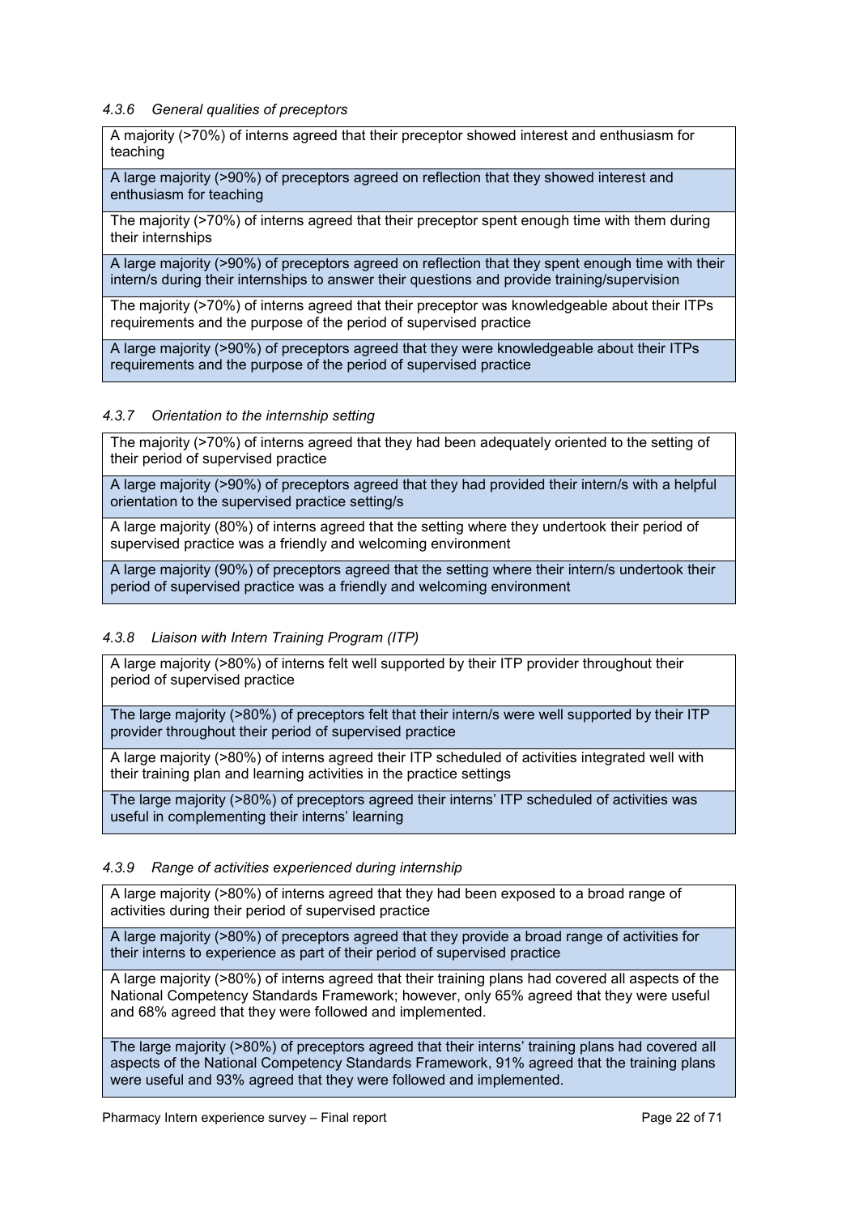#### *4.3.6 General qualities of preceptors*

| A majority (>70%) of interns agreed that their preceptor showed interest and enthusiasm for teaching |
|---|
| A large majority (>90%) of preceptors agreed on reflection that they showed interest and enthusiasm for teaching |
| The majority (>70%) of interns agreed that their preceptor spent enough time with them during their internships |
| A large majority (>90%) of preceptors agreed on reflection that they spent enough time with their intern/s during their internships to answer their questions and provide training/supervision |
| The majority (>70%) of interns agreed that their preceptor was knowledgeable about their ITPs requirements and the purpose of the period of supervised practice |
| A large majority (>90%) of preceptors agreed that they were knowledgeable about their ITPs requirements and the purpose of the period of supervised practice |

#### *4.3.7 Orientation to the internship setting*

| The majority (>70%) of interns agreed that they had been adequately oriented to the setting of their period of supervised practice |
|---|
| A large majority (>90%) of preceptors agreed that they had provided their intern/s with a helpful orientation to the supervised practice setting/s |
| A large majority (80%) of interns agreed that the setting where they undertook their period of supervised practice was a friendly and welcoming environment |
| A large majority (90%) of preceptors agreed that the setting where their intern/s undertook their period of supervised practice was a friendly and welcoming environment |

#### *4.3.8 Liaison with Intern Training Program (ITP)*

| A large majority (>80%) of interns felt well supported by their ITP provider throughout their period of supervised practice |
|---|
| The large majority (>80%) of preceptors felt that their intern/s were well supported by their ITP provider throughout their period of supervised practice |
| A large majority (>80%) of interns agreed their ITP scheduled of activities integrated well with their training plan and learning activities in the practice settings |
| The large majority (>80%) of preceptors agreed their interns' ITP scheduled of activities was useful in complementing their interns' learning |

#### *4.3.9 Range of activities experienced during internship*

| A large majority (>80%) of interns agreed that they had been exposed to a broad range of activities during their period of supervised practice |
|---|
| A large majority (>80%) of preceptors agreed that they provide a broad range of activities for their interns to experience as part of their period of supervised practice |
| A large majority (>80%) of interns agreed that their training plans had covered all aspects of the National Competency Standards Framework; however, only 65% agreed that they were useful and 68% agreed that they were followed and implemented. |
| The large majority (>80%) of preceptors agreed that their interns' training plans had covered all aspects of the National Competency Standards Framework, 91% agreed that the training plans were useful and 93% agreed that they were followed and implemented. |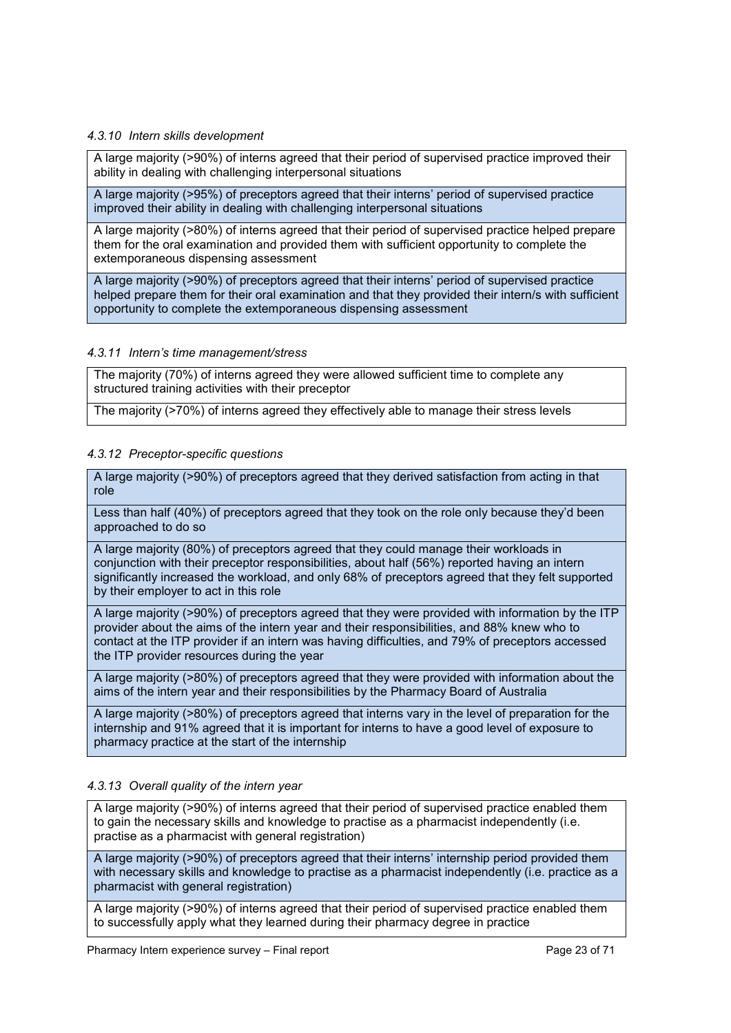#### *4.3.10 Intern skills development*

| A large majority (>90%) of interns agreed that their period of supervised practice improved their ability in dealing with challenging interpersonal situations |
|---|
| A large majority (>95%) of preceptors agreed that their interns' period of supervised practice improved their ability in dealing with challenging interpersonal situations |
| A large majority (>80%) of interns agreed that their period of supervised practice helped prepare them for the oral examination and provided them with sufficient opportunity to complete the extemporaneous dispensing assessment |
| A large majority (>90%) of preceptors agreed that their interns' period of supervised practice helped prepare them for their oral examination and that they provided their intern/s with sufficient opportunity to complete the extemporaneous dispensing assessment |

#### *4.3.11 Intern's time management/stress*

| The majority (70%) of interns agreed they were allowed sufficient time to complete any structured training activities with their preceptor |
|---|
| The majority (>70%) of interns agreed they effectively able to manage their stress levels |

#### *4.3.12 Preceptor-specific questions*

| A large majority (>90%) of preceptors agreed that they derived satisfaction from acting in that role |
|---|
| Less than half (40%) of preceptors agreed that they took on the role only because they'd been approached to do so |
| A large majority (80%) of preceptors agreed that they could manage their workloads in conjunction with their preceptor responsibilities, about half (56%) reported having an intern significantly increased the workload, and only 68% of preceptors agreed that they felt supported by their employer to act in this role |
| A large majority (>90%) of preceptors agreed that they were provided with information by the ITP provider about the aims of the intern year and their responsibilities, and 88% knew who to contact at the ITP provider if an intern was having difficulties, and 79% of preceptors accessed the ITP provider resources during the year |
| A large majority (>80%) of preceptors agreed that they were provided with information about the aims of the intern year and their responsibilities by the Pharmacy Board of Australia |
| A large majority (>80%) of preceptors agreed that interns vary in the level of preparation for the internship and 91% agreed that it is important for interns to have a good level of exposure to pharmacy practice at the start of the internship |

#### *4.3.13 Overall quality of the intern year*

| A large majority (>90%) of interns agreed that their period of supervised practice enabled them to gain the necessary skills and knowledge to practise as a pharmacist independently (i.e. practise as a pharmacist with general registration) |
|---|
| A large majority (>90%) of preceptors agreed that their interns' internship period provided them with necessary skills and knowledge to practise as a pharmacist independently (i.e. practice as a pharmacist with general registration) |
| A large majority (>90%) of interns agreed that their period of supervised practice enabled them to successfully apply what they learned during their pharmacy degree in practice |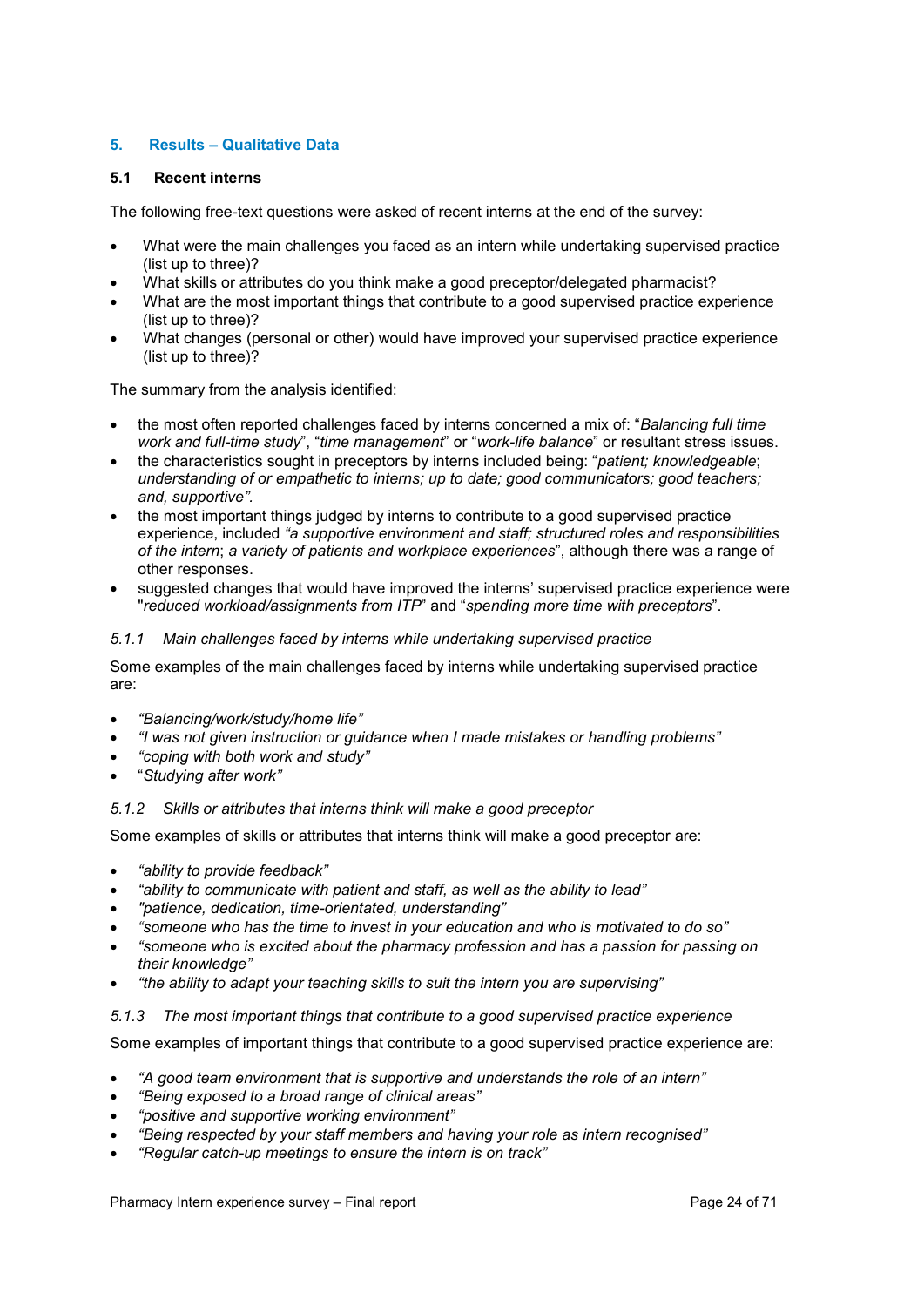## 5. Results – Qualitative Data

### 5.1 Recent interns

The following free-text questions were asked of recent interns at the end of the survey:

- What were the main challenges you faced as an intern while undertaking supervised practice (list up to three)?
- What skills or attributes do you think make a good preceptor/delegated pharmacist?
- What are the most important things that contribute to a good supervised practice experience (list up to three)?
- What changes (personal or other) would have improved your supervised practice experience (list up to three)?

The summary from the analysis identified:

- the most often reported challenges faced by interns concerned a mix of: "*Balancing full time work and full-time study*", "*time management*" or "*work-life balance*" or resultant stress issues.
- the characteristics sought in preceptors by interns included being: "*patient; knowledgeable*; *understanding of or empathetic to interns; up to date; good communicators; good teachers; and, supportive".*
- the most important things judged by interns to contribute to a good supervised practice experience, included *"a supportive environment and staff; structured roles and responsibilities of the intern*; *a variety of patients and workplace experiences*", although there was a range of other responses.
- suggested changes that would have improved the interns' supervised practice experience were "*reduced workload/assignments from ITP*" and "*spending more time with preceptors*".

#### *5.1.1 Main challenges faced by interns while undertaking supervised practice*

Some examples of the main challenges faced by interns while undertaking supervised practice are:

- *"Balancing/work/study/home life"*
- *"I was not given instruction or guidance when I made mistakes or handling problems"*
- *"coping with both work and study"*
- "*Studying after work"*

#### *5.1.2 Skills or attributes that interns think will make a good preceptor*

Some examples of skills or attributes that interns think will make a good preceptor are:

- *"ability to provide feedback"*
- *"ability to communicate with patient and staff, as well as the ability to lead"*
- *"patience, dedication, time-orientated, understanding"*
- *"someone who has the time to invest in your education and who is motivated to do so"*
- *"someone who is excited about the pharmacy profession and has a passion for passing on their knowledge"*
- *"the ability to adapt your teaching skills to suit the intern you are supervising"*

#### *5.1.3 The most important things that contribute to a good supervised practice experience*

Some examples of important things that contribute to a good supervised practice experience are:

- *"A good team environment that is supportive and understands the role of an intern"*
- *"Being exposed to a broad range of clinical areas"*
- *"positive and supportive working environment"*
- *"Being respected by your staff members and having your role as intern recognised"*
- *"Regular catch-up meetings to ensure the intern is on track"*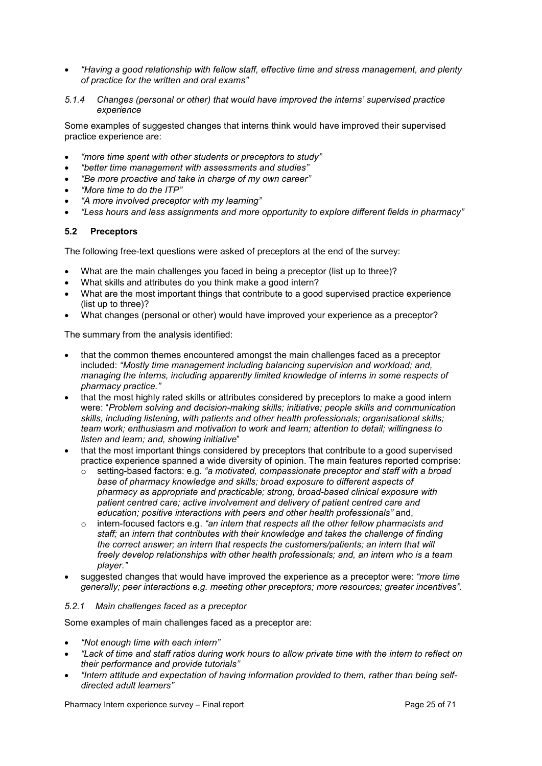- *"Having a good relationship with fellow staff, effective time and stress management, and plenty of practice for the written and oral exams"*

#### *5.1.4 Changes (personal or other) that would have improved the interns' supervised practice experience*

Some examples of suggested changes that interns think would have improved their supervised practice experience are:

- *"more time spent with other students or preceptors to study"*
- *"better time management with assessments and studies"*
- *"Be more proactive and take in charge of my own career"*
- *"More time to do the ITP"*
- *"A more involved preceptor with my learning"*
- *"Less hours and less assignments and more opportunity to explore different fields in pharmacy"*

### 5.2 Preceptors

The following free-text questions were asked of preceptors at the end of the survey:

- What are the main challenges you faced in being a preceptor (list up to three)?
- What skills and attributes do you think make a good intern?
- What are the most important things that contribute to a good supervised practice experience (list up to three)?
- What changes (personal or other) would have improved your experience as a preceptor?

The summary from the analysis identified:

- that the common themes encountered amongst the main challenges faced as a preceptor included: *"Mostly time management including balancing supervision and workload; and, managing the interns, including apparently limited knowledge of interns in some respects of pharmacy practice."*
- that the most highly rated skills or attributes considered by preceptors to make a good intern were: "*Problem solving and decision-making skills; initiative; people skills and communication skills, including listening, with patients and other health professionals; organisational skills; team work; enthusiasm and motivation to work and learn; attention to detail; willingness to listen and learn; and, showing initiative*"
- that the most important things considered by preceptors that contribute to a good supervised practice experience spanned a wide diversity of opinion. The main features reported comprise:
  - setting-based factors: e.g. *"a motivated, compassionate preceptor and staff with a broad base of pharmacy knowledge and skills; broad exposure to different aspects of pharmacy as appropriate and practicable; strong, broad-based clinical exposure with patient centred care; active involvement and delivery of patient centred care and education; positive interactions with peers and other health professionals"* and,
  - intern-focused factors e.g. *"an intern that respects all the other fellow pharmacists and staff; an intern that contributes with their knowledge and takes the challenge of finding the correct answer; an intern that respects the customers/patients; an intern that will freely develop relationships with other health professionals; and, an intern who is a team player."*
- suggested changes that would have improved the experience as a preceptor were: *"more time generally; peer interactions e.g. meeting other preceptors; more resources; greater incentives".*

#### *5.2.1 Main challenges faced as a preceptor*

Some examples of main challenges faced as a preceptor are:

- *"Not enough time with each intern"*
- *"Lack of time and staff ratios during work hours to allow private time with the intern to reflect on their performance and provide tutorials"*
- *"Intern attitude and expectation of having information provided to them, rather than being self-directed adult learners"*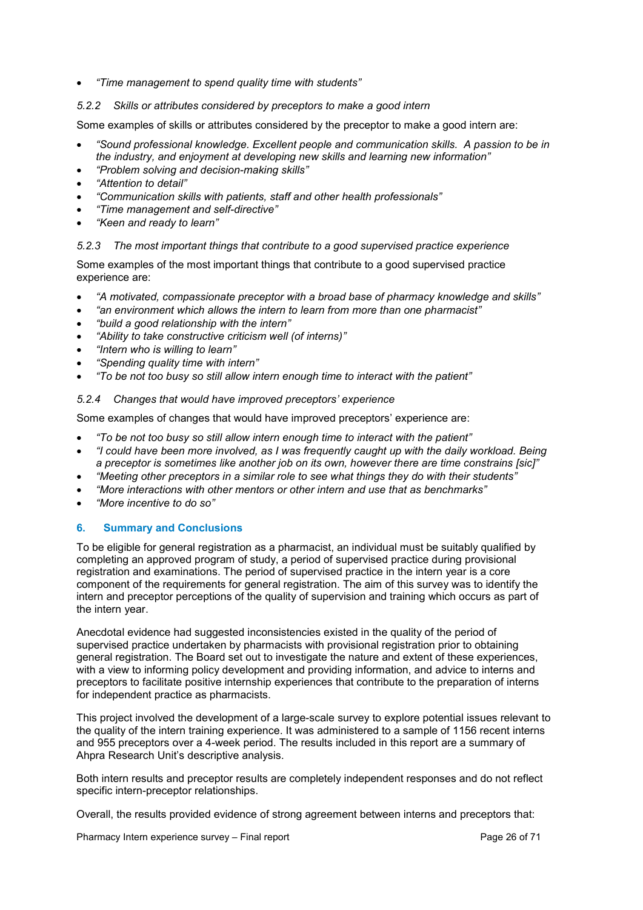- *"Time management to spend quality time with students"*

#### *5.2.2 Skills or attributes considered by preceptors to make a good intern*

Some examples of skills or attributes considered by the preceptor to make a good intern are:

- *"Sound professional knowledge. Excellent people and communication skills. A passion to be in the industry, and enjoyment at developing new skills and learning new information"*
- *"Problem solving and decision-making skills"*
- *"Attention to detail"*
- *"Communication skills with patients, staff and other health professionals"*
- *"Time management and self-directive"*
- *"Keen and ready to learn"*

#### *5.2.3 The most important things that contribute to a good supervised practice experience*

Some examples of the most important things that contribute to a good supervised practice experience are:

- *"A motivated, compassionate preceptor with a broad base of pharmacy knowledge and skills"*
- *"an environment which allows the intern to learn from more than one pharmacist"*
- *"build a good relationship with the intern"*
- *"Ability to take constructive criticism well (of interns)"*
- *"Intern who is willing to learn"*
- *"Spending quality time with intern"*
- *"To be not too busy so still allow intern enough time to interact with the patient"*

#### *5.2.4 Changes that would have improved preceptors' experience*

Some examples of changes that would have improved preceptors' experience are:

- *"To be not too busy so still allow intern enough time to interact with the patient"*
- *"I could have been more involved, as I was frequently caught up with the daily workload. Being a preceptor is sometimes like another job on its own, however there are time constrains [sic]"*
- *"Meeting other preceptors in a similar role to see what things they do with their students"*
- *"More interactions with other mentors or other intern and use that as benchmarks"*
- *"More incentive to do so"*

## 6. Summary and Conclusions

To be eligible for general registration as a pharmacist, an individual must be suitably qualified by completing an approved program of study, a period of supervised practice during provisional registration and examinations. The period of supervised practice in the intern year is a core component of the requirements for general registration. The aim of this survey was to identify the intern and preceptor perceptions of the quality of supervision and training which occurs as part of the intern year.

Anecdotal evidence had suggested inconsistencies existed in the quality of the period of supervised practice undertaken by pharmacists with provisional registration prior to obtaining general registration. The Board set out to investigate the nature and extent of these experiences, with a view to informing policy development and providing information, and advice to interns and preceptors to facilitate positive internship experiences that contribute to the preparation of interns for independent practice as pharmacists.

This project involved the development of a large-scale survey to explore potential issues relevant to the quality of the intern training experience. It was administered to a sample of 1156 recent interns and 955 preceptors over a 4-week period. The results included in this report are a summary of Ahpra Research Unit's descriptive analysis.

Both intern results and preceptor results are completely independent responses and do not reflect specific intern-preceptor relationships.

Overall, the results provided evidence of strong agreement between interns and preceptors that: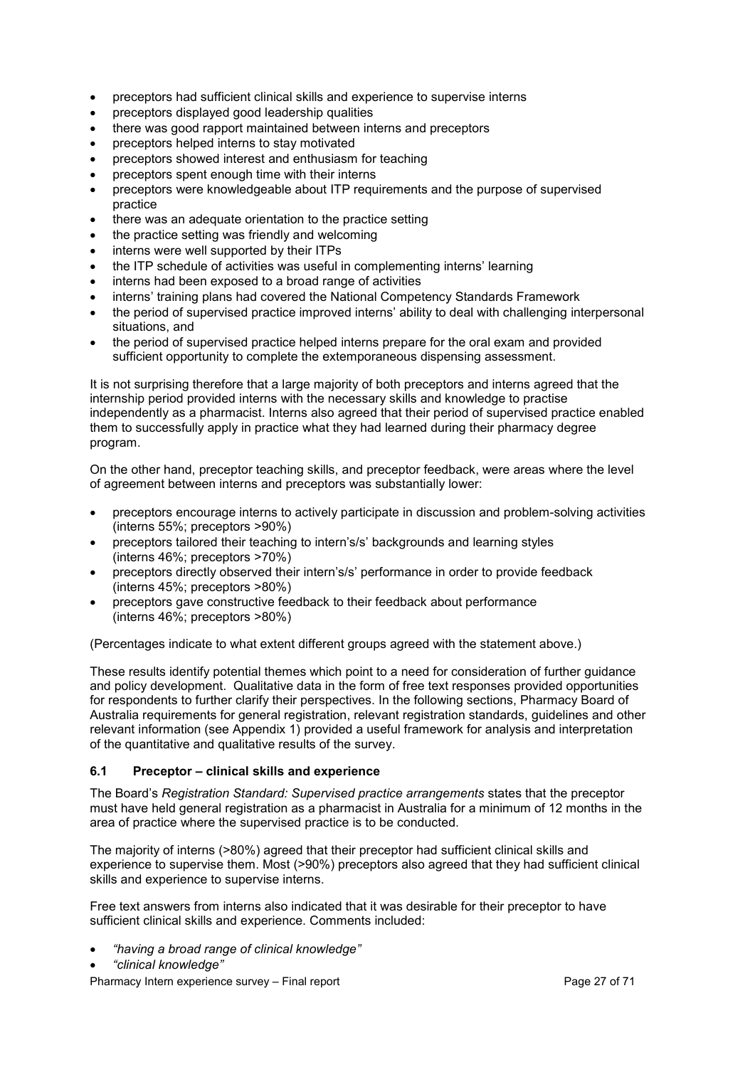- preceptors had sufficient clinical skills and experience to supervise interns
- preceptors displayed good leadership qualities
- there was good rapport maintained between interns and preceptors
- preceptors helped interns to stay motivated
- preceptors showed interest and enthusiasm for teaching
- preceptors spent enough time with their interns
- preceptors were knowledgeable about ITP requirements and the purpose of supervised practice
- there was an adequate orientation to the practice setting
- the practice setting was friendly and welcoming
- interns were well supported by their ITPs
- the ITP schedule of activities was useful in complementing interns' learning
- interns had been exposed to a broad range of activities
- interns' training plans had covered the National Competency Standards Framework
- the period of supervised practice improved interns' ability to deal with challenging interpersonal situations, and
- the period of supervised practice helped interns prepare for the oral exam and provided sufficient opportunity to complete the extemporaneous dispensing assessment.

It is not surprising therefore that a large majority of both preceptors and interns agreed that the internship period provided interns with the necessary skills and knowledge to practise independently as a pharmacist. Interns also agreed that their period of supervised practice enabled them to successfully apply in practice what they had learned during their pharmacy degree program.

On the other hand, preceptor teaching skills, and preceptor feedback, were areas where the level of agreement between interns and preceptors was substantially lower:

- preceptors encourage interns to actively participate in discussion and problem-solving activities (interns 55%; preceptors >90%)
- preceptors tailored their teaching to intern's/s' backgrounds and learning styles (interns 46%; preceptors >70%)
- preceptors directly observed their intern's/s' performance in order to provide feedback (interns 45%; preceptors >80%)
- preceptors gave constructive feedback to their feedback about performance (interns 46%; preceptors >80%)

(Percentages indicate to what extent different groups agreed with the statement above.)

These results identify potential themes which point to a need for consideration of further guidance and policy development. Qualitative data in the form of free text responses provided opportunities for respondents to further clarify their perspectives. In the following sections, Pharmacy Board of Australia requirements for general registration, relevant registration standards, guidelines and other relevant information (see Appendix 1) provided a useful framework for analysis and interpretation of the quantitative and qualitative results of the survey.

### 6.1 Preceptor – clinical skills and experience

The Board's *Registration Standard: Supervised practice arrangements* states that the preceptor must have held general registration as a pharmacist in Australia for a minimum of 12 months in the area of practice where the supervised practice is to be conducted.

The majority of interns (>80%) agreed that their preceptor had sufficient clinical skills and experience to supervise them. Most (>90%) preceptors also agreed that they had sufficient clinical skills and experience to supervise interns.

Free text answers from interns also indicated that it was desirable for their preceptor to have sufficient clinical skills and experience. Comments included:

- *"having a broad range of clinical knowledge"*
- *"clinical knowledge"*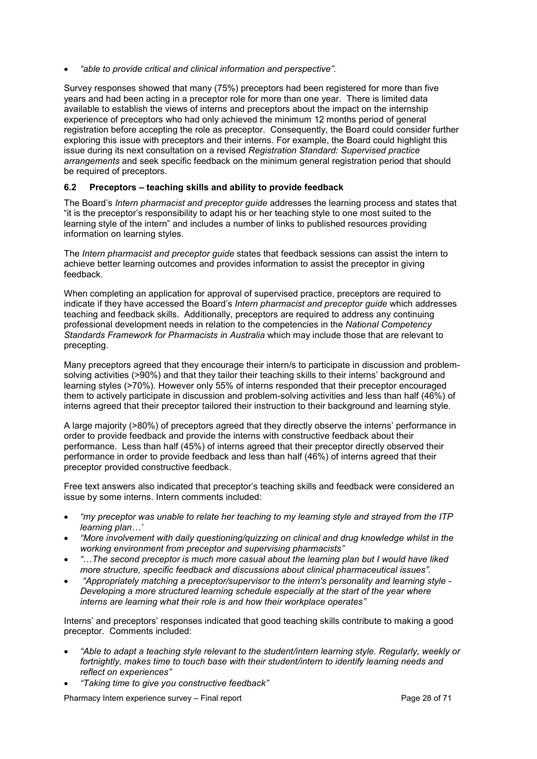- *"able to provide critical and clinical information and perspective".*

Survey responses showed that many (75%) preceptors had been registered for more than five years and had been acting in a preceptor role for more than one year. There is limited data available to establish the views of interns and preceptors about the impact on the internship experience of preceptors who had only achieved the minimum 12 months period of general registration before accepting the role as preceptor. Consequently, the Board could consider further exploring this issue with preceptors and their interns. For example, the Board could highlight this issue during its next consultation on a revised *Registration Standard: Supervised practice arrangements* and seek specific feedback on the minimum general registration period that should be required of preceptors.

### 6.2 Preceptors – teaching skills and ability to provide feedback

The Board's *Intern pharmacist and preceptor guide* addresses the learning process and states that "it is the preceptor's responsibility to adapt his or her teaching style to one most suited to the learning style of the intern" and includes a number of links to published resources providing information on learning styles.

The *Intern pharmacist and preceptor guide* states that feedback sessions can assist the intern to achieve better learning outcomes and provides information to assist the preceptor in giving feedback.

When completing an application for approval of supervised practice, preceptors are required to indicate if they have accessed the Board's *Intern pharmacist and preceptor guide* which addresses teaching and feedback skills. Additionally, preceptors are required to address any continuing professional development needs in relation to the competencies in the *National Competency Standards Framework for Pharmacists in Australia* which may include those that are relevant to precepting.

Many preceptors agreed that they encourage their intern/s to participate in discussion and problem-solving activities (>90%) and that they tailor their teaching skills to their interns' background and learning styles (>70%). However only 55% of interns responded that their preceptor encouraged them to actively participate in discussion and problem-solving activities and less than half (46%) of interns agreed that their preceptor tailored their instruction to their background and learning style.

A large majority (>80%) of preceptors agreed that they directly observe the interns' performance in order to provide feedback and provide the interns with constructive feedback about their performance. Less than half (45%) of interns agreed that their preceptor directly observed their performance in order to provide feedback and less than half (46%) of interns agreed that their preceptor provided constructive feedback.

Free text answers also indicated that preceptor's teaching skills and feedback were considered an issue by some interns. Intern comments included:

- *"my preceptor was unable to relate her teaching to my learning style and strayed from the ITP learning plan…'*
- *"More involvement with daily questioning/quizzing on clinical and drug knowledge whilst in the working environment from preceptor and supervising pharmacists"*
- *"…The second preceptor is much more casual about the learning plan but I would have liked more structure, specific feedback and discussions about clinical pharmaceutical issues".*
- *"Appropriately matching a preceptor/supervisor to the intern's personality and learning style - Developing a more structured learning schedule especially at the start of the year where interns are learning what their role is and how their workplace operates"*

Interns' and preceptors' responses indicated that good teaching skills contribute to making a good preceptor. Comments included:

- *"Able to adapt a teaching style relevant to the student/intern learning style. Regularly, weekly or fortnightly, makes time to touch base with their student/intern to identify learning needs and reflect on experiences"*
- *"Taking time to give you constructive feedback"*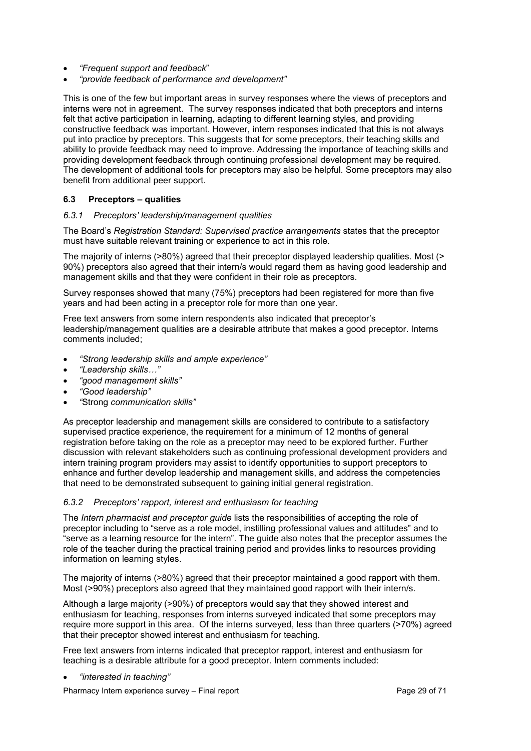- *“Frequent support and feedback*”
- *“provide feedback of performance and development”*

This is one of the few but important areas in survey responses where the views of preceptors and interns were not in agreement. The survey responses indicated that both preceptors and interns felt that active participation in learning, adapting to different learning styles, and providing constructive feedback was important. However, intern responses indicated that this is not always put into practice by preceptors. This suggests that for some preceptors, their teaching skills and ability to provide feedback may need to improve. Addressing the importance of teaching skills and providing development feedback through continuing professional development may be required. The development of additional tools for preceptors may also be helpful. Some preceptors may also benefit from additional peer support.

### 6.3 Preceptors – qualities

#### *6.3.1 Preceptors' leadership/management qualities*

The Board's *Registration Standard: Supervised practice arrangements* states that the preceptor must have suitable relevant training or experience to act in this role.

The majority of interns (>80%) agreed that their preceptor displayed leadership qualities. Most (> 90%) preceptors also agreed that their intern/s would regard them as having good leadership and management skills and that they were confident in their role as preceptors.

Survey responses showed that many (75%) preceptors had been registered for more than five years and had been acting in a preceptor role for more than one year.

Free text answers from some intern respondents also indicated that preceptor's leadership/management qualities are a desirable attribute that makes a good preceptor. Interns comments included;

- *“Strong leadership skills and ample experience”*
- *“Leadership skills…”*
- *“good management skills”*
- *“Good leadership”*
- *“*Strong *communication skills”*

As preceptor leadership and management skills are considered to contribute to a satisfactory supervised practice experience, the requirement for a minimum of 12 months of general registration before taking on the role as a preceptor may need to be explored further. Further discussion with relevant stakeholders such as continuing professional development providers and intern training program providers may assist to identify opportunities to support preceptors to enhance and further develop leadership and management skills, and address the competencies that need to be demonstrated subsequent to gaining initial general registration.

#### *6.3.2 Preceptors' rapport, interest and enthusiasm for teaching*

The *Intern pharmacist and preceptor guide* lists the responsibilities of accepting the role of preceptor including to “serve as a role model, instilling professional values and attitudes” and to “serve as a learning resource for the intern”. The guide also notes that the preceptor assumes the role of the teacher during the practical training period and provides links to resources providing information on learning styles.

The majority of interns (>80%) agreed that their preceptor maintained a good rapport with them. Most (>90%) preceptors also agreed that they maintained good rapport with their intern/s.

Although a large majority (>90%) of preceptors would say that they showed interest and enthusiasm for teaching, responses from interns surveyed indicated that some preceptors may require more support in this area. Of the interns surveyed, less than three quarters (>70%) agreed that their preceptor showed interest and enthusiasm for teaching.

Free text answers from interns indicated that preceptor rapport, interest and enthusiasm for teaching is a desirable attribute for a good preceptor. Intern comments included:

- *“interested in teaching”*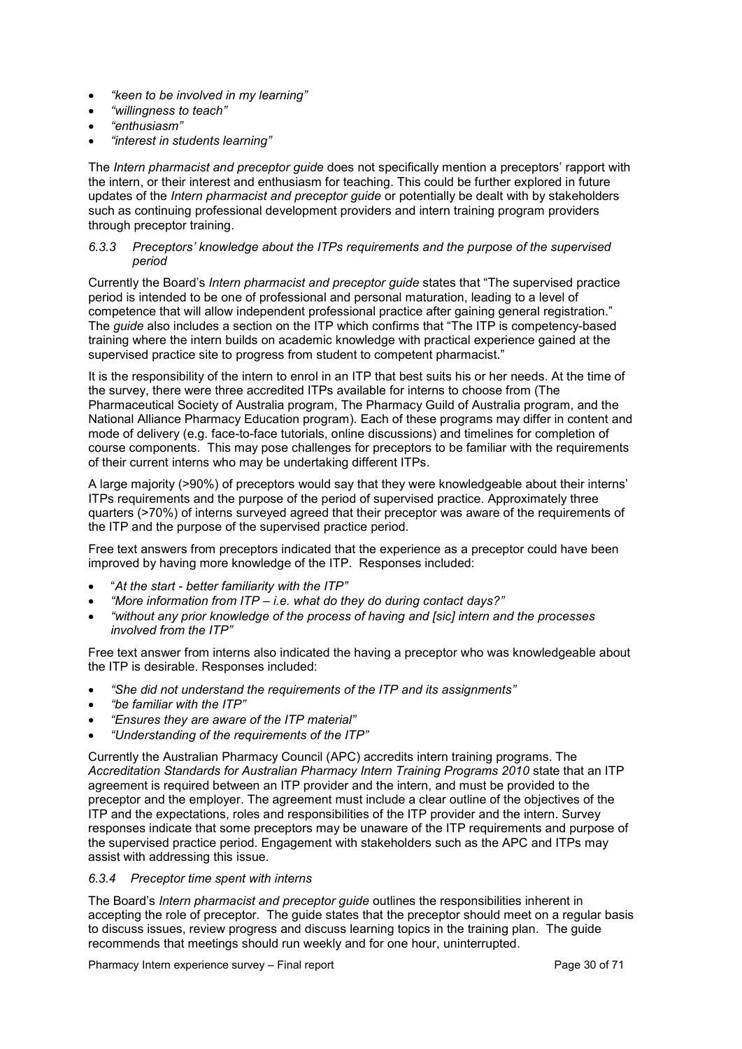- *"keen to be involved in my learning"*
- *"willingness to teach"*
- *"enthusiasm"*
- *"interest in students learning"*

The *Intern pharmacist and preceptor guide* does not specifically mention a preceptors' rapport with the intern, or their interest and enthusiasm for teaching. This could be further explored in future updates of the *Intern pharmacist and preceptor guide* or potentially be dealt with by stakeholders such as continuing professional development providers and intern training program providers through preceptor training.

### *6.3.3 Preceptors' knowledge about the ITPs requirements and the purpose of the supervised period*

Currently the Board's *Intern pharmacist and preceptor guide* states that "The supervised practice period is intended to be one of professional and personal maturation, leading to a level of competence that will allow independent professional practice after gaining general registration." The *guide* also includes a section on the ITP which confirms that "The ITP is competency-based training where the intern builds on academic knowledge with practical experience gained at the supervised practice site to progress from student to competent pharmacist."

It is the responsibility of the intern to enrol in an ITP that best suits his or her needs. At the time of the survey, there were three accredited ITPs available for interns to choose from (The Pharmaceutical Society of Australia program, The Pharmacy Guild of Australia program, and the National Alliance Pharmacy Education program). Each of these programs may differ in content and mode of delivery (e.g. face-to-face tutorials, online discussions) and timelines for completion of course components. This may pose challenges for preceptors to be familiar with the requirements of their current interns who may be undertaking different ITPs.

A large majority (>90%) of preceptors would say that they were knowledgeable about their interns' ITPs requirements and the purpose of the period of supervised practice. Approximately three quarters (>70%) of interns surveyed agreed that their preceptor was aware of the requirements of the ITP and the purpose of the supervised practice period.

Free text answers from preceptors indicated that the experience as a preceptor could have been improved by having more knowledge of the ITP. Responses included:

- "*At the start - better familiarity with the ITP"*
- *"More information from ITP – i.e. what do they do during contact days?"*
- *"without any prior knowledge of the process of having and [sic] intern and the processes involved from the ITP"*

Free text answer from interns also indicated the having a preceptor who was knowledgeable about the ITP is desirable. Responses included:

- *"She did not understand the requirements of the ITP and its assignments"*
- *"be familiar with the ITP"*
- *"Ensures they are aware of the ITP material"*
- *"Understanding of the requirements of the ITP"*

Currently the Australian Pharmacy Council (APC) accredits intern training programs. The *Accreditation Standards for Australian Pharmacy Intern Training Programs 2010* state that an ITP agreement is required between an ITP provider and the intern, and must be provided to the preceptor and the employer. The agreement must include a clear outline of the objectives of the ITP and the expectations, roles and responsibilities of the ITP provider and the intern. Survey responses indicate that some preceptors may be unaware of the ITP requirements and purpose of the supervised practice period. Engagement with stakeholders such as the APC and ITPs may assist with addressing this issue.

### *6.3.4 Preceptor time spent with interns*

The Board's *Intern pharmacist and preceptor guide* outlines the responsibilities inherent in accepting the role of preceptor. The guide states that the preceptor should meet on a regular basis to discuss issues, review progress and discuss learning topics in the training plan. The guide recommends that meetings should run weekly and for one hour, uninterrupted.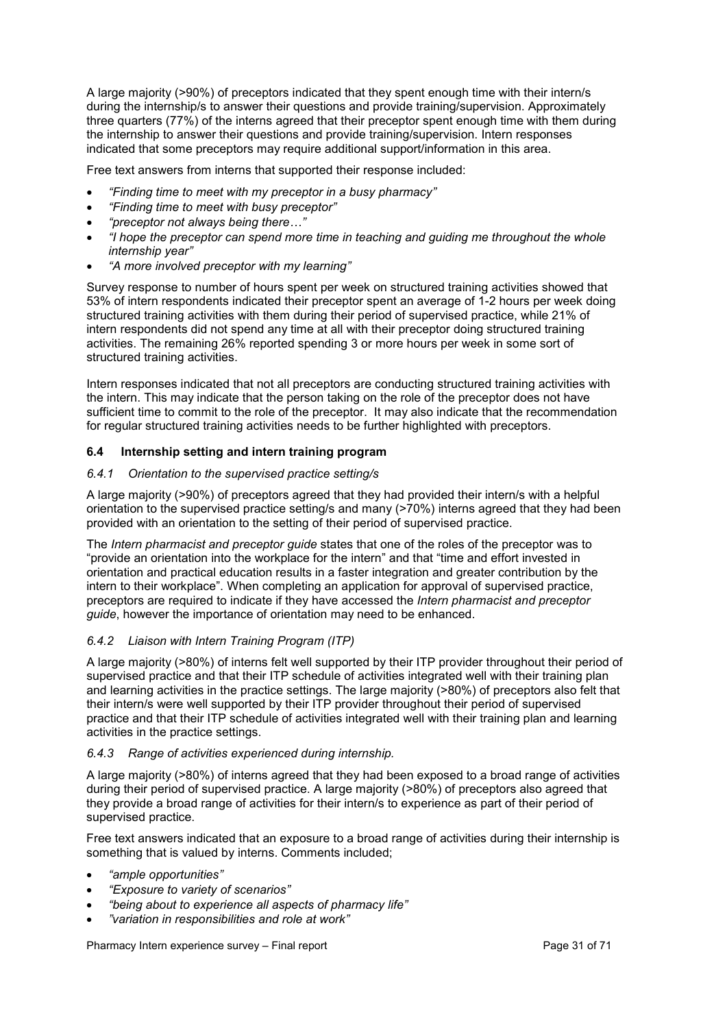A large majority (>90%) of preceptors indicated that they spent enough time with their intern/s during the internship/s to answer their questions and provide training/supervision. Approximately three quarters (77%) of the interns agreed that their preceptor spent enough time with them during the internship to answer their questions and provide training/supervision. Intern responses indicated that some preceptors may require additional support/information in this area.

Free text answers from interns that supported their response included:

- *"Finding time to meet with my preceptor in a busy pharmacy"*
- *"Finding time to meet with busy preceptor"*
- *"preceptor not always being there…"*
- *"I hope the preceptor can spend more time in teaching and guiding me throughout the whole internship year"*
- *"A more involved preceptor with my learning"*

Survey response to number of hours spent per week on structured training activities showed that 53% of intern respondents indicated their preceptor spent an average of 1-2 hours per week doing structured training activities with them during their period of supervised practice, while 21% of intern respondents did not spend any time at all with their preceptor doing structured training activities. The remaining 26% reported spending 3 or more hours per week in some sort of structured training activities.

Intern responses indicated that not all preceptors are conducting structured training activities with the intern. This may indicate that the person taking on the role of the preceptor does not have sufficient time to commit to the role of the preceptor. It may also indicate that the recommendation for regular structured training activities needs to be further highlighted with preceptors.

### 6.4 Internship setting and intern training program

#### *6.4.1 Orientation to the supervised practice setting/s*

A large majority (>90%) of preceptors agreed that they had provided their intern/s with a helpful orientation to the supervised practice setting/s and many (>70%) interns agreed that they had been provided with an orientation to the setting of their period of supervised practice.

The *Intern pharmacist and preceptor guide* states that one of the roles of the preceptor was to "provide an orientation into the workplace for the intern" and that "time and effort invested in orientation and practical education results in a faster integration and greater contribution by the intern to their workplace". When completing an application for approval of supervised practice, preceptors are required to indicate if they have accessed the *Intern pharmacist and preceptor guide*, however the importance of orientation may need to be enhanced.

#### *6.4.2 Liaison with Intern Training Program (ITP)*

A large majority (>80%) of interns felt well supported by their ITP provider throughout their period of supervised practice and that their ITP schedule of activities integrated well with their training plan and learning activities in the practice settings. The large majority (>80%) of preceptors also felt that their intern/s were well supported by their ITP provider throughout their period of supervised practice and that their ITP schedule of activities integrated well with their training plan and learning activities in the practice settings.

#### *6.4.3 Range of activities experienced during internship.*

A large majority (>80%) of interns agreed that they had been exposed to a broad range of activities during their period of supervised practice. A large majority (>80%) of preceptors also agreed that they provide a broad range of activities for their intern/s to experience as part of their period of supervised practice.

Free text answers indicated that an exposure to a broad range of activities during their internship is something that is valued by interns. Comments included;

- *"ample opportunities"*
- *"Exposure to variety of scenarios"*
- *"being about to experience all aspects of pharmacy life"*
- *"variation in responsibilities and role at work"*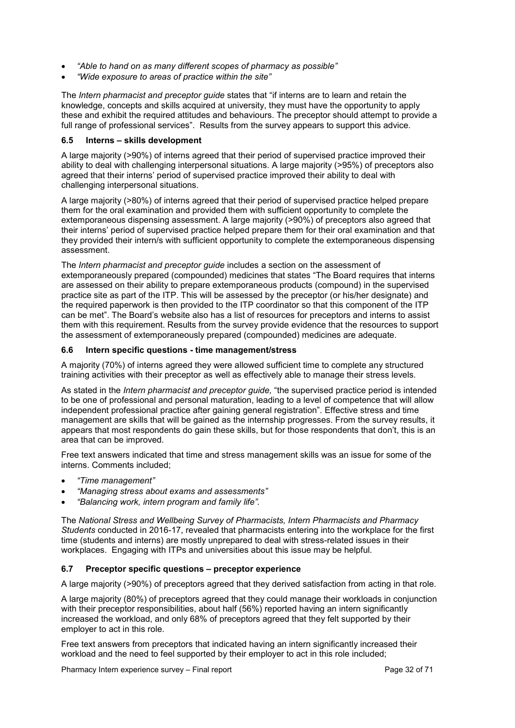- *"Able to hand on as many different scopes of pharmacy as possible"*
- *"Wide exposure to areas of practice within the site"*

The *Intern pharmacist and preceptor guide* states that "if interns are to learn and retain the knowledge, concepts and skills acquired at university, they must have the opportunity to apply these and exhibit the required attitudes and behaviours. The preceptor should attempt to provide a full range of professional services". Results from the survey appears to support this advice.

### 6.5 Interns – skills development

A large majority (>90%) of interns agreed that their period of supervised practice improved their ability to deal with challenging interpersonal situations. A large majority (>95%) of preceptors also agreed that their interns' period of supervised practice improved their ability to deal with challenging interpersonal situations.

A large majority (>80%) of interns agreed that their period of supervised practice helped prepare them for the oral examination and provided them with sufficient opportunity to complete the extemporaneous dispensing assessment. A large majority (>90%) of preceptors also agreed that their interns' period of supervised practice helped prepare them for their oral examination and that they provided their intern/s with sufficient opportunity to complete the extemporaneous dispensing assessment.

The *Intern pharmacist and preceptor guide* includes a section on the assessment of extemporaneously prepared (compounded) medicines that states "The Board requires that interns are assessed on their ability to prepare extemporaneous products (compound) in the supervised practice site as part of the ITP. This will be assessed by the preceptor (or his/her designate) and the required paperwork is then provided to the ITP coordinator so that this component of the ITP can be met". The Board's website also has a list of resources for preceptors and interns to assist them with this requirement. Results from the survey provide evidence that the resources to support the assessment of extemporaneously prepared (compounded) medicines are adequate.

### 6.6 Intern specific questions - time management/stress

A majority (70%) of interns agreed they were allowed sufficient time to complete any structured training activities with their preceptor as well as effectively able to manage their stress levels.

As stated in the *Intern pharmacist and preceptor guide,* "the supervised practice period is intended to be one of professional and personal maturation, leading to a level of competence that will allow independent professional practice after gaining general registration". Effective stress and time management are skills that will be gained as the internship progresses. From the survey results, it appears that most respondents do gain these skills, but for those respondents that don't, this is an area that can be improved.

Free text answers indicated that time and stress management skills was an issue for some of the interns. Comments included;

- *"Time management"*
- *"Managing stress about exams and assessments"*
- *"Balancing work, intern program and family life".*

The *National Stress and Wellbeing Survey of Pharmacists, Intern Pharmacists and Pharmacy Students* conducted in 2016-17, revealed that pharmacists entering into the workplace for the first time (students and interns) are mostly unprepared to deal with stress-related issues in their workplaces. Engaging with ITPs and universities about this issue may be helpful.

### 6.7 Preceptor specific questions – preceptor experience

A large majority (>90%) of preceptors agreed that they derived satisfaction from acting in that role.

A large majority (80%) of preceptors agreed that they could manage their workloads in conjunction with their preceptor responsibilities, about half (56%) reported having an intern significantly increased the workload, and only 68% of preceptors agreed that they felt supported by their employer to act in this role.

Free text answers from preceptors that indicated having an intern significantly increased their workload and the need to feel supported by their employer to act in this role included;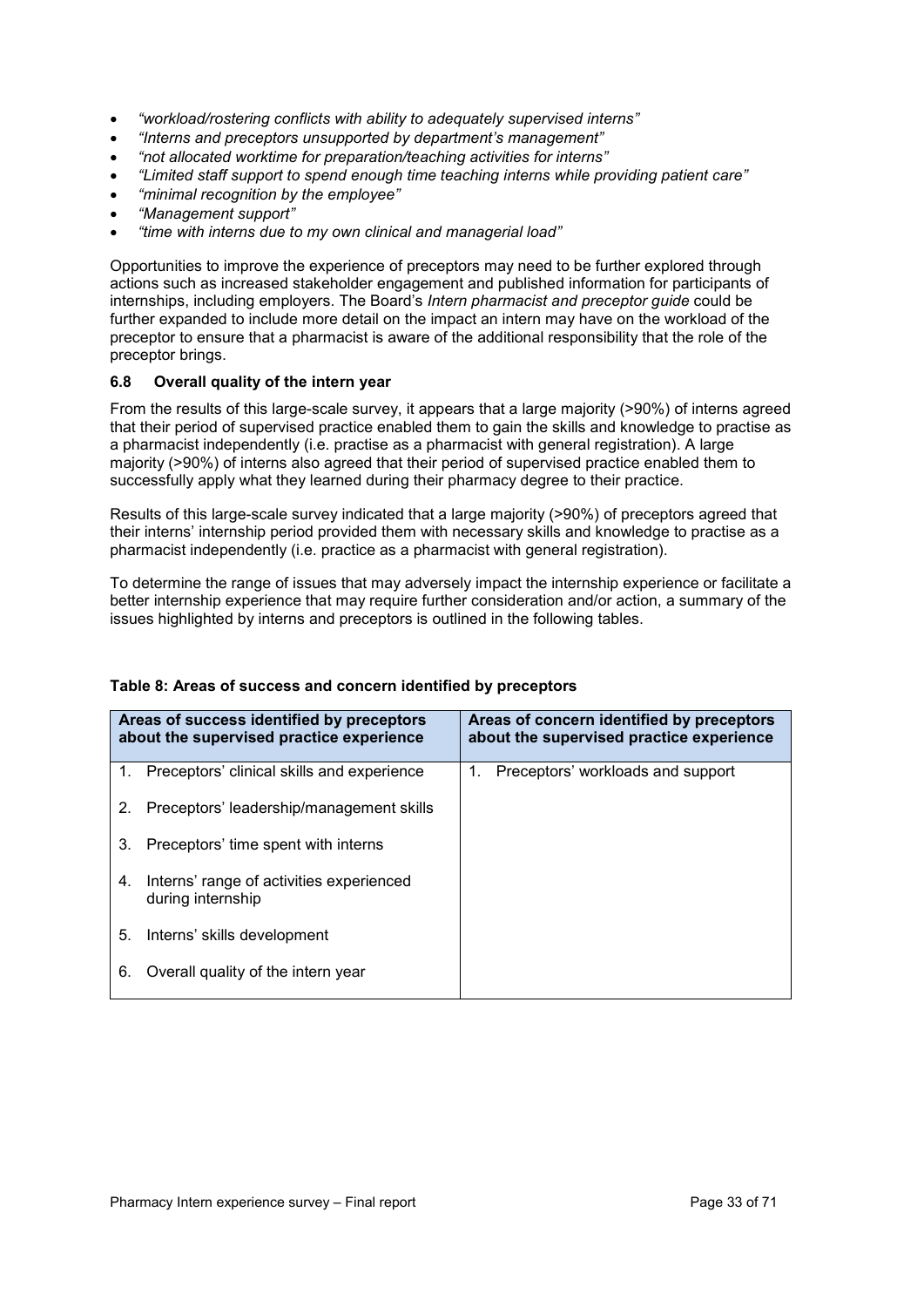- *"workload/rostering conflicts with ability to adequately supervised interns"*
- *"Interns and preceptors unsupported by department's management"*
- *"not allocated worktime for preparation/teaching activities for interns"*
- *"Limited staff support to spend enough time teaching interns while providing patient care"*
- *"minimal recognition by the employee"*
- *"Management support"*
- *"time with interns due to my own clinical and managerial load"*

Opportunities to improve the experience of preceptors may need to be further explored through actions such as increased stakeholder engagement and published information for participants of internships, including employers. The Board's *Intern pharmacist and preceptor guide* could be further expanded to include more detail on the impact an intern may have on the workload of the preceptor to ensure that a pharmacist is aware of the additional responsibility that the role of the preceptor brings.

### 6.8 Overall quality of the intern year

From the results of this large-scale survey, it appears that a large majority (>90%) of interns agreed that their period of supervised practice enabled them to gain the skills and knowledge to practise as a pharmacist independently (i.e. practise as a pharmacist with general registration). A large majority (>90%) of interns also agreed that their period of supervised practice enabled them to successfully apply what they learned during their pharmacy degree to their practice.

Results of this large-scale survey indicated that a large majority (>90%) of preceptors agreed that their interns' internship period provided them with necessary skills and knowledge to practise as a pharmacist independently (i.e. practice as a pharmacist with general registration).

To determine the range of issues that may adversely impact the internship experience or facilitate a better internship experience that may require further consideration and/or action, a summary of the issues highlighted by interns and preceptors is outlined in the following tables.

**Table 8: Areas of success and concern identified by preceptors**

| Areas of success identified by preceptors about the supervised practice experience | Areas of concern identified by preceptors about the supervised practice experience |
| --- | --- |
| 1. Preceptors' clinical skills and experience | 1. Preceptors' workloads and support |
| 2. Preceptors' leadership/management skills | |
| 3. Preceptors' time spent with interns | |
| 4. Interns' range of activities experienced during internship | |
| 5. Interns' skills development | |
| 6. Overall quality of the intern year | |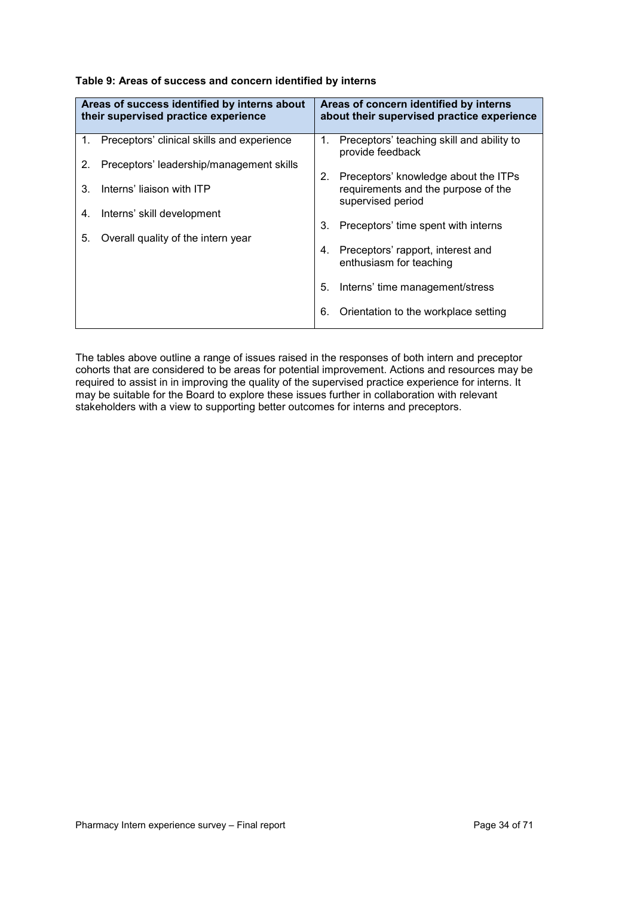**Table 9: Areas of success and concern identified by interns**

| Areas of success identified by interns about their supervised practice experience | Areas of concern identified by interns about their supervised practice experience |
|---|---|
| 1. Preceptors' clinical skills and experience | 1. Preceptors' teaching skill and ability to provide feedback |
| 2. Preceptors' leadership/management skills | 2. Preceptors' knowledge about the ITPs requirements and the purpose of the supervised period |
| 3. Interns' liaison with ITP | 3. Preceptors' time spent with interns |
| 4. Interns' skill development | 4. Preceptors' rapport, interest and enthusiasm for teaching |
| 5. Overall quality of the intern year | 5. Interns' time management/stress |
| | 6. Orientation to the workplace setting |

The tables above outline a range of issues raised in the responses of both intern and preceptor cohorts that are considered to be areas for potential improvement. Actions and resources may be required to assist in in improving the quality of the supervised practice experience for interns. It may be suitable for the Board to explore these issues further in collaboration with relevant stakeholders with a view to supporting better outcomes for interns and preceptors.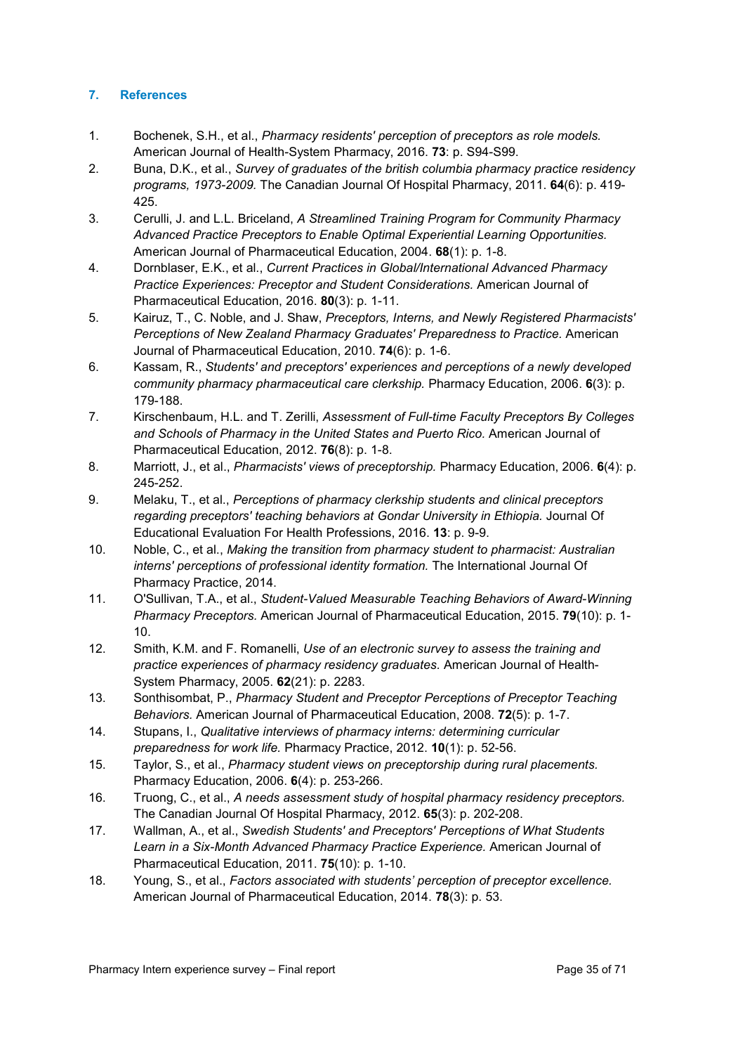## 7. References

1. Bochenek, S.H., et al., *Pharmacy residents' perception of preceptors as role models.* American Journal of Health-System Pharmacy, 2016. **73**: p. S94-S99.
2. Buna, D.K., et al., *Survey of graduates of the british columbia pharmacy practice residency programs, 1973-2009.* The Canadian Journal Of Hospital Pharmacy, 2011. **64**(6): p. 419-425.
3. Cerulli, J. and L.L. Briceland, *A Streamlined Training Program for Community Pharmacy Advanced Practice Preceptors to Enable Optimal Experiential Learning Opportunities.* American Journal of Pharmaceutical Education, 2004. **68**(1): p. 1-8.
4. Dornblaser, E.K., et al., *Current Practices in Global/International Advanced Pharmacy Practice Experiences: Preceptor and Student Considerations.* American Journal of Pharmaceutical Education, 2016. **80**(3): p. 1-11.
5. Kairuz, T., C. Noble, and J. Shaw, *Preceptors, Interns, and Newly Registered Pharmacists' Perceptions of New Zealand Pharmacy Graduates' Preparedness to Practice.* American Journal of Pharmaceutical Education, 2010. **74**(6): p. 1-6.
6. Kassam, R., *Students' and preceptors' experiences and perceptions of a newly developed community pharmacy pharmaceutical care clerkship.* Pharmacy Education, 2006. **6**(3): p. 179-188.
7. Kirschenbaum, H.L. and T. Zerilli, *Assessment of Full-time Faculty Preceptors By Colleges and Schools of Pharmacy in the United States and Puerto Rico.* American Journal of Pharmaceutical Education, 2012. **76**(8): p. 1-8.
8. Marriott, J., et al., *Pharmacists' views of preceptorship.* Pharmacy Education, 2006. **6**(4): p. 245-252.
9. Melaku, T., et al., *Perceptions of pharmacy clerkship students and clinical preceptors regarding preceptors' teaching behaviors at Gondar University in Ethiopia.* Journal Of Educational Evaluation For Health Professions, 2016. **13**: p. 9-9.
10. Noble, C., et al., *Making the transition from pharmacy student to pharmacist: Australian interns' perceptions of professional identity formation.* The International Journal Of Pharmacy Practice, 2014.
11. O'Sullivan, T.A., et al., *Student-Valued Measurable Teaching Behaviors of Award-Winning Pharmacy Preceptors.* American Journal of Pharmaceutical Education, 2015. **79**(10): p. 1-10.
12. Smith, K.M. and F. Romanelli, *Use of an electronic survey to assess the training and practice experiences of pharmacy residency graduates.* American Journal of Health-System Pharmacy, 2005. **62**(21): p. 2283.
13. Sonthisombat, P., *Pharmacy Student and Preceptor Perceptions of Preceptor Teaching Behaviors.* American Journal of Pharmaceutical Education, 2008. **72**(5): p. 1-7.
14. Stupans, I., *Qualitative interviews of pharmacy interns: determining curricular preparedness for work life.* Pharmacy Practice, 2012. **10**(1): p. 52-56.
15. Taylor, S., et al., *Pharmacy student views on preceptorship during rural placements.* Pharmacy Education, 2006. **6**(4): p. 253-266.
16. Truong, C., et al., *A needs assessment study of hospital pharmacy residency preceptors.* The Canadian Journal Of Hospital Pharmacy, 2012. **65**(3): p. 202-208.
17. Wallman, A., et al., *Swedish Students' and Preceptors' Perceptions of What Students Learn in a Six-Month Advanced Pharmacy Practice Experience.* American Journal of Pharmaceutical Education, 2011. **75**(10): p. 1-10.
18. Young, S., et al., *Factors associated with students' perception of preceptor excellence.* American Journal of Pharmaceutical Education, 2014. **78**(3): p. 53.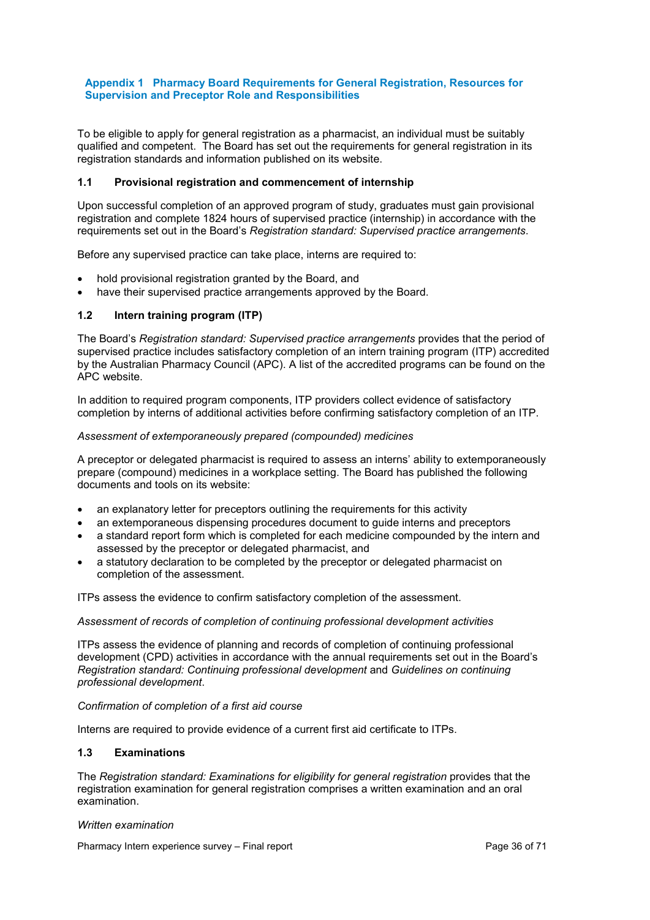## Appendix 1 Pharmacy Board Requirements for General Registration, Resources for Supervision and Preceptor Role and Responsibilities

To be eligible to apply for general registration as a pharmacist, an individual must be suitably qualified and competent. The Board has set out the requirements for general registration in its registration standards and information published on its website.

### 1.1 Provisional registration and commencement of internship

Upon successful completion of an approved program of study, graduates must gain provisional registration and complete 1824 hours of supervised practice (internship) in accordance with the requirements set out in the Board's *Registration standard: Supervised practice arrangements*.

Before any supervised practice can take place, interns are required to:

- hold provisional registration granted by the Board, and
- have their supervised practice arrangements approved by the Board.

### 1.2 Intern training program (ITP)

The Board's *Registration standard: Supervised practice arrangements* provides that the period of supervised practice includes satisfactory completion of an intern training program (ITP) accredited by the Australian Pharmacy Council (APC). A list of the accredited programs can be found on the APC website.

In addition to required program components, ITP providers collect evidence of satisfactory completion by interns of additional activities before confirming satisfactory completion of an ITP.

*Assessment of extemporaneously prepared (compounded) medicines*

A preceptor or delegated pharmacist is required to assess an interns' ability to extemporaneously prepare (compound) medicines in a workplace setting. The Board has published the following documents and tools on its website:

- an explanatory letter for preceptors outlining the requirements for this activity
- an extemporaneous dispensing procedures document to guide interns and preceptors
- a standard report form which is completed for each medicine compounded by the intern and assessed by the preceptor or delegated pharmacist, and
- a statutory declaration to be completed by the preceptor or delegated pharmacist on completion of the assessment.

ITPs assess the evidence to confirm satisfactory completion of the assessment.

*Assessment of records of completion of continuing professional development activities*

ITPs assess the evidence of planning and records of completion of continuing professional development (CPD) activities in accordance with the annual requirements set out in the Board's *Registration standard: Continuing professional development* and *Guidelines on continuing professional development*.

*Confirmation of completion of a first aid course*

Interns are required to provide evidence of a current first aid certificate to ITPs.

### 1.3 Examinations

The *Registration standard: Examinations for eligibility for general registration* provides that the registration examination for general registration comprises a written examination and an oral examination.

*Written examination*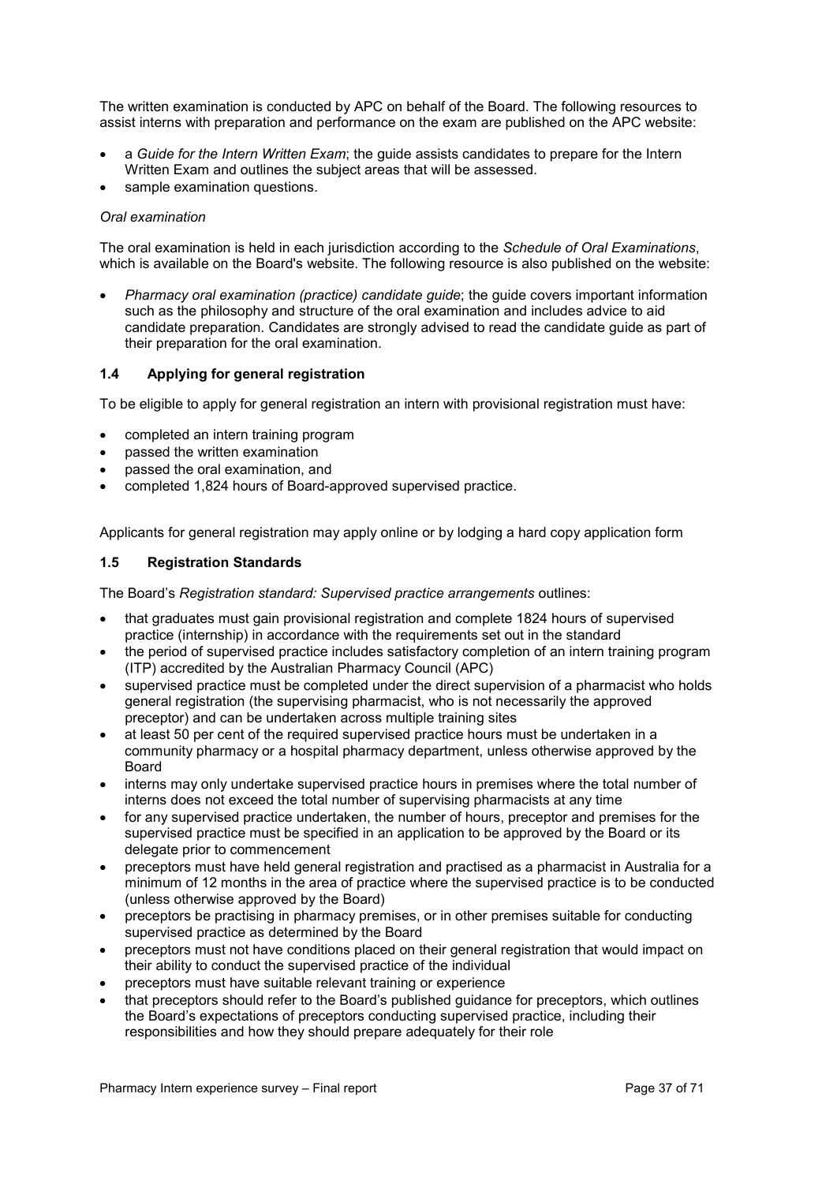The written examination is conducted by APC on behalf of the Board. The following resources to assist interns with preparation and performance on the exam are published on the APC website:

- a *Guide for the Intern Written Exam*; the guide assists candidates to prepare for the Intern Written Exam and outlines the subject areas that will be assessed.
- sample examination questions.

*Oral examination*

The oral examination is held in each jurisdiction according to the *Schedule of Oral Examinations*, which is available on the Board's website. The following resource is also published on the website:

- *Pharmacy oral examination (practice) candidate guide*; the guide covers important information such as the philosophy and structure of the oral examination and includes advice to aid candidate preparation. Candidates are strongly advised to read the candidate guide as part of their preparation for the oral examination.

### 1.4 Applying for general registration

To be eligible to apply for general registration an intern with provisional registration must have:

- completed an intern training program
- passed the written examination
- passed the oral examination, and
- completed 1,824 hours of Board-approved supervised practice.

Applicants for general registration may apply online or by lodging a hard copy application form

### 1.5 Registration Standards

The Board's *Registration standard: Supervised practice arrangements* outlines:

- that graduates must gain provisional registration and complete 1824 hours of supervised practice (internship) in accordance with the requirements set out in the standard
- the period of supervised practice includes satisfactory completion of an intern training program (ITP) accredited by the Australian Pharmacy Council (APC)
- supervised practice must be completed under the direct supervision of a pharmacist who holds general registration (the supervising pharmacist, who is not necessarily the approved preceptor) and can be undertaken across multiple training sites
- at least 50 per cent of the required supervised practice hours must be undertaken in a community pharmacy or a hospital pharmacy department, unless otherwise approved by the Board
- interns may only undertake supervised practice hours in premises where the total number of interns does not exceed the total number of supervising pharmacists at any time
- for any supervised practice undertaken, the number of hours, preceptor and premises for the supervised practice must be specified in an application to be approved by the Board or its delegate prior to commencement
- preceptors must have held general registration and practised as a pharmacist in Australia for a minimum of 12 months in the area of practice where the supervised practice is to be conducted (unless otherwise approved by the Board)
- preceptors be practising in pharmacy premises, or in other premises suitable for conducting supervised practice as determined by the Board
- preceptors must not have conditions placed on their general registration that would impact on their ability to conduct the supervised practice of the individual
- preceptors must have suitable relevant training or experience
- that preceptors should refer to the Board's published guidance for preceptors, which outlines the Board's expectations of preceptors conducting supervised practice, including their responsibilities and how they should prepare adequately for their role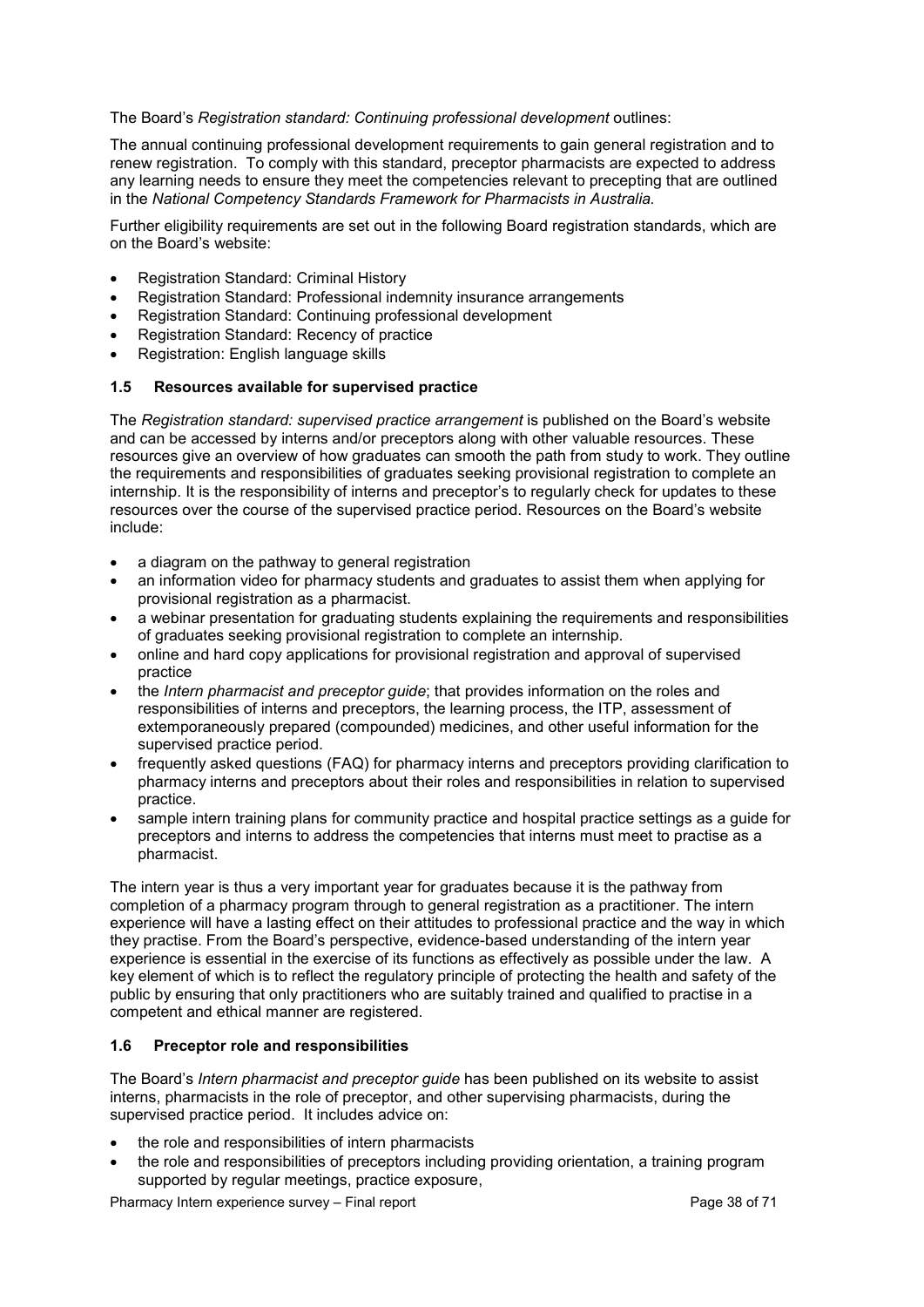The Board's *Registration standard: Continuing professional development* outlines:

The annual continuing professional development requirements to gain general registration and to renew registration. To comply with this standard, preceptor pharmacists are expected to address any learning needs to ensure they meet the competencies relevant to precepting that are outlined in the *National Competency Standards Framework for Pharmacists in Australia.*

Further eligibility requirements are set out in the following Board registration standards, which are on the Board's website:

- Registration Standard: Criminal History
- Registration Standard: Professional indemnity insurance arrangements
- Registration Standard: Continuing professional development
- Registration Standard: Recency of practice
- Registration: English language skills

### 1.5 Resources available for supervised practice

The *Registration standard: supervised practice arrangement* is published on the Board's website and can be accessed by interns and/or preceptors along with other valuable resources. These resources give an overview of how graduates can smooth the path from study to work. They outline the requirements and responsibilities of graduates seeking provisional registration to complete an internship. It is the responsibility of interns and preceptor's to regularly check for updates to these resources over the course of the supervised practice period. Resources on the Board's website include:

- a diagram on the pathway to general registration
- an information video for pharmacy students and graduates to assist them when applying for provisional registration as a pharmacist.
- a webinar presentation for graduating students explaining the requirements and responsibilities of graduates seeking provisional registration to complete an internship.
- online and hard copy applications for provisional registration and approval of supervised practice
- the *Intern pharmacist and preceptor guide*; that provides information on the roles and responsibilities of interns and preceptors, the learning process, the ITP, assessment of extemporaneously prepared (compounded) medicines, and other useful information for the supervised practice period.
- frequently asked questions (FAQ) for pharmacy interns and preceptors providing clarification to pharmacy interns and preceptors about their roles and responsibilities in relation to supervised practice.
- sample intern training plans for community practice and hospital practice settings as a guide for preceptors and interns to address the competencies that interns must meet to practise as a pharmacist.

The intern year is thus a very important year for graduates because it is the pathway from completion of a pharmacy program through to general registration as a practitioner. The intern experience will have a lasting effect on their attitudes to professional practice and the way in which they practise. From the Board's perspective, evidence-based understanding of the intern year experience is essential in the exercise of its functions as effectively as possible under the law. A key element of which is to reflect the regulatory principle of protecting the health and safety of the public by ensuring that only practitioners who are suitably trained and qualified to practise in a competent and ethical manner are registered.

### 1.6 Preceptor role and responsibilities

The Board's *Intern pharmacist and preceptor guide* has been published on its website to assist interns, pharmacists in the role of preceptor, and other supervising pharmacists, during the supervised practice period. It includes advice on:

- the role and responsibilities of intern pharmacists
- the role and responsibilities of preceptors including providing orientation, a training program supported by regular meetings, practice exposure,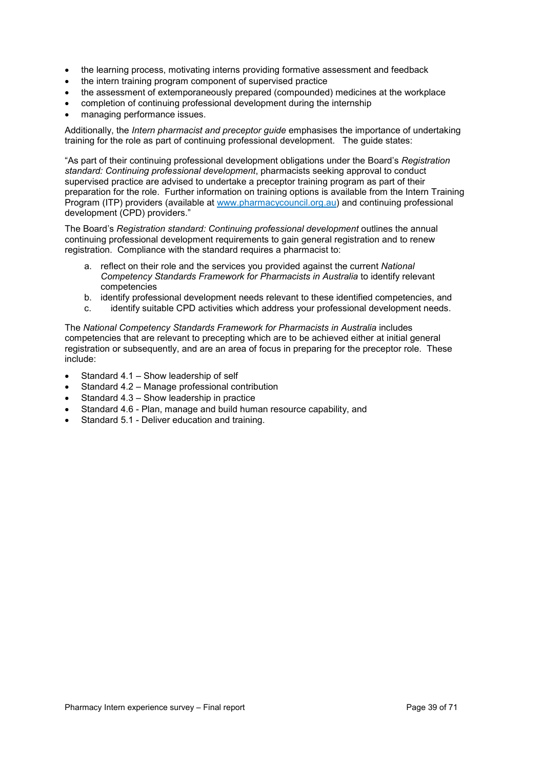- the learning process, motivating interns providing formative assessment and feedback
- the intern training program component of supervised practice
- the assessment of extemporaneously prepared (compounded) medicines at the workplace
- completion of continuing professional development during the internship
- managing performance issues.

Additionally, the *Intern pharmacist and preceptor guide* emphasises the importance of undertaking training for the role as part of continuing professional development. The guide states:

"As part of their continuing professional development obligations under the Board's *Registration standard: Continuing professional development*, pharmacists seeking approval to conduct supervised practice are advised to undertake a preceptor training program as part of their preparation for the role. Further information on training options is available from the Intern Training Program (ITP) providers (available at [www.pharmacycouncil.org.au](http://www.pharmacycouncil.org.au)) and continuing professional development (CPD) providers."

The Board's *Registration standard: Continuing professional development* outlines the annual continuing professional development requirements to gain general registration and to renew registration. Compliance with the standard requires a pharmacist to:

a. reflect on their role and the services you provided against the current *National Competency Standards Framework for Pharmacists in Australia* to identify relevant competencies
b. identify professional development needs relevant to these identified competencies, and
c. identify suitable CPD activities which address your professional development needs.

The *National Competency Standards Framework for Pharmacists in Australia* includes competencies that are relevant to precepting which are to be achieved either at initial general registration or subsequently, and are an area of focus in preparing for the preceptor role. These include:

- Standard 4.1 – Show leadership of self
- Standard 4.2 – Manage professional contribution
- Standard 4.3 – Show leadership in practice
- Standard 4.6 - Plan, manage and build human resource capability, and
- Standard 5.1 - Deliver education and training.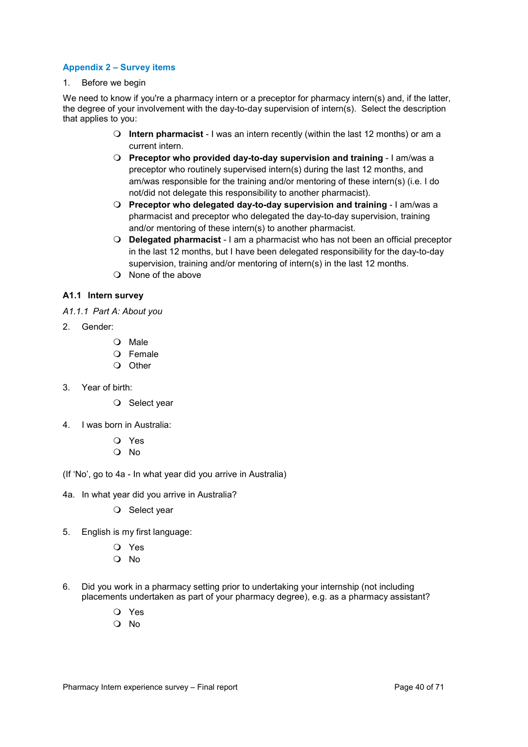## Appendix 2 – Survey items

1. Before we begin

We need to know if you're a pharmacy intern or a preceptor for pharmacy intern(s) and, if the latter, the degree of your involvement with the day-to-day supervision of intern(s). Select the description that applies to you:

- **Intern pharmacist** - I was an intern recently (within the last 12 months) or am a current intern.
- **Preceptor who provided day-to-day supervision and training** - I am/was a preceptor who routinely supervised intern(s) during the last 12 months, and am/was responsible for the training and/or mentoring of these intern(s) (i.e. I do not/did not delegate this responsibility to another pharmacist).
- **Preceptor who delegated day-to-day supervision and training** - I am/was a pharmacist and preceptor who delegated the day-to-day supervision, training and/or mentoring of these intern(s) to another pharmacist.
- **Delegated pharmacist** - I am a pharmacist who has not been an official preceptor in the last 12 months, but I have been delegated responsibility for the day-to-day supervision, training and/or mentoring of intern(s) in the last 12 months.
- None of the above

### A1.1 Intern survey

*A1.1.1 Part A: About you*

2. Gender:
   - Male
   - Female
   - Other

3. Year of birth:
   - Select year

4. I was born in Australia:
   - Yes
   - No

(If 'No', go to 4a - In what year did you arrive in Australia)

4a. In what year did you arrive in Australia?
   - Select year

5. English is my first language:
   - Yes
   - No

6. Did you work in a pharmacy setting prior to undertaking your internship (not including placements undertaken as part of your pharmacy degree), e.g. as a pharmacy assistant?
   - Yes
   - No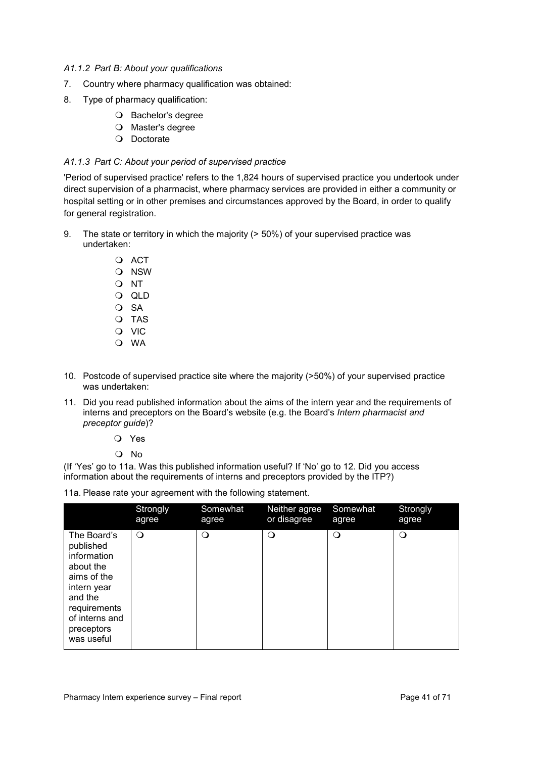### *A1.1.2 Part B: About your qualifications*

7. Country where pharmacy qualification was obtained:
8. Type of pharmacy qualification:
   - ❍ Bachelor's degree
   - ❍ Master's degree
   - ❍ Doctorate

### *A1.1.3 Part C: About your period of supervised practice*

'Period of supervised practice' refers to the 1,824 hours of supervised practice you undertook under direct supervision of a pharmacist, where pharmacy services are provided in either a community or hospital setting or in other premises and circumstances approved by the Board, in order to qualify for general registration.

9. The state or territory in which the majority (> 50%) of your supervised practice was undertaken:
   - ❍ ACT
   - ❍ NSW
   - ❍ NT
   - ❍ QLD
   - ❍ SA
   - ❍ TAS
   - ❍ VIC
   - ❍ WA
10. Postcode of supervised practice site where the majority (>50%) of your supervised practice was undertaken:
11. Did you read published information about the aims of the intern year and the requirements of interns and preceptors on the Board's website (e.g. the Board's *Intern pharmacist and preceptor guide*)?
   - ❍ Yes
   - ❍ No

(If 'Yes' go to 11a. Was this published information useful? If 'No' go to 12. Did you access information about the requirements of interns and preceptors provided by the ITP?)

11a. Please rate your agreement with the following statement.

| | Strongly agree | Somewhat agree | Neither agree or disagree | Somewhat agree | Strongly agree |
|---|---|---|---|---|---|
| The Board's published information about the aims of the intern year and the requirements of interns and preceptors was useful | ❍ | ❍ | ❍ | ❍ | ❍ |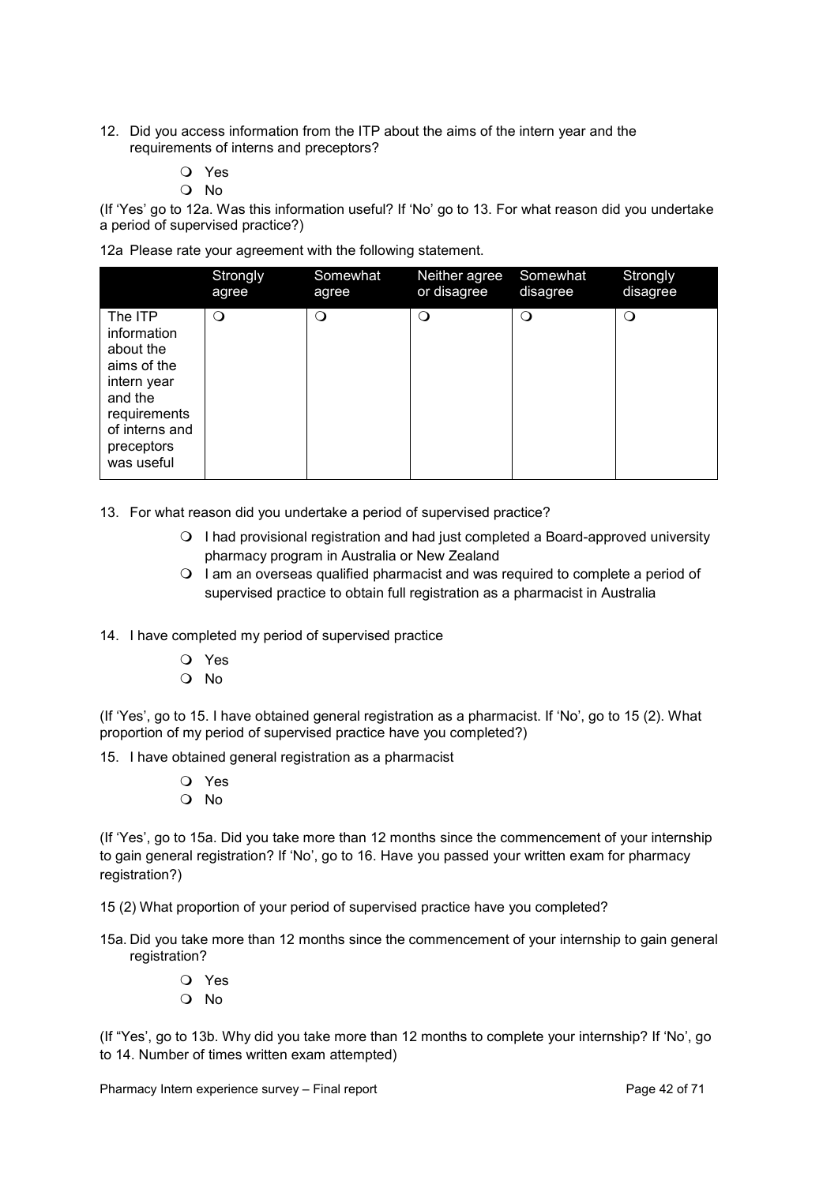12. Did you access information from the ITP about the aims of the intern year and the requirements of interns and preceptors?

   - ❍ Yes
   - ❍ No

(If 'Yes' go to 12a. Was this information useful? If 'No' go to 13. For what reason did you undertake a period of supervised practice?)

12a Please rate your agreement with the following statement.

| | Strongly agree | Somewhat agree | Neither agree or disagree | Somewhat disagree | Strongly disagree |
|---|---|---|---|---|---|
| The ITP information about the aims of the intern year and the requirements of interns and preceptors was useful | ❍ | ❍ | ❍ | ❍ | ❍ |

13. For what reason did you undertake a period of supervised practice?

   - ❍ I had provisional registration and had just completed a Board-approved university pharmacy program in Australia or New Zealand
   - ❍ I am an overseas qualified pharmacist and was required to complete a period of supervised practice to obtain full registration as a pharmacist in Australia

14. I have completed my period of supervised practice

   - ❍ Yes
   - ❍ No

(If 'Yes', go to 15. I have obtained general registration as a pharmacist. If 'No', go to 15 (2). What proportion of my period of supervised practice have you completed?)

15. I have obtained general registration as a pharmacist

   - ❍ Yes
   - ❍ No

(If 'Yes', go to 15a. Did you take more than 12 months since the commencement of your internship to gain general registration? If 'No', go to 16. Have you passed your written exam for pharmacy registration?)

15 (2) What proportion of your period of supervised practice have you completed?

15a. Did you take more than 12 months since the commencement of your internship to gain general registration?

   - ❍ Yes
   - ❍ No

(If "Yes', go to 13b. Why did you take more than 12 months to complete your internship? If 'No', go to 14. Number of times written exam attempted)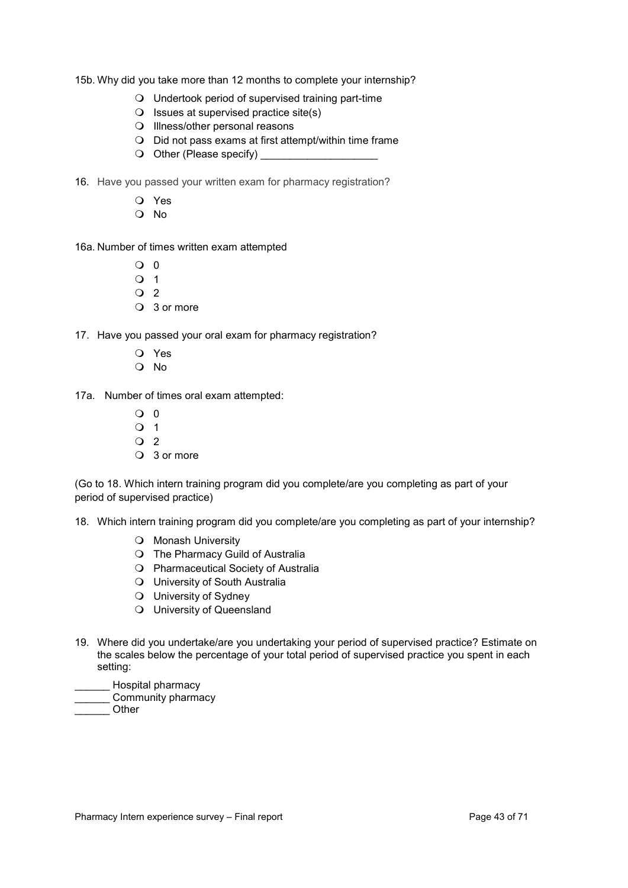15b. Why did you take more than 12 months to complete your internship?

- ❍ Undertook period of supervised training part-time
- ❍ Issues at supervised practice site(s)
- ❍ Illness/other personal reasons
- ❍ Did not pass exams at first attempt/within time frame
- ❍ Other (Please specify) ____________________

16. Have you passed your written exam for pharmacy registration?

- ❍ Yes
- ❍ No

16a. Number of times written exam attempted

- ❍ 0
- ❍ 1
- ❍ 2
- ❍ 3 or more

17. Have you passed your oral exam for pharmacy registration?

- ❍ Yes
- ❍ No

17a. Number of times oral exam attempted:

- ❍ 0
- ❍ 1
- ❍ 2
- ❍ 3 or more

(Go to 18. Which intern training program did you complete/are you completing as part of your period of supervised practice)

18. Which intern training program did you complete/are you completing as part of your internship?

- ❍ Monash University
- ❍ The Pharmacy Guild of Australia
- ❍ Pharmaceutical Society of Australia
- ❍ University of South Australia
- ❍ University of Sydney
- ❍ University of Queensland

19. Where did you undertake/are you undertaking your period of supervised practice? Estimate on the scales below the percentage of your total period of supervised practice you spent in each setting:

______ Hospital pharmacy
______ Community pharmacy
______ Other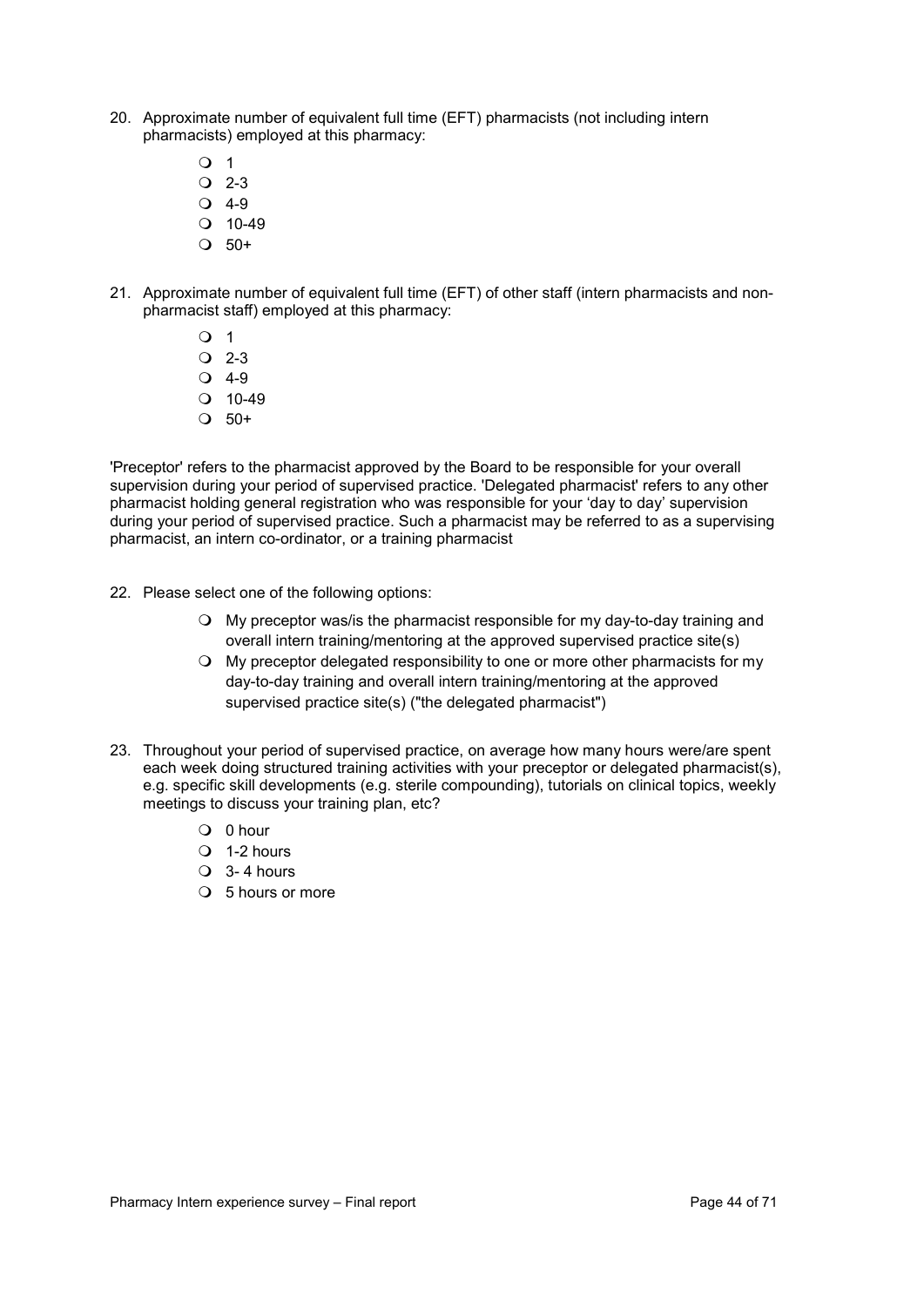20. Approximate number of equivalent full time (EFT) pharmacists (not including intern pharmacists) employed at this pharmacy:

    - 1
    - 2-3
    - 4-9
    - 10-49
    - 50+

21. Approximate number of equivalent full time (EFT) of other staff (intern pharmacists and non-pharmacist staff) employed at this pharmacy:

    - 1
    - 2-3
    - 4-9
    - 10-49
    - 50+

'Preceptor' refers to the pharmacist approved by the Board to be responsible for your overall supervision during your period of supervised practice. 'Delegated pharmacist' refers to any other pharmacist holding general registration who was responsible for your 'day to day' supervision during your period of supervised practice. Such a pharmacist may be referred to as a supervising pharmacist, an intern co-ordinator, or a training pharmacist

22. Please select one of the following options:

    - My preceptor was/is the pharmacist responsible for my day-to-day training and overall intern training/mentoring at the approved supervised practice site(s)
    - My preceptor delegated responsibility to one or more other pharmacists for my day-to-day training and overall intern training/mentoring at the approved supervised practice site(s) ("the delegated pharmacist")

23. Throughout your period of supervised practice, on average how many hours were/are spent each week doing structured training activities with your preceptor or delegated pharmacist(s), e.g. specific skill developments (e.g. sterile compounding), tutorials on clinical topics, weekly meetings to discuss your training plan, etc?

    - 0 hour
    - 1-2 hours
    - 3- 4 hours
    - 5 hours or more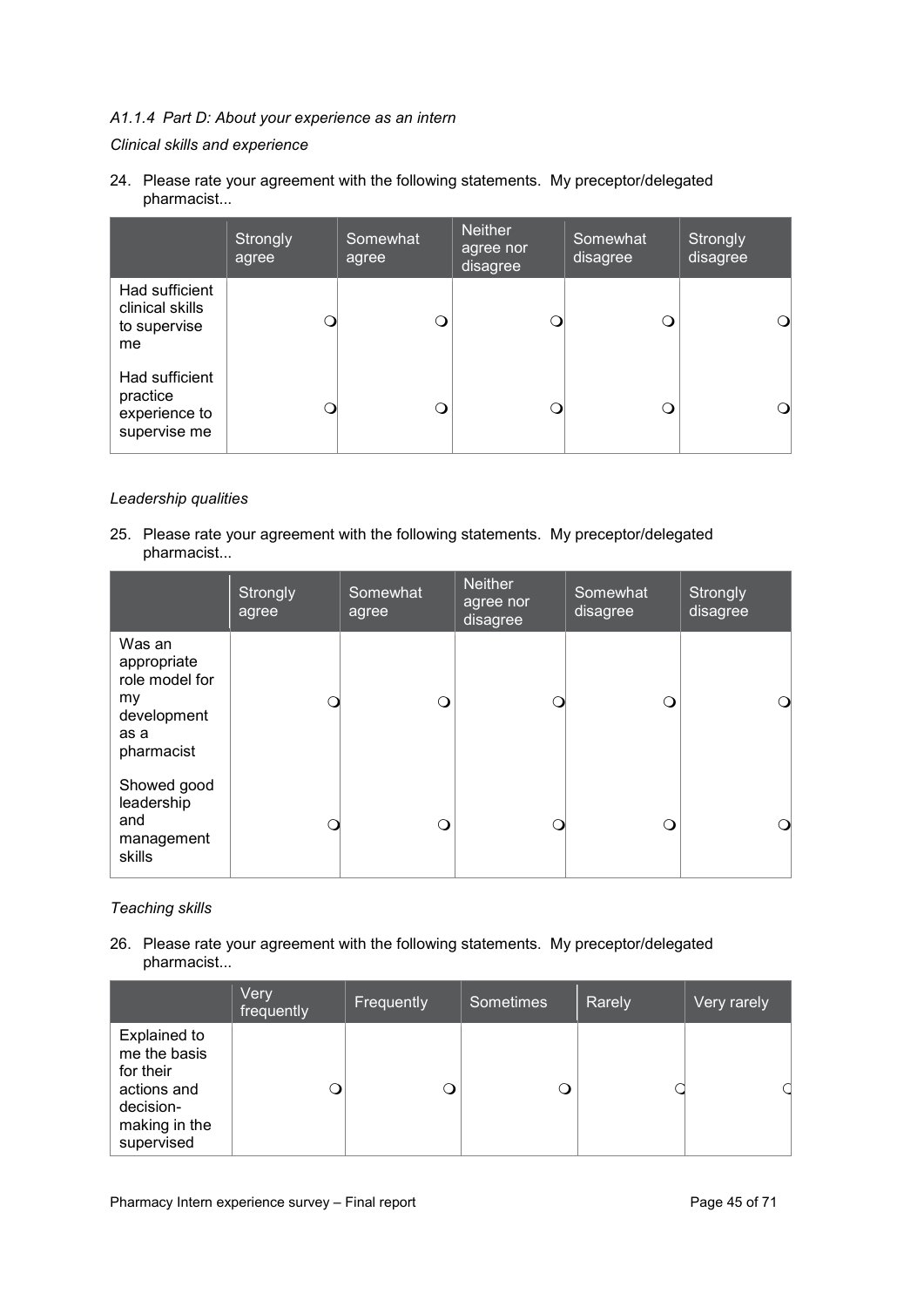*A1.1.4 Part D: About your experience as an intern*

*Clinical skills and experience*

24. Please rate your agreement with the following statements. My preceptor/delegated pharmacist...

| | Strongly agree | Somewhat agree | Neither agree nor disagree | Somewhat disagree | Strongly disagree |
|---|---|---|---|---|---|
| Had sufficient clinical skills to supervise me | ❍ | ❍ | ❍ | ❍ | ❍ |
| Had sufficient practice experience to supervise me | ❍ | ❍ | ❍ | ❍ | ❍ |

*Leadership qualities*

25. Please rate your agreement with the following statements. My preceptor/delegated pharmacist...

| | Strongly agree | Somewhat agree | Neither agree nor disagree | Somewhat disagree | Strongly disagree |
|---|---|---|---|---|---|
| Was an appropriate role model for my development as a pharmacist | ❍ | ❍ | ❍ | ❍ | ❍ |
| Showed good leadership and management skills | ❍ | ❍ | ❍ | ❍ | ❍ |

*Teaching skills*

26. Please rate your agreement with the following statements. My preceptor/delegated pharmacist...

| | Very frequently | Frequently | Sometimes | Rarely | Very rarely |
|---|---|---|---|---|---|
| Explained to me the basis for their actions and decision-making in the supervised | ❍ | ❍ | ❍ | ❍ | ❍ |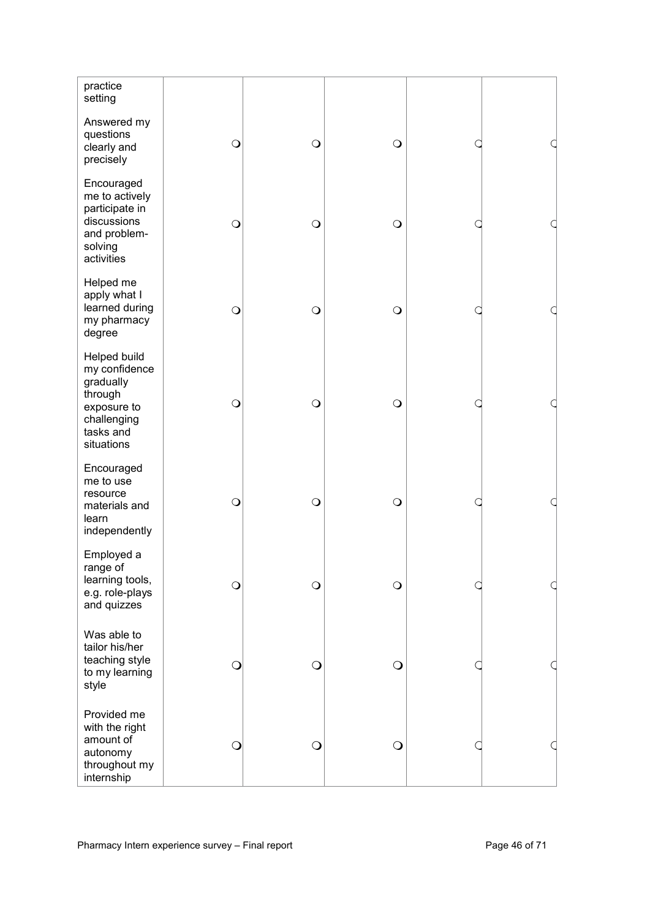| | | | | | |
|---|---|---|---|---|---|
| practice setting | | | | | |
| Answered my questions clearly and precisely | ❍ | ❍ | ❍ | ❍ | ❍ |
| Encouraged me to actively participate in discussions and problem-solving activities | ❍ | ❍ | ❍ | ❍ | ❍ |
| Helped me apply what I learned during my pharmacy degree | ❍ | ❍ | ❍ | ❍ | ❍ |
| Helped build my confidence gradually through exposure to challenging tasks and situations | ❍ | ❍ | ❍ | ❍ | ❍ |
| Encouraged me to use resource materials and learn independently | ❍ | ❍ | ❍ | ❍ | ❍ |
| Employed a range of learning tools, e.g. role-plays and quizzes | ❍ | ❍ | ❍ | ❍ | ❍ |
| Was able to tailor his/her teaching style to my learning style | ❍ | ❍ | ❍ | ❍ | ❍ |
| Provided me with the right amount of autonomy throughout my internship | ❍ | ❍ | ❍ | ❍ | ❍ |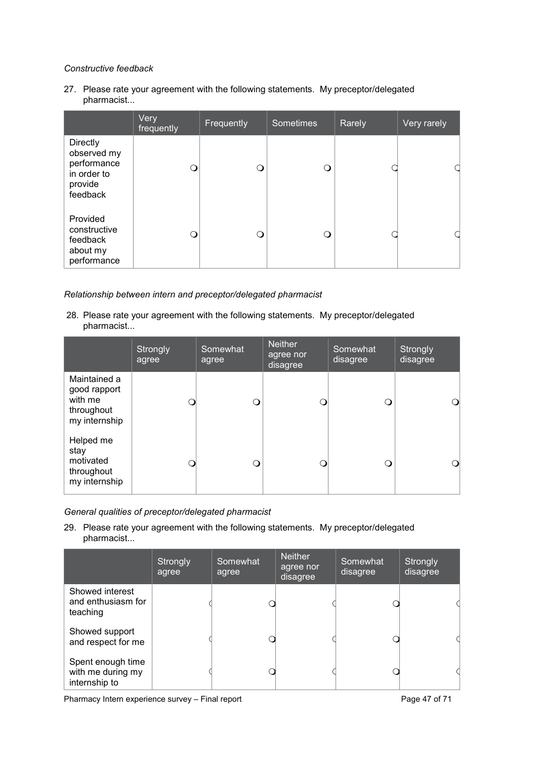*Constructive feedback*

27. Please rate your agreement with the following statements. My preceptor/delegated pharmacist...

| | Very frequently | Frequently | Sometimes | Rarely | Very rarely |
|---|---|---|---|---|---|
| Directly observed my performance in order to provide feedback | ❍ | ❍ | ❍ | ❍ | ❍ |
| Provided constructive feedback about my performance | ❍ | ❍ | ❍ | ❍ | ❍ |

*Relationship between intern and preceptor/delegated pharmacist*

28. Please rate your agreement with the following statements. My preceptor/delegated pharmacist...

| | Strongly agree | Somewhat agree | Neither agree nor disagree | Somewhat disagree | Strongly disagree |
|---|---|---|---|---|---|
| Maintained a good rapport with me throughout my internship | ❍ | ❍ | ❍ | ❍ | ❍ |
| Helped me stay motivated throughout my internship | ❍ | ❍ | ❍ | ❍ | ❍ |

*General qualities of preceptor/delegated pharmacist*

29. Please rate your agreement with the following statements. My preceptor/delegated pharmacist...

| | Strongly agree | Somewhat agree | Neither agree nor disagree | Somewhat disagree | Strongly disagree |
|---|---|---|---|---|---|
| Showed interest and enthusiasm for teaching | ❍ | ❍ | ❍ | ❍ | ❍ |
| Showed support and respect for me | ❍ | ❍ | ❍ | ❍ | ❍ |
| Spent enough time with me during my internship to | ❍ | ❍ | ❍ | ❍ | ❍ |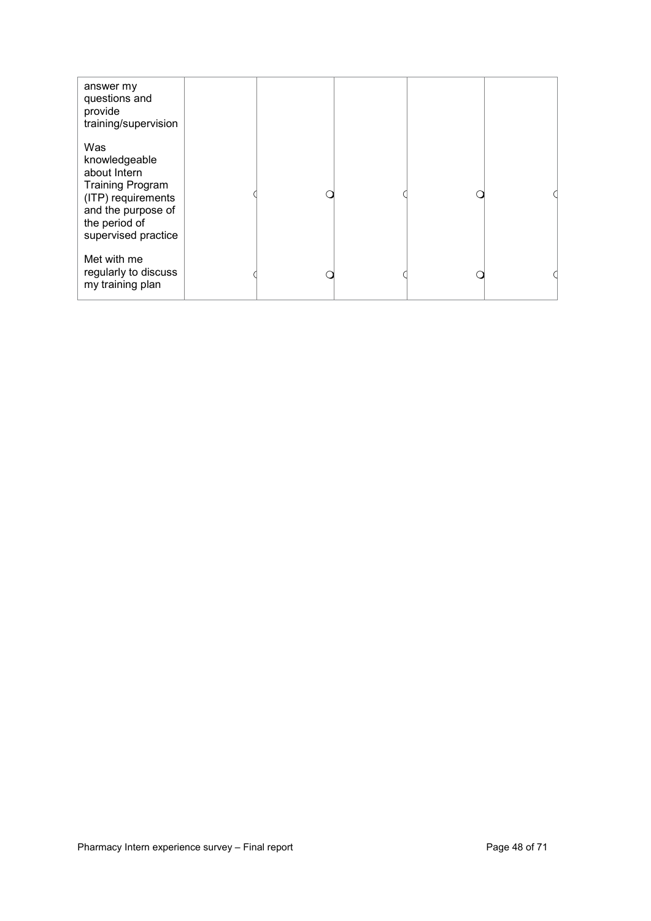| | | | | | |
|---|---|---|---|---|---|
| answer my questions and provide training/supervision | | | | | |
| Was knowledgeable about Intern Training Program (ITP) requirements and the purpose of the period of supervised practice | ○ | ○ | ○ | ○ | ○ |
| Met with me regularly to discuss my training plan | ○ | ○ | ○ | ○ | ○ |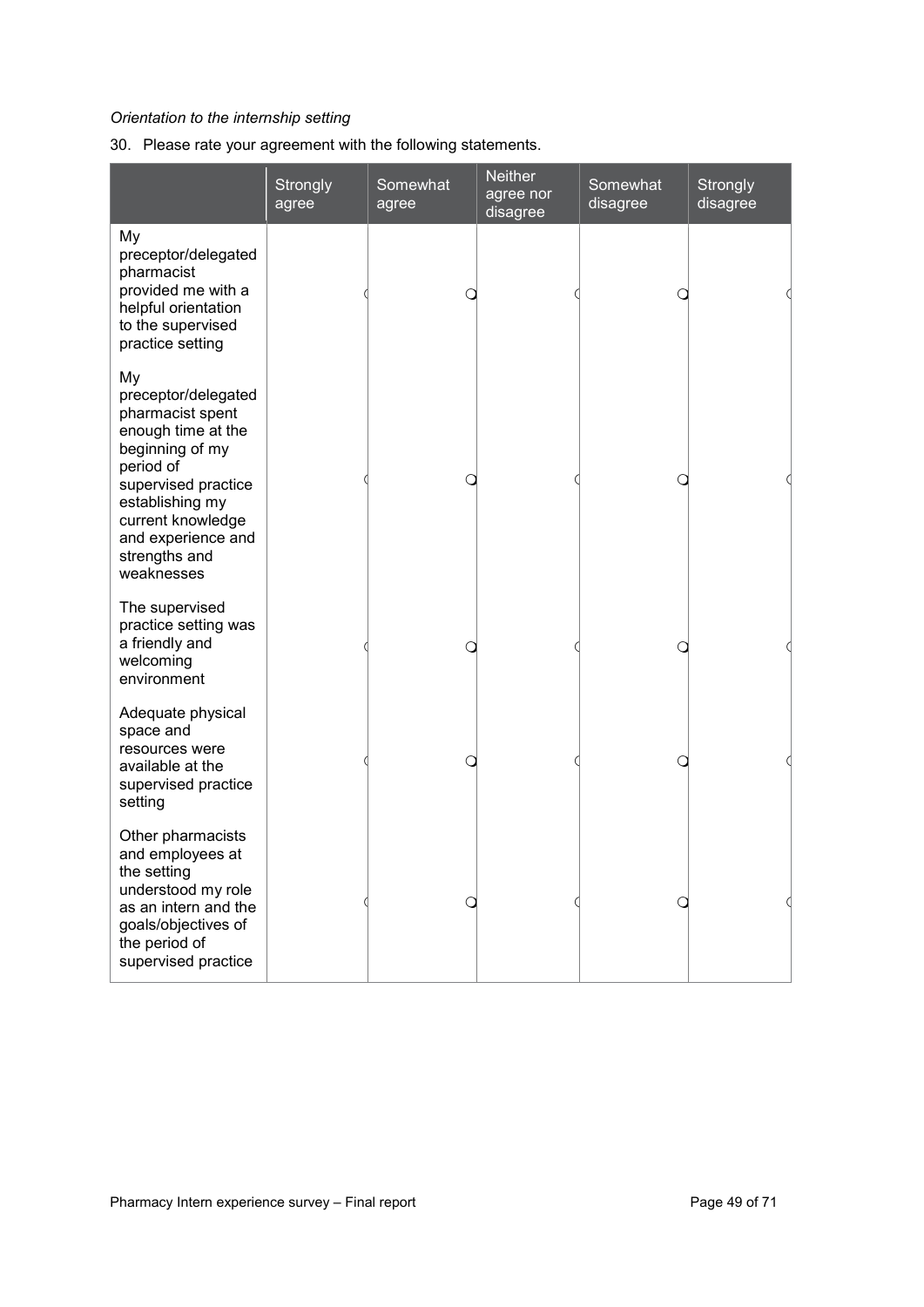*Orientation to the internship setting*

30. Please rate your agreement with the following statements.

| | Strongly agree | Somewhat agree | Neither agree nor disagree | Somewhat disagree | Strongly disagree |
|---|---|---|---|---|---|
| My preceptor/delegated pharmacist provided me with a helpful orientation to the supervised practice setting | | | | | |
| My preceptor/delegated pharmacist spent enough time at the beginning of my period of supervised practice establishing my current knowledge and experience and strengths and weaknesses | | | | | |
| The supervised practice setting was a friendly and welcoming environment | | | | | |
| Adequate physical space and resources were available at the supervised practice setting | | | | | |
| Other pharmacists and employees at the setting understood my role as an intern and the goals/objectives of the period of supervised practice | | | | | |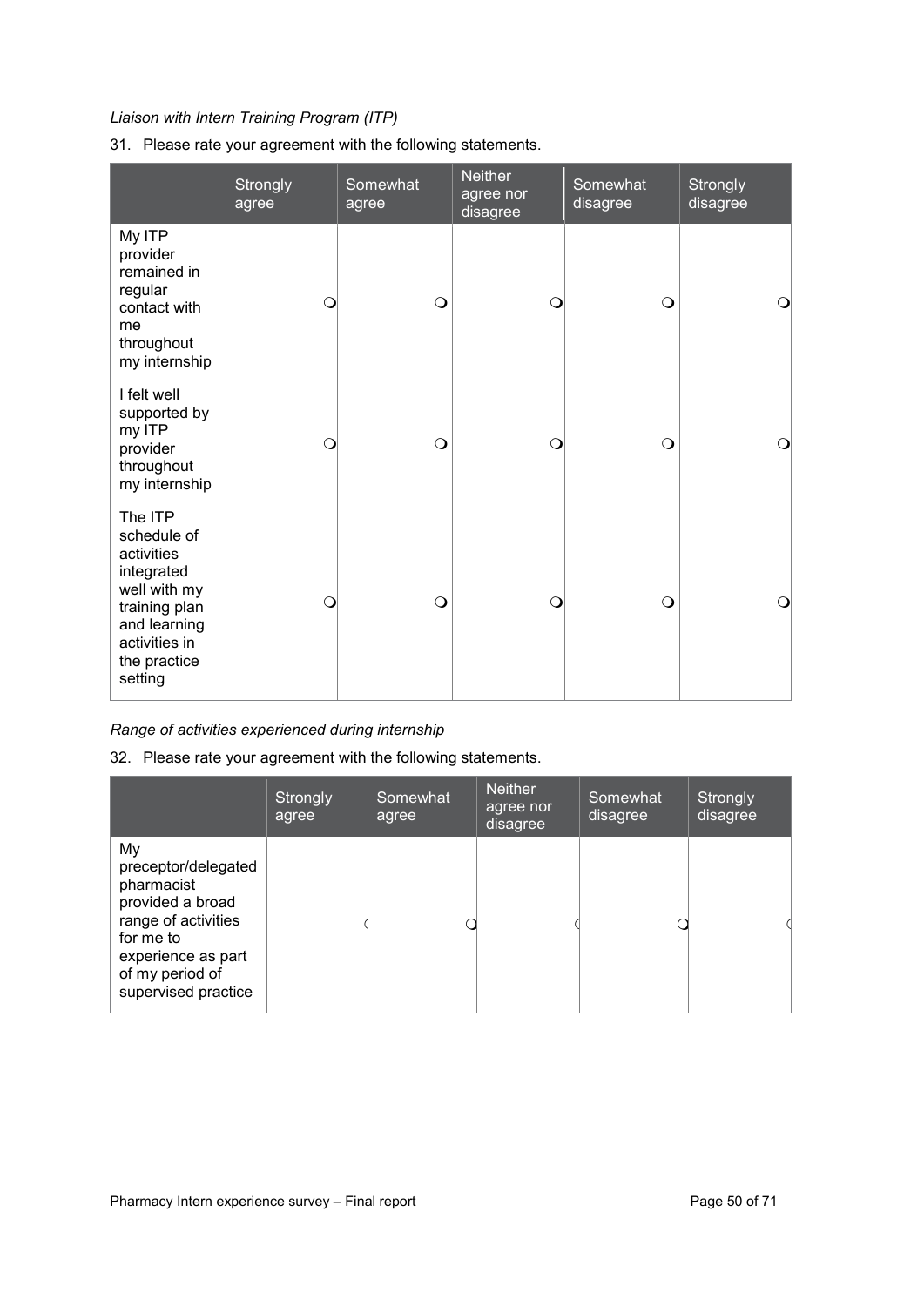*Liaison with Intern Training Program (ITP)*

31. Please rate your agreement with the following statements.

| | Strongly agree | Somewhat agree | Neither agree nor disagree | Somewhat disagree | Strongly disagree |
|---|---|---|---|---|---|
| My ITP provider remained in regular contact with me throughout my internship | ❍ | ❍ | ❍ | ❍ | ❍ |
| I felt well supported by my ITP provider throughout my internship | ❍ | ❍ | ❍ | ❍ | ❍ |
| The ITP schedule of activities integrated well with my training plan and learning activities in the practice setting | ❍ | ❍ | ❍ | ❍ | ❍ |

*Range of activities experienced during internship*

32. Please rate your agreement with the following statements.

| | Strongly agree | Somewhat agree | Neither agree nor disagree | Somewhat disagree | Strongly disagree |
|---|---|---|---|---|---|
| My preceptor/delegated pharmacist provided a broad range of activities for me to experience as part of my period of supervised practice | ❍ | ❍ | ❍ | ❍ | ❍ |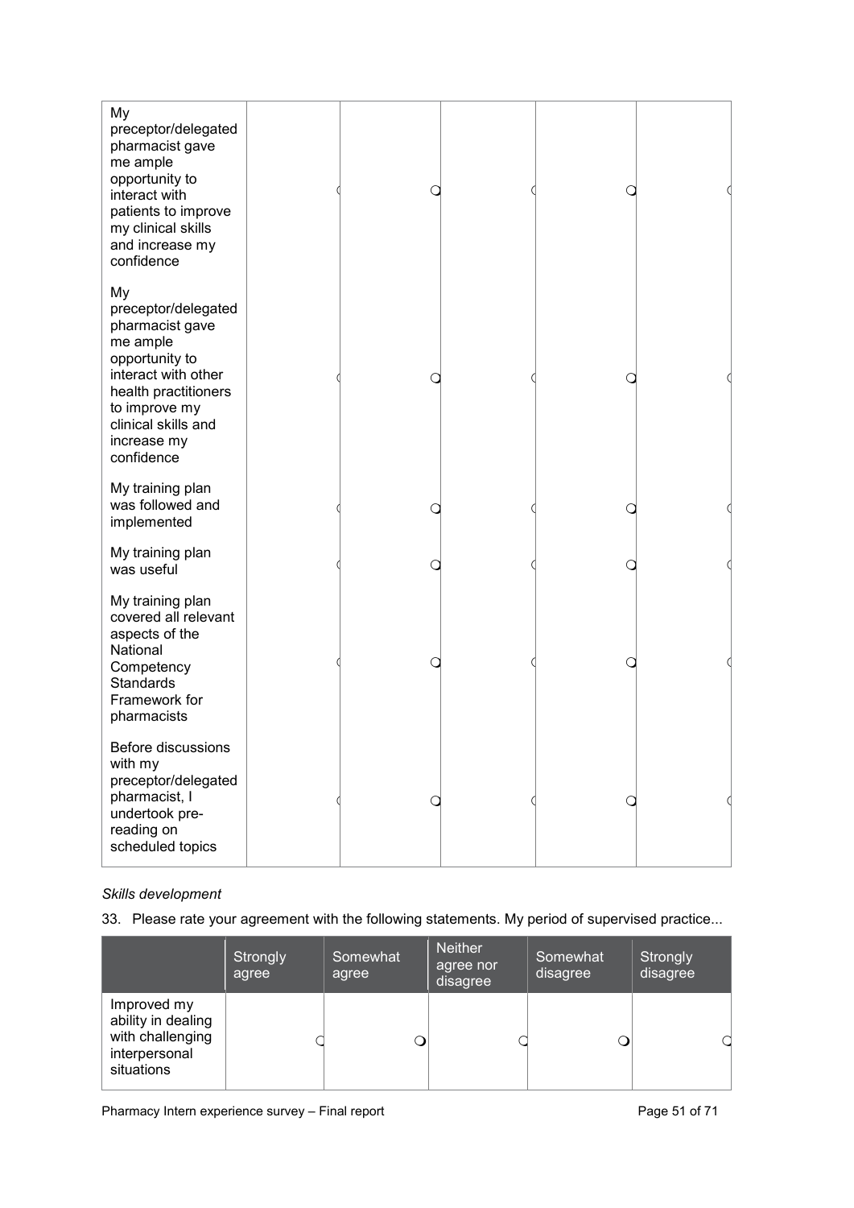| | | | | | |
|---|---|---|---|---|---|
| My preceptor/delegated pharmacist gave me ample opportunity to interact with patients to improve my clinical skills and increase my confidence | ○ | ○ | ○ | ○ | ○ |
| My preceptor/delegated pharmacist gave me ample opportunity to interact with other health practitioners to improve my clinical skills and increase my confidence | ○ | ○ | ○ | ○ | ○ |
| My training plan was followed and implemented | ○ | ○ | ○ | ○ | ○ |
| My training plan was useful | ○ | ○ | ○ | ○ | ○ |
| My training plan covered all relevant aspects of the National Competency Standards Framework for pharmacists | ○ | ○ | ○ | ○ | ○ |
| Before discussions with my preceptor/delegated pharmacist, I undertook pre-reading on scheduled topics | ○ | ○ | ○ | ○ | ○ |

*Skills development*

33. Please rate your agreement with the following statements. My period of supervised practice...

| | Strongly agree | Somewhat agree | Neither agree nor disagree | Somewhat disagree | Strongly disagree |
|---|---|---|---|---|---|
| Improved my ability in dealing with challenging interpersonal situations | ○ | ○ | ○ | ○ | ○ |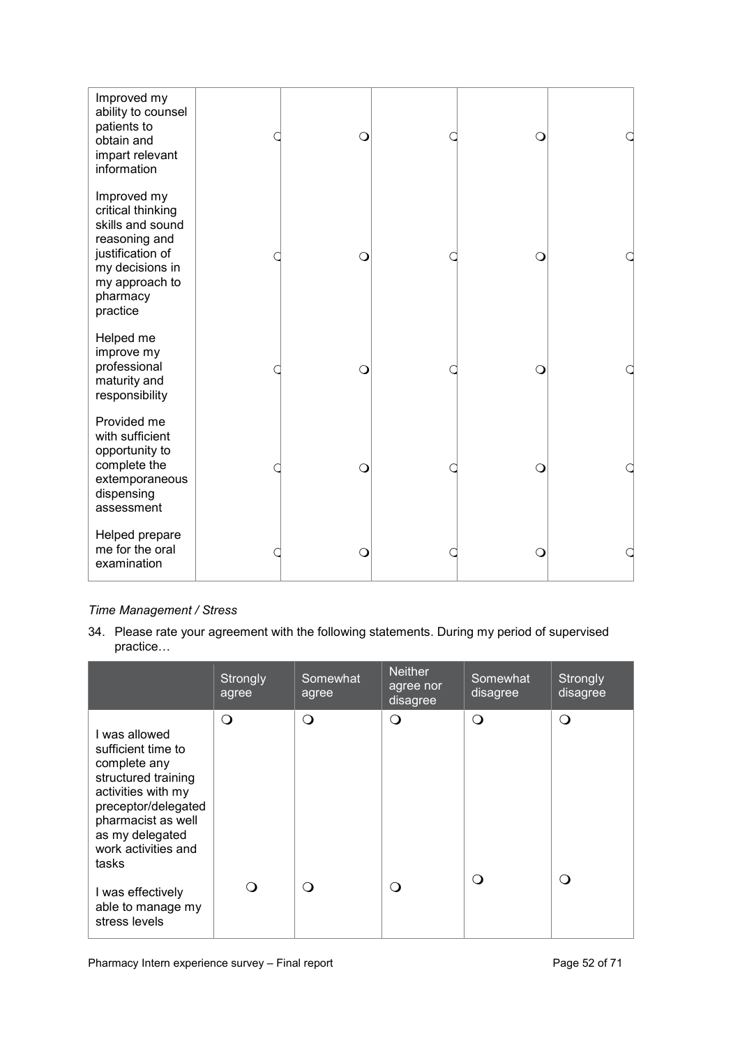| | | | | | |
|---|---|---|---|---|---|
| Improved my ability to counsel patients to obtain and impart relevant information | ❍ | ❍ | ❍ | ❍ | ❍ |
| Improved my critical thinking skills and sound reasoning and justification of my decisions in my approach to pharmacy practice | ❍ | ❍ | ❍ | ❍ | ❍ |
| Helped me improve my professional maturity and responsibility | ❍ | ❍ | ❍ | ❍ | ❍ |
| Provided me with sufficient opportunity to complete the extemporaneous dispensing assessment | ❍ | ❍ | ❍ | ❍ | ❍ |
| Helped prepare me for the oral examination | ❍ | ❍ | ❍ | ❍ | ❍ |

*Time Management / Stress*

34. Please rate your agreement with the following statements. During my period of supervised practice…

| | Strongly agree | Somewhat agree | Neither agree nor disagree | Somewhat disagree | Strongly disagree |
|---|---|---|---|---|---|
| I was allowed sufficient time to complete any structured training activities with my preceptor/delegated pharmacist as well as my delegated work activities and tasks | ❍ | ❍ | ❍ | ❍ | ❍ |
| I was effectively able to manage my stress levels | ❍ | ❍ | ❍ | ❍ | ❍ |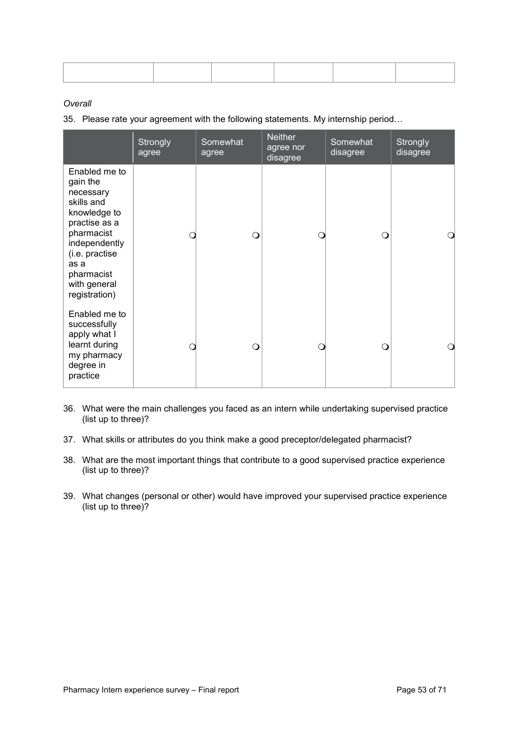| | | | | | |
|---|---|---|---|---|---|
| | | | | | |

*Overall*

35. Please rate your agreement with the following statements. My internship period…

| | Strongly agree | Somewhat agree | Neither agree nor disagree | Somewhat disagree | Strongly disagree |
|---|---|---|---|---|---|
| Enabled me to gain the necessary skills and knowledge to practise as a pharmacist independently (i.e. practise as a pharmacist with general registration) | ❍ | ❍ | ❍ | ❍ | ❍ |
| Enabled me to successfully apply what I learnt during my pharmacy degree in practice | ❍ | ❍ | ❍ | ❍ | ❍ |

36. What were the main challenges you faced as an intern while undertaking supervised practice (list up to three)?

37. What skills or attributes do you think make a good preceptor/delegated pharmacist?

38. What are the most important things that contribute to a good supervised practice experience (list up to three)?

39. What changes (personal or other) would have improved your supervised practice experience (list up to three)?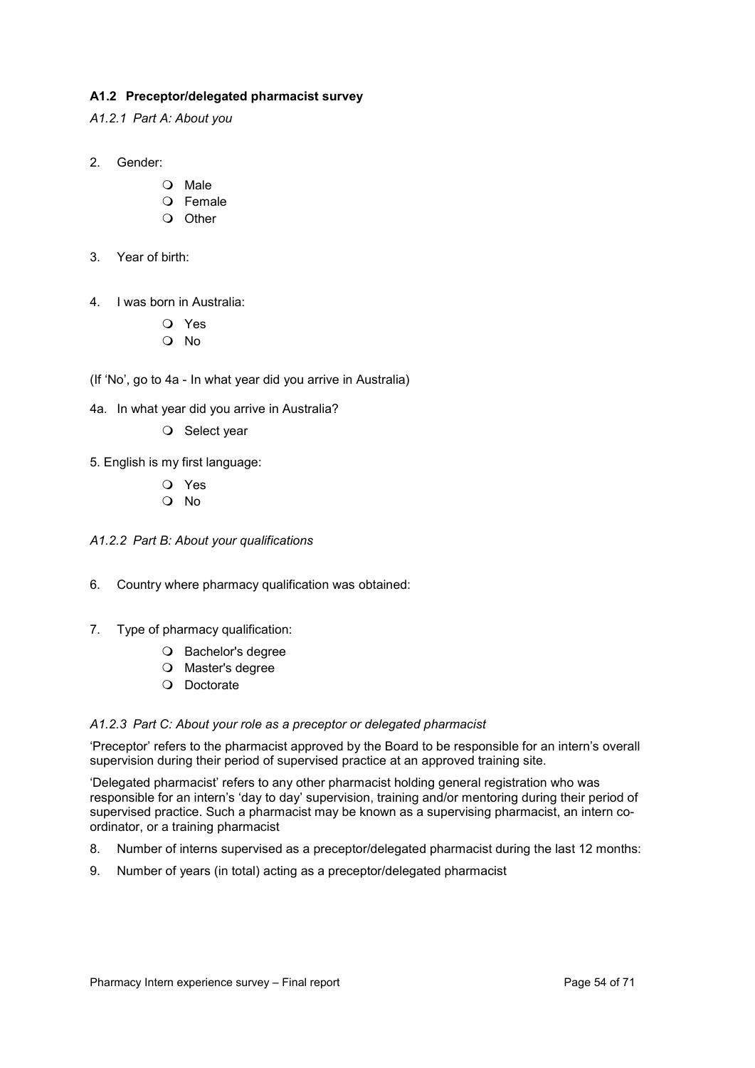### A1.2 Preceptor/delegated pharmacist survey

*A1.2.1 Part A: About you*

2. Gender:

   - Male
   - Female
   - Other

3. Year of birth:

4. I was born in Australia:

   - Yes
   - No

(If 'No', go to 4a - In what year did you arrive in Australia)

4a. In what year did you arrive in Australia?

   - Select year

5. English is my first language:

   - Yes
   - No

*A1.2.2 Part B: About your qualifications*

6. Country where pharmacy qualification was obtained:

7. Type of pharmacy qualification:

   - Bachelor's degree
   - Master's degree
   - Doctorate

*A1.2.3 Part C: About your role as a preceptor or delegated pharmacist*

'Preceptor' refers to the pharmacist approved by the Board to be responsible for an intern's overall supervision during their period of supervised practice at an approved training site.

'Delegated pharmacist' refers to any other pharmacist holding general registration who was responsible for an intern's 'day to day' supervision, training and/or mentoring during their period of supervised practice. Such a pharmacist may be known as a supervising pharmacist, an intern co-ordinator, or a training pharmacist

8. Number of interns supervised as a preceptor/delegated pharmacist during the last 12 months:
9. Number of years (in total) acting as a preceptor/delegated pharmacist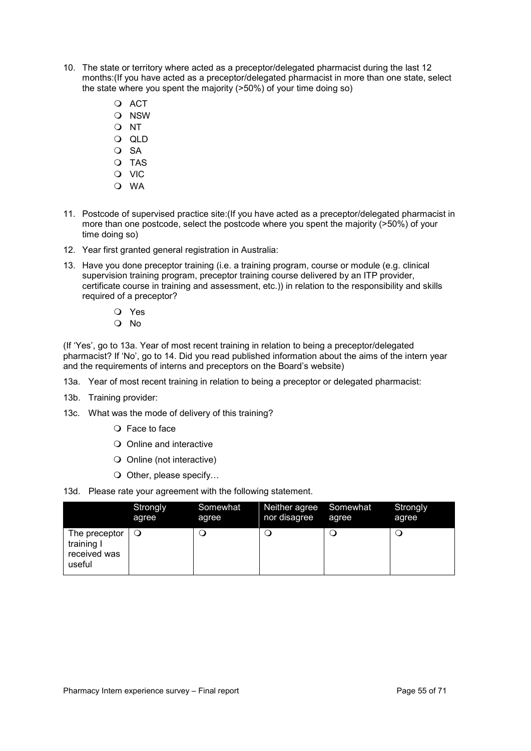10. The state or territory where acted as a preceptor/delegated pharmacist during the last 12 months:(If you have acted as a preceptor/delegated pharmacist in more than one state, select the state where you spent the majority (>50%) of your time doing so)

    - ACT
    - NSW
    - NT
    - QLD
    - SA
    - TAS
    - VIC
    - WA

11. Postcode of supervised practice site:(If you have acted as a preceptor/delegated pharmacist in more than one postcode, select the postcode where you spent the majority (>50%) of your time doing so)

12. Year first granted general registration in Australia:

13. Have you done preceptor training (i.e. a training program, course or module (e.g. clinical supervision training program, preceptor training course delivered by an ITP provider, certificate course in training and assessment, etc.)) in relation to the responsibility and skills required of a preceptor?

    - Yes
    - No

(If 'Yes', go to 13a. Year of most recent training in relation to being a preceptor/delegated pharmacist? If 'No', go to 14. Did you read published information about the aims of the intern year and the requirements of interns and preceptors on the Board's website)

13a. Year of most recent training in relation to being a preceptor or delegated pharmacist:

13b. Training provider:

13c. What was the mode of delivery of this training?

- Face to face
- Online and interactive
- Online (not interactive)
- Other, please specify…

13d. Please rate your agreement with the following statement.

| | Strongly agree | Somewhat agree | Neither agree nor disagree | Somewhat agree | Strongly agree |
|---|---|---|---|---|---|
| The preceptor training I received was useful | ○ | ○ | ○ | ○ | ○ |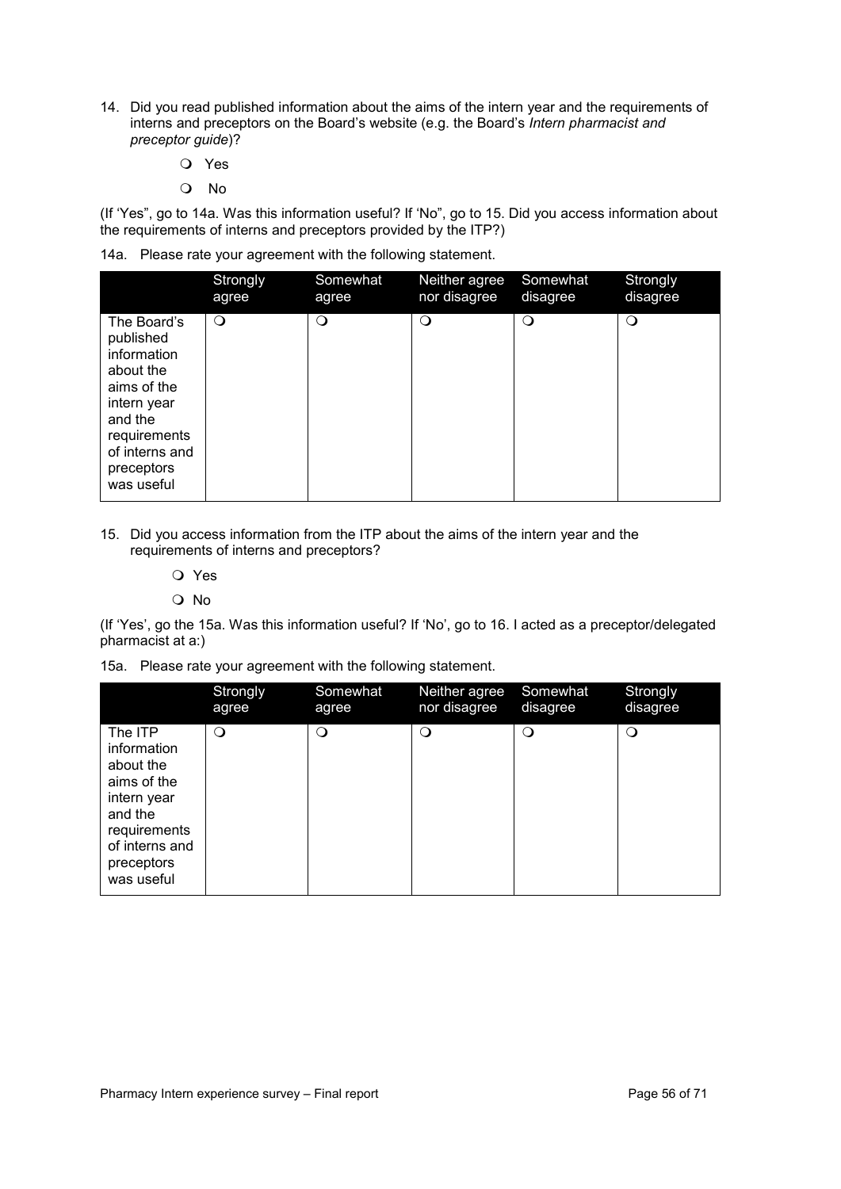14. Did you read published information about the aims of the intern year and the requirements of interns and preceptors on the Board's website (e.g. the Board's *Intern pharmacist and preceptor guide*)?

    - ❍ Yes
    - ❍ No

(If 'Yes", go to 14a. Was this information useful? If 'No", go to 15. Did you access information about the requirements of interns and preceptors provided by the ITP?)

14a. Please rate your agreement with the following statement.

| | Strongly agree | Somewhat agree | Neither agree nor disagree | Somewhat disagree | Strongly disagree |
|---|---|---|---|---|---|
| The Board's published information about the aims of the intern year and the requirements of interns and preceptors was useful | ❍ | ❍ | ❍ | ❍ | ❍ |

15. Did you access information from the ITP about the aims of the intern year and the requirements of interns and preceptors?

    - ❍ Yes
    - ❍ No

(If 'Yes', go the 15a. Was this information useful? If 'No', go to 16. I acted as a preceptor/delegated pharmacist at a:)

15a. Please rate your agreement with the following statement.

| | Strongly agree | Somewhat agree | Neither agree nor disagree | Somewhat disagree | Strongly disagree |
|---|---|---|---|---|---|
| The ITP information about the aims of the intern year and the requirements of interns and preceptors was useful | ❍ | ❍ | ❍ | ❍ | ❍ |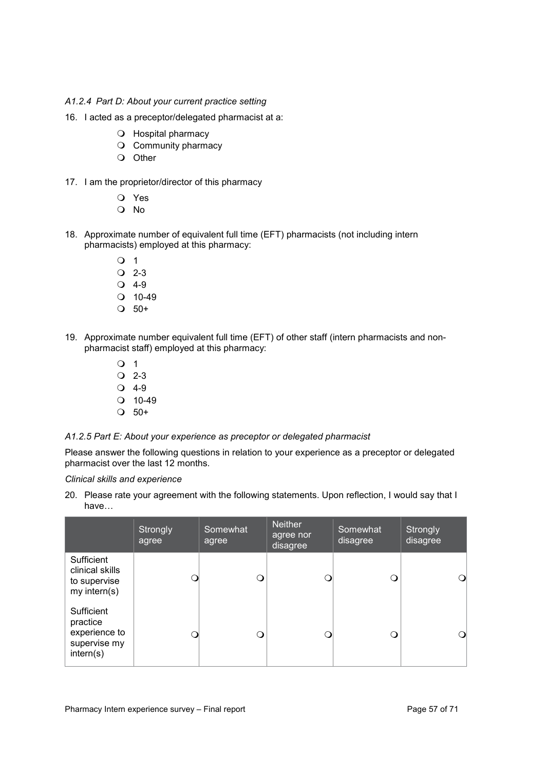*A1.2.4 Part D: About your current practice setting*

16. I acted as a preceptor/delegated pharmacist at a:

   - ❍ Hospital pharmacy
   - ❍ Community pharmacy
   - ❍ Other

17. I am the proprietor/director of this pharmacy

   - ❍ Yes
   - ❍ No

18. Approximate number of equivalent full time (EFT) pharmacists (not including intern pharmacists) employed at this pharmacy:

   - ❍ 1
   - ❍ 2-3
   - ❍ 4-9
   - ❍ 10-49
   - ❍ 50+

19. Approximate number equivalent full time (EFT) of other staff (intern pharmacists and non-pharmacist staff) employed at this pharmacy:

   - ❍ 1
   - ❍ 2-3
   - ❍ 4-9
   - ❍ 10-49
   - ❍ 50+

*A1.2.5 Part E: About your experience as preceptor or delegated pharmacist*

Please answer the following questions in relation to your experience as a preceptor or delegated pharmacist over the last 12 months.

*Clinical skills and experience*

20. Please rate your agreement with the following statements. Upon reflection, I would say that I have…

| | Strongly agree | Somewhat agree | Neither agree nor disagree | Somewhat disagree | Strongly disagree |
|---|---|---|---|---|---|
| Sufficient clinical skills to supervise my intern(s) | ❍ | ❍ | ❍ | ❍ | ❍ |
| Sufficient practice experience to supervise my intern(s) | ❍ | ❍ | ❍ | ❍ | ❍ |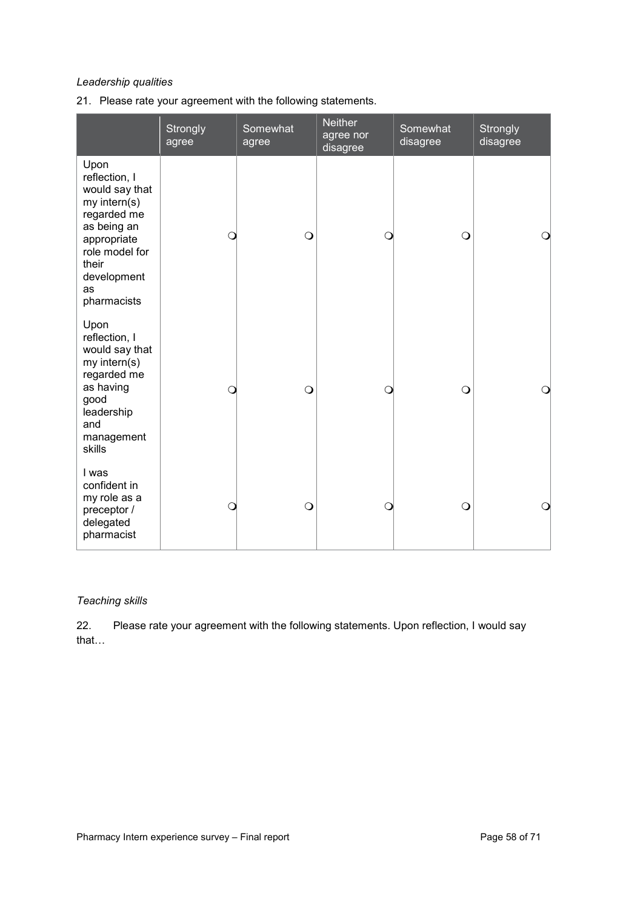*Leadership qualities*

21. Please rate your agreement with the following statements.

| | Strongly agree | Somewhat agree | Neither agree nor disagree | Somewhat disagree | Strongly disagree |
|---|---|---|---|---|---|
| Upon reflection, I would say that my intern(s) regarded me as being an appropriate role model for their development as pharmacists | ❍ | ❍ | ❍ | ❍ | ❍ |
| Upon reflection, I would say that my intern(s) regarded me as having good leadership and management skills | ❍ | ❍ | ❍ | ❍ | ❍ |
| I was confident in my role as a preceptor / delegated pharmacist | ❍ | ❍ | ❍ | ❍ | ❍ |

*Teaching skills*

22. Please rate your agreement with the following statements. Upon reflection, I would say that…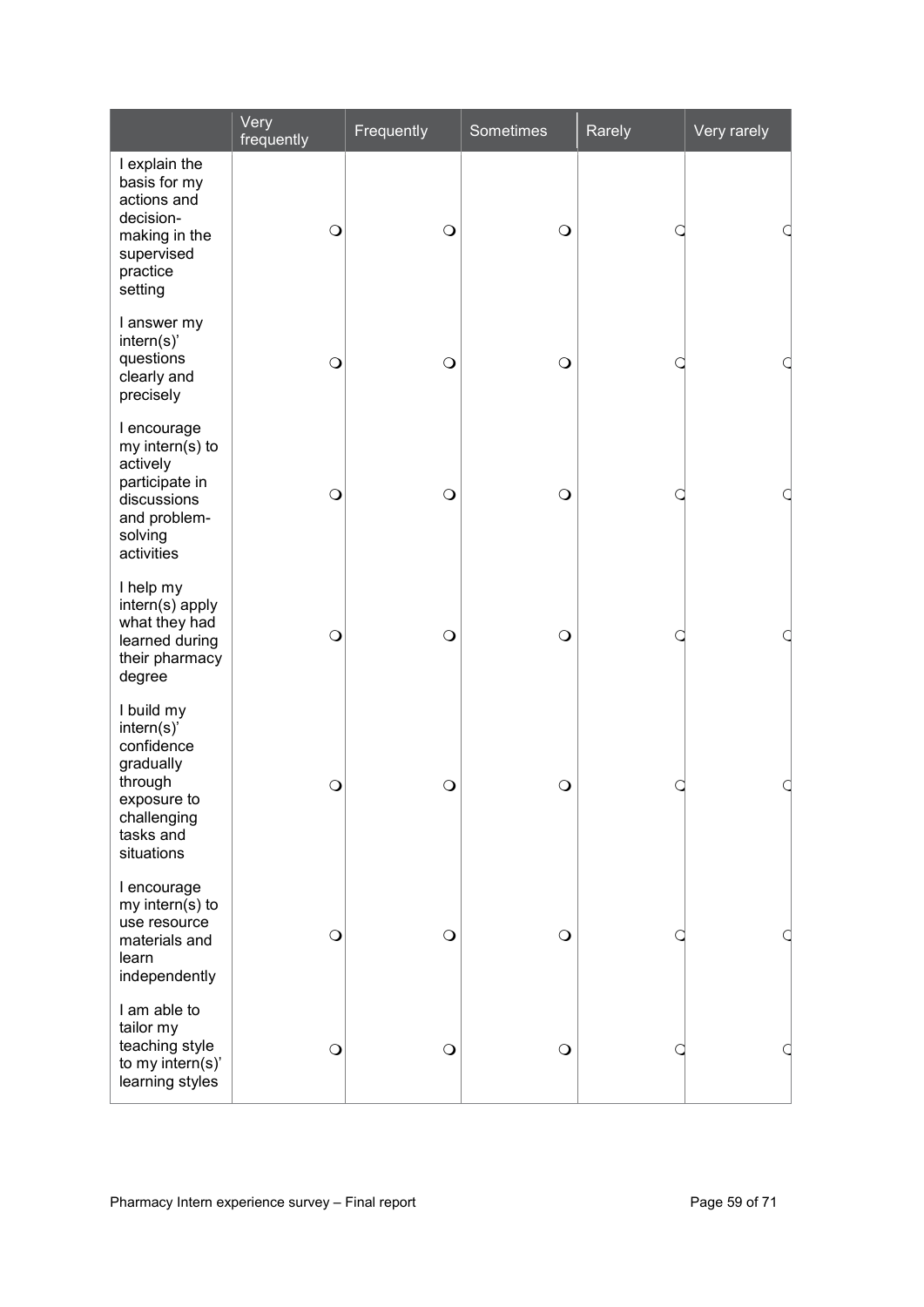| | Very frequently | Frequently | Sometimes | Rarely | Very rarely |
|---|---|---|---|---|---|
| I explain the basis for my actions and decision-making in the supervised practice setting | ❍ | ❍ | ❍ | ❍ | ❍ |
| I answer my intern(s)' questions clearly and precisely | ❍ | ❍ | ❍ | ❍ | ❍ |
| I encourage my intern(s) to actively participate in discussions and problem-solving activities | ❍ | ❍ | ❍ | ❍ | ❍ |
| I help my intern(s) apply what they had learned during their pharmacy degree | ❍ | ❍ | ❍ | ❍ | ❍ |
| I build my intern(s)' confidence gradually through exposure to challenging tasks and situations | ❍ | ❍ | ❍ | ❍ | ❍ |
| I encourage my intern(s) to use resource materials and learn independently | ❍ | ❍ | ❍ | ❍ | ❍ |
| I am able to tailor my teaching style to my intern(s)' learning styles | ❍ | ❍ | ❍ | ❍ | ❍ |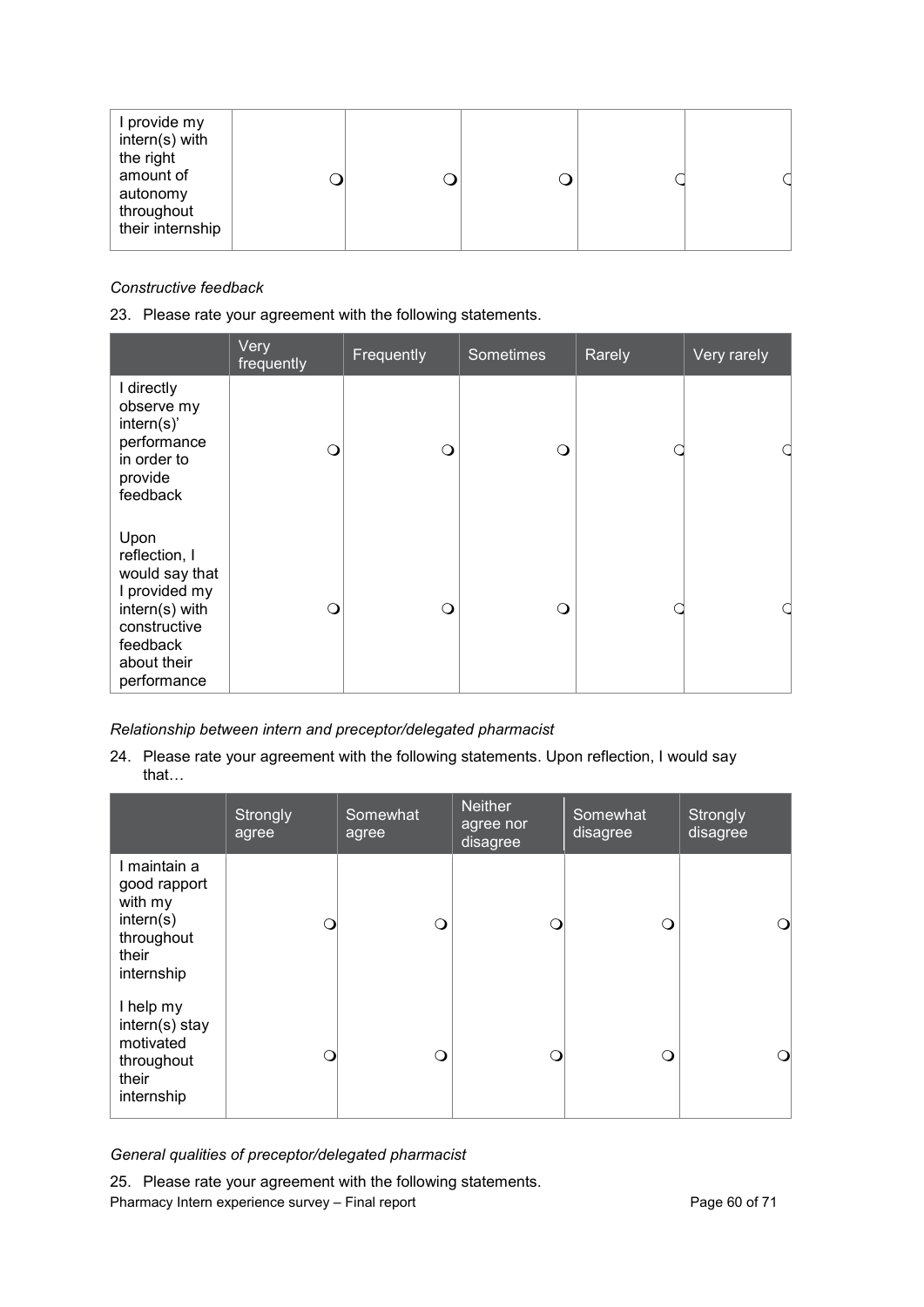| | | | | | |
|---|---|---|---|---|---|
| I provide my intern(s) with the right amount of autonomy throughout their internship | ❍ | ❍ | ❍ | ❍ | ❍ |

*Constructive feedback*

23. Please rate your agreement with the following statements.

| | Very frequently | Frequently | Sometimes | Rarely | Very rarely |
|---|---|---|---|---|---|
| I directly observe my intern(s)' performance in order to provide feedback | ❍ | ❍ | ❍ | ❍ | ❍ |
| Upon reflection, I would say that I provided my intern(s) with constructive feedback about their performance | ❍ | ❍ | ❍ | ❍ | ❍ |

*Relationship between intern and preceptor/delegated pharmacist*

24. Please rate your agreement with the following statements. Upon reflection, I would say that…

| | Strongly agree | Somewhat agree | Neither agree nor disagree | Somewhat disagree | Strongly disagree |
|---|---|---|---|---|---|
| I maintain a good rapport with my intern(s) throughout their internship | ❍ | ❍ | ❍ | ❍ | ❍ |
| I help my intern(s) stay motivated throughout their internship | ❍ | ❍ | ❍ | ❍ | ❍ |

*General qualities of preceptor/delegated pharmacist*

25. Please rate your agreement with the following statements.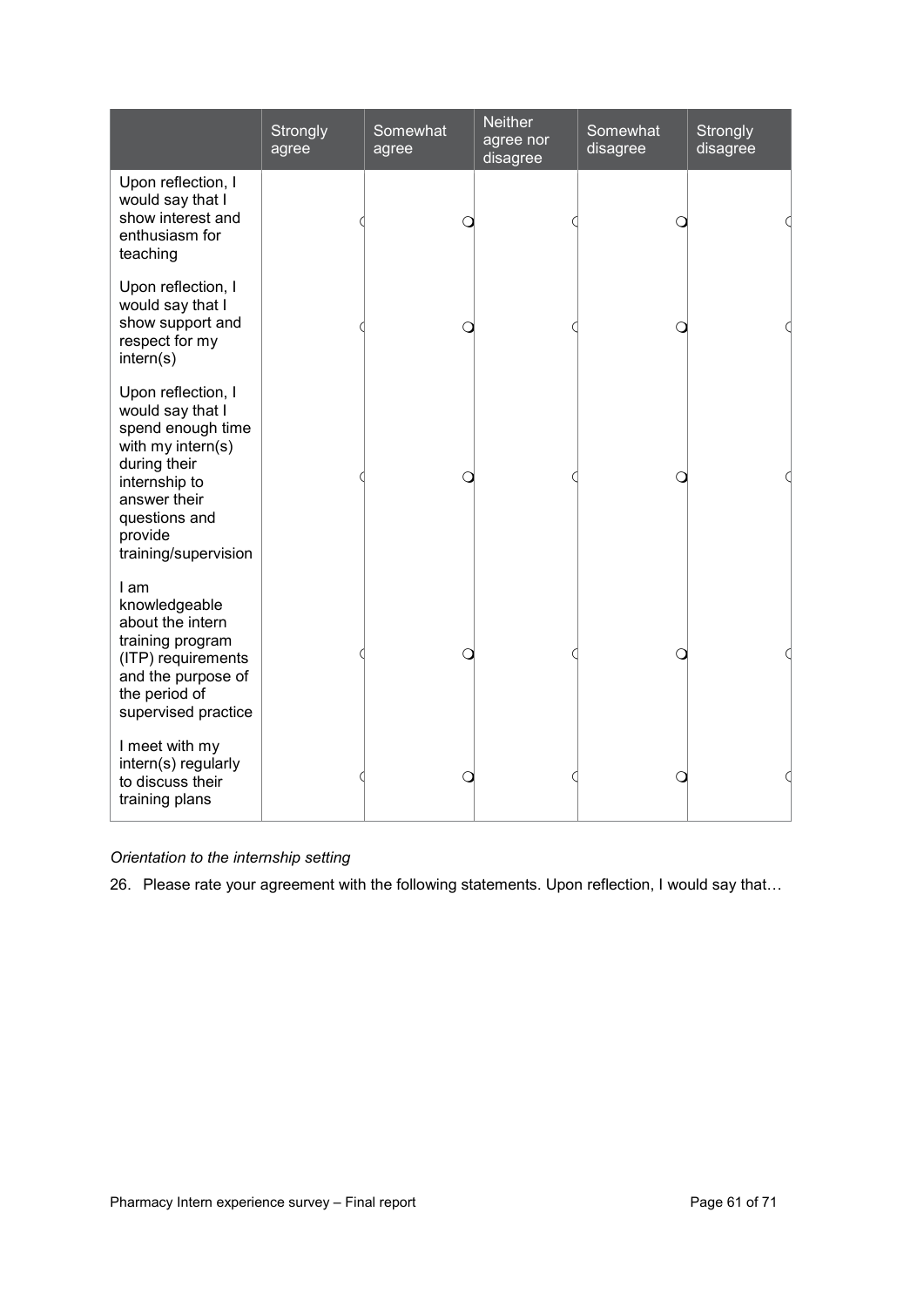| | Strongly agree | Somewhat agree | Neither agree nor disagree | Somewhat disagree | Strongly disagree |
|---|---|---|---|---|---|
| Upon reflection, I would say that I show interest and enthusiasm for teaching | ❍ | ❍ | ❍ | ❍ | ❍ |
| Upon reflection, I would say that I show support and respect for my intern(s) | ❍ | ❍ | ❍ | ❍ | ❍ |
| Upon reflection, I would say that I spend enough time with my intern(s) during their internship to answer their questions and provide training/supervision | ❍ | ❍ | ❍ | ❍ | ❍ |
| I am knowledgeable about the intern training program (ITP) requirements and the purpose of the period of supervised practice | ❍ | ❍ | ❍ | ❍ | ❍ |
| I meet with my intern(s) regularly to discuss their training plans | ❍ | ❍ | ❍ | ❍ | ❍ |

*Orientation to the internship setting*

26. Please rate your agreement with the following statements. Upon reflection, I would say that…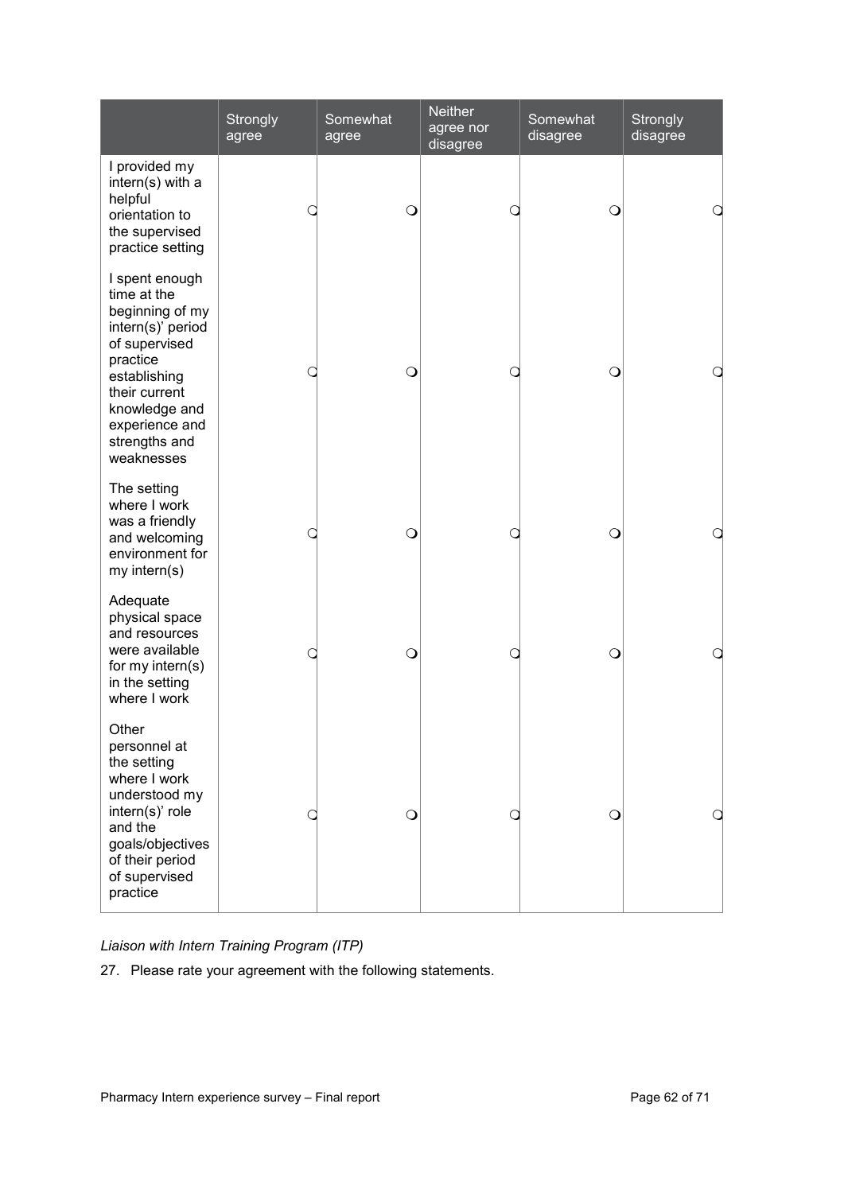| | Strongly agree | Somewhat agree | Neither agree nor disagree | Somewhat disagree | Strongly disagree |
|---|---|---|---|---|---|
| I provided my intern(s) with a helpful orientation to the supervised practice setting | ❍ | ❍ | ❍ | ❍ | ❍ |
| I spent enough time at the beginning of my intern(s)' period of supervised practice establishing their current knowledge and experience and strengths and weaknesses | ❍ | ❍ | ❍ | ❍ | ❍ |
| The setting where I work was a friendly and welcoming environment for my intern(s) | ❍ | ❍ | ❍ | ❍ | ❍ |
| Adequate physical space and resources were available for my intern(s) in the setting where I work | ❍ | ❍ | ❍ | ❍ | ❍ |
| Other personnel at the setting where I work understood my intern(s)' role and the goals/objectives of their period of supervised practice | ❍ | ❍ | ❍ | ❍ | ❍ |

*Liaison with Intern Training Program (ITP)*

27. Please rate your agreement with the following statements.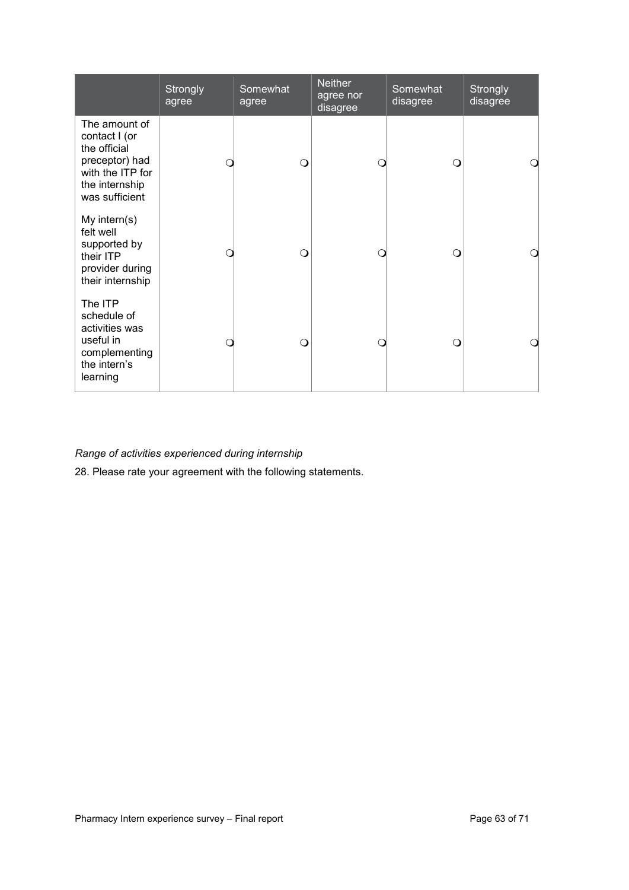| | Strongly agree | Somewhat agree | Neither agree nor disagree | Somewhat disagree | Strongly disagree |
|---|---|---|---|---|---|
| The amount of contact I (or the official preceptor) had with the ITP for the internship was sufficient | ❍ | ❍ | ❍ | ❍ | ❍ |
| My intern(s) felt well supported by their ITP provider during their internship | ❍ | ❍ | ❍ | ❍ | ❍ |
| The ITP schedule of activities was useful in complementing the intern's learning | ❍ | ❍ | ❍ | ❍ | ❍ |

*Range of activities experienced during internship*

28. Please rate your agreement with the following statements.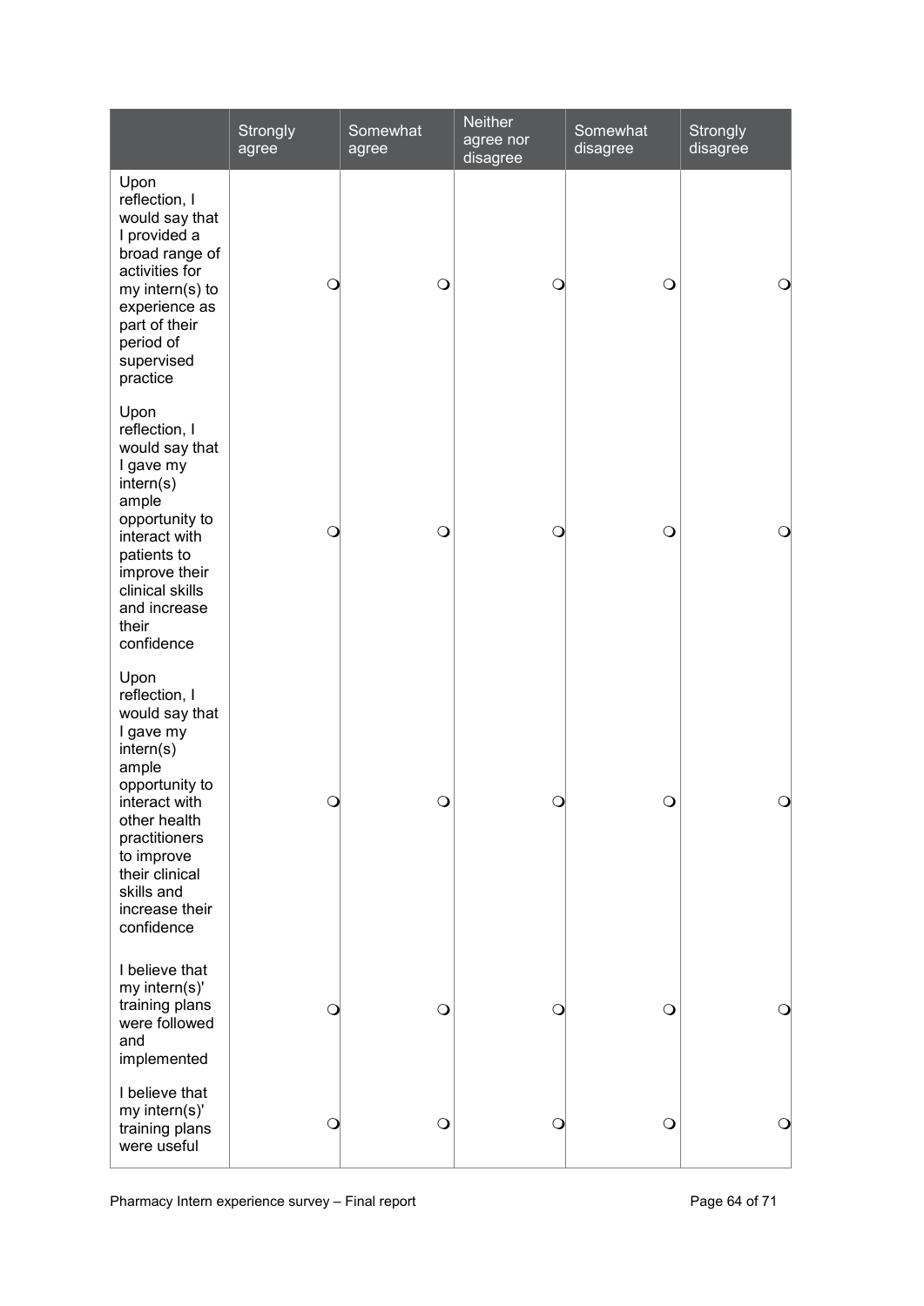| | Strongly agree | Somewhat agree | Neither agree nor disagree | Somewhat disagree | Strongly disagree |
|---|---|---|---|---|---|
| Upon reflection, I would say that I provided a broad range of activities for my intern(s) to experience as part of their period of supervised practice | ❍ | ❍ | ❍ | ❍ | ❍ |
| Upon reflection, I would say that I gave my intern(s) ample opportunity to interact with patients to improve their clinical skills and increase their confidence | ❍ | ❍ | ❍ | ❍ | ❍ |
| Upon reflection, I would say that I gave my intern(s) ample opportunity to interact with other health practitioners to improve their clinical skills and increase their confidence | ❍ | ❍ | ❍ | ❍ | ❍ |
| I believe that my intern(s)' training plans were followed and implemented | ❍ | ❍ | ❍ | ❍ | ❍ |
| I believe that my intern(s)' training plans were useful | ❍ | ❍ | ❍ | ❍ | ❍ |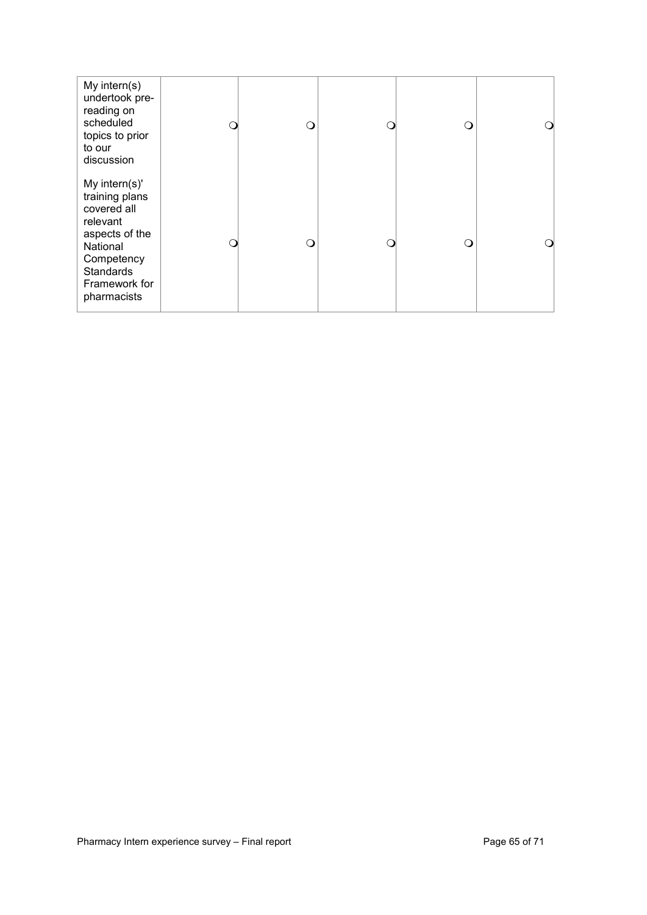| | | | | | |
|---|---|---|---|---|---|
| My intern(s) undertook pre-reading on scheduled topics to prior to our discussion | ❍ | ❍ | ❍ | ❍ | ❍ |
| My intern(s)' training plans covered all relevant aspects of the National Competency Standards Framework for pharmacists | ❍ | ❍ | ❍ | ❍ | ❍ |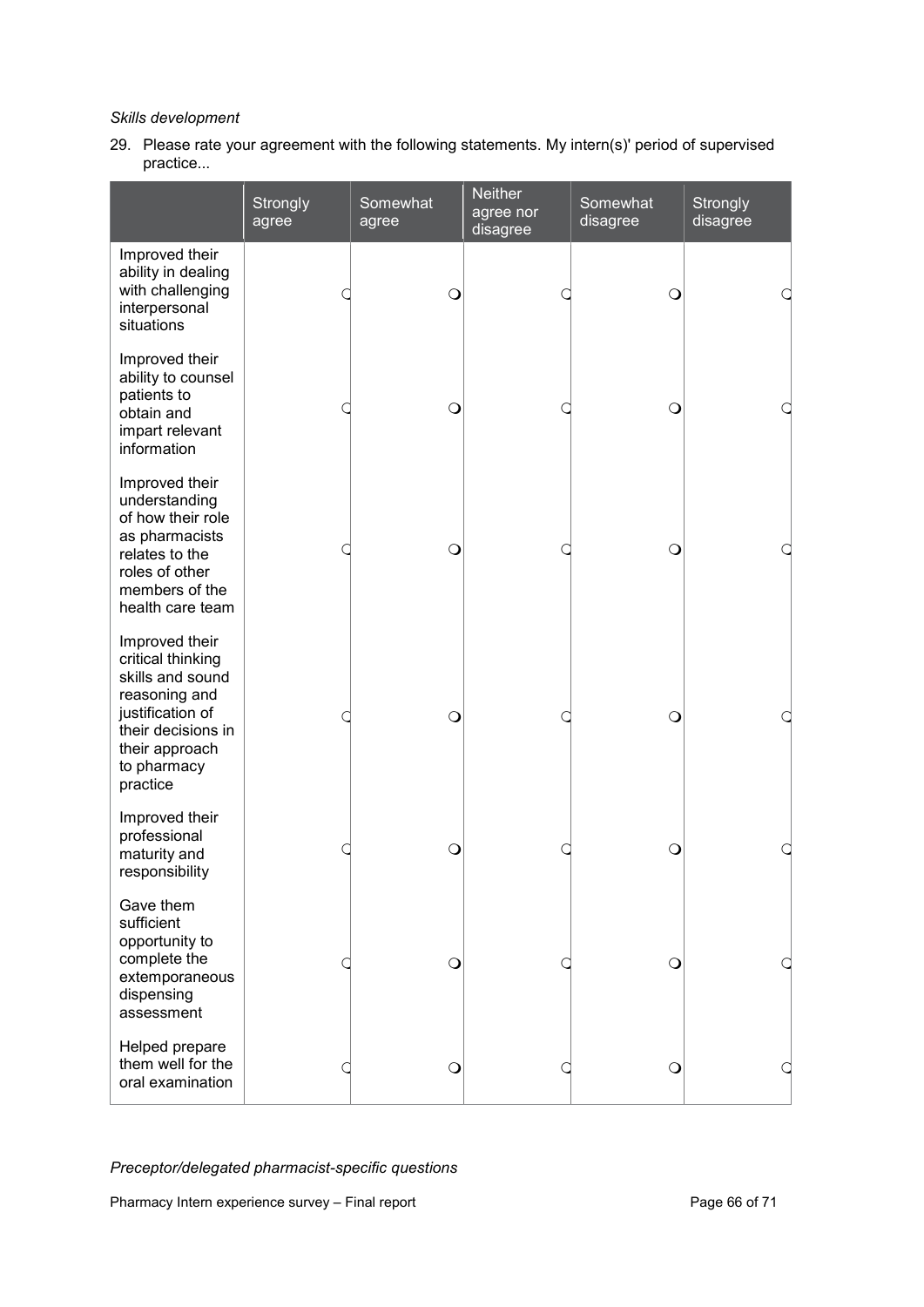*Skills development*

29. Please rate your agreement with the following statements. My intern(s)' period of supervised practice...

| | Strongly agree | Somewhat agree | Neither agree nor disagree | Somewhat disagree | Strongly disagree |
|---|---|---|---|---|---|
| Improved their ability in dealing with challenging interpersonal situations | ❍ | ❍ | ❍ | ❍ | ❍ |
| Improved their ability to counsel patients to obtain and impart relevant information | ❍ | ❍ | ❍ | ❍ | ❍ |
| Improved their understanding of how their role as pharmacists relates to the roles of other members of the health care team | ❍ | ❍ | ❍ | ❍ | ❍ |
| Improved their critical thinking skills and sound reasoning and justification of their decisions in their approach to pharmacy practice | ❍ | ❍ | ❍ | ❍ | ❍ |
| Improved their professional maturity and responsibility | ❍ | ❍ | ❍ | ❍ | ❍ |
| Gave them sufficient opportunity to complete the extemporaneous dispensing assessment | ❍ | ❍ | ❍ | ❍ | ❍ |
| Helped prepare them well for the oral examination | ❍ | ❍ | ❍ | ❍ | ❍ |

*Preceptor/delegated pharmacist-specific questions*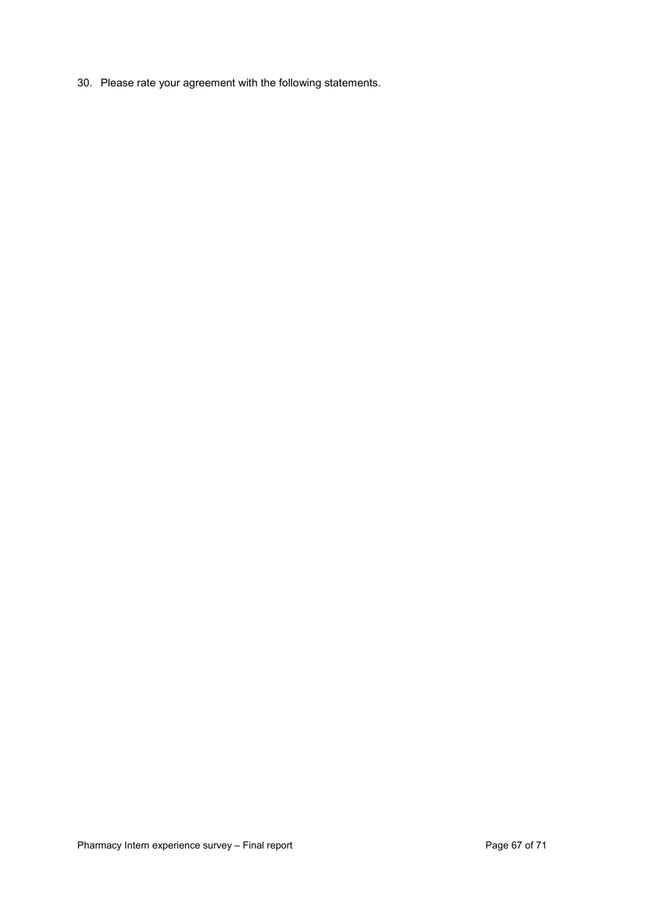30. Please rate your agreement with the following statements.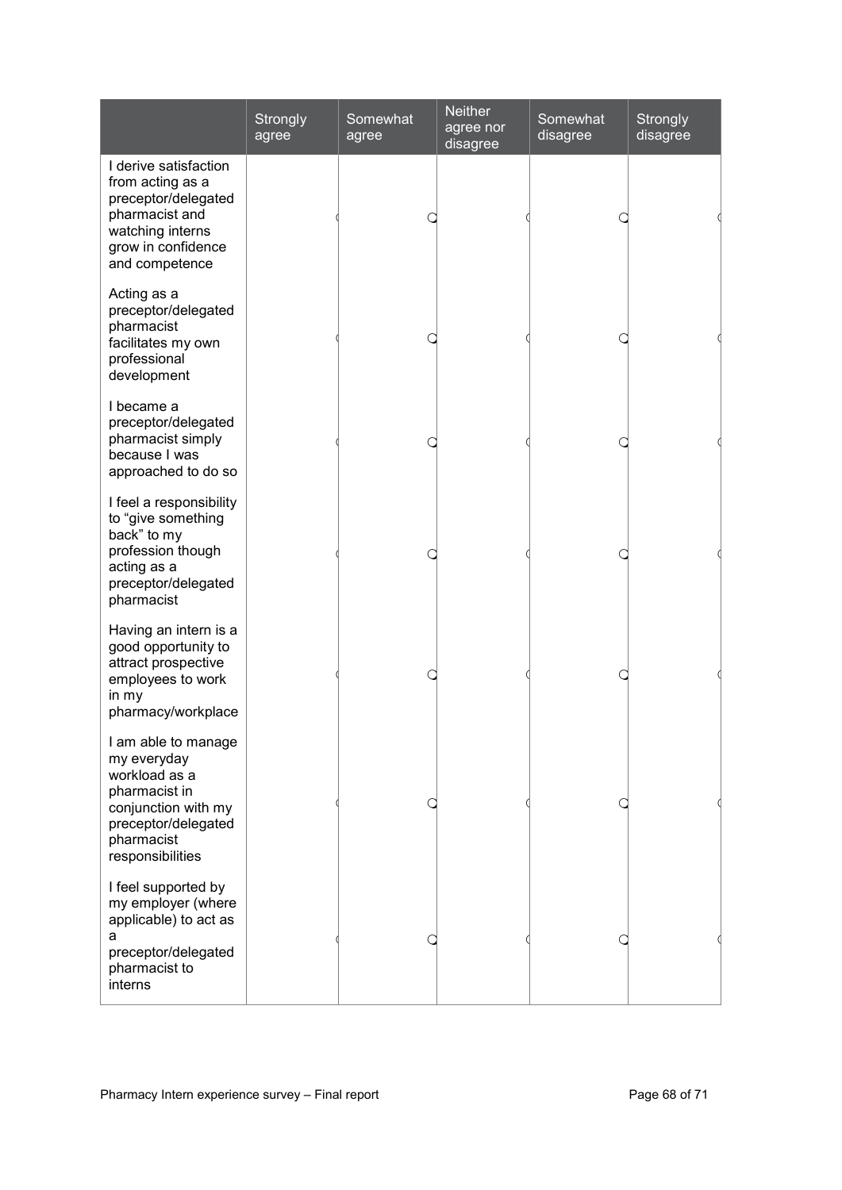| | Strongly agree | Somewhat agree | Neither agree nor disagree | Somewhat disagree | Strongly disagree |
|---|---|---|---|---|---|
| I derive satisfaction from acting as a preceptor/delegated pharmacist and watching interns grow in confidence and competence | | | | | |
| Acting as a preceptor/delegated pharmacist facilitates my own professional development | | | | | |
| I became a preceptor/delegated pharmacist simply because I was approached to do so | | | | | |
| I feel a responsibility to "give something back" to my profession though acting as a preceptor/delegated pharmacist | | | | | |
| Having an intern is a good opportunity to attract prospective employees to work in my pharmacy/workplace | | | | | |
| I am able to manage my everyday workload as a pharmacist in conjunction with my preceptor/delegated pharmacist responsibilities | | | | | |
| I feel supported by my employer (where applicable) to act as a preceptor/delegated pharmacist to interns | | | | | |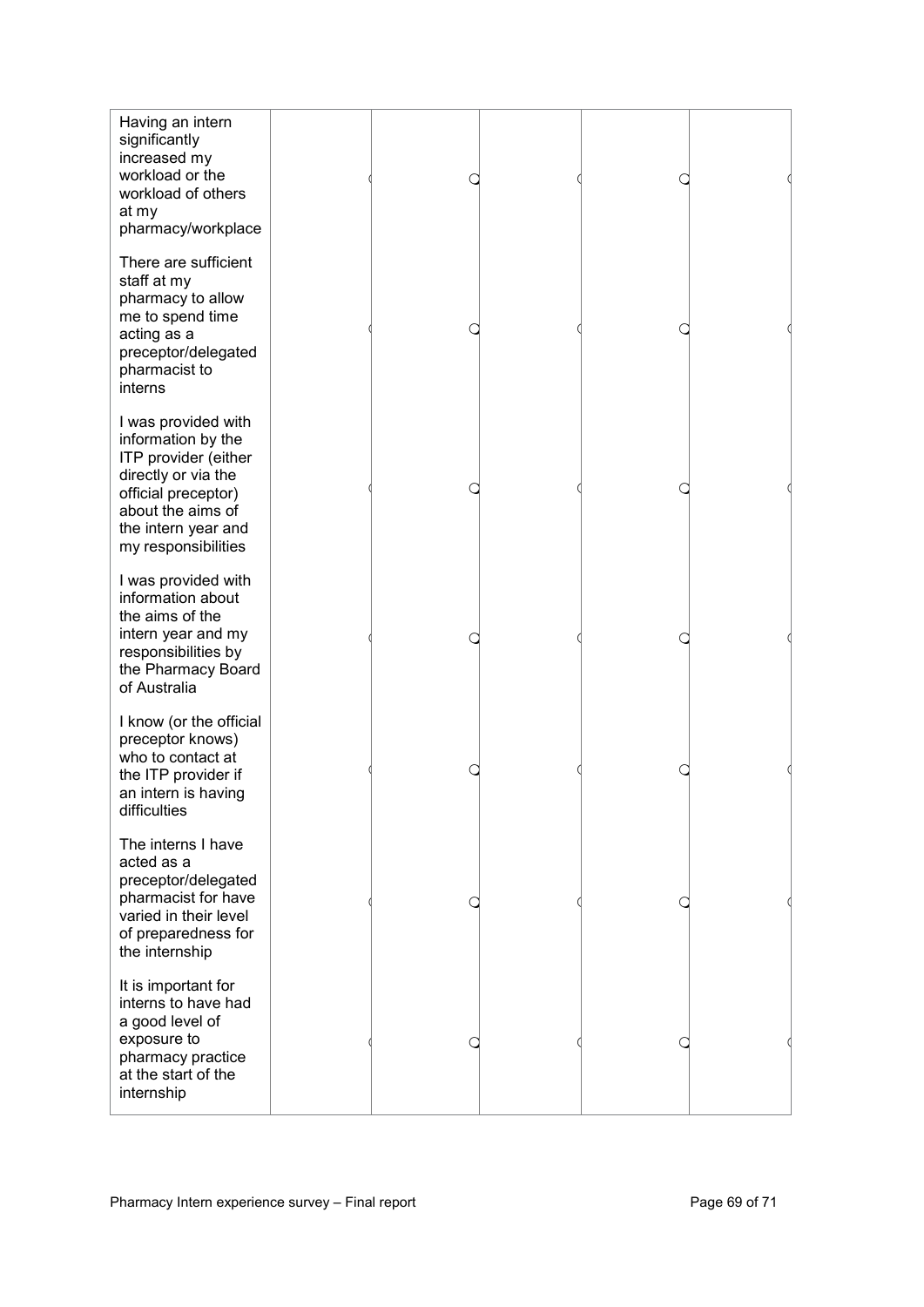| | | | | | | |
|---|---|---|---|---|---|---|
| Having an intern significantly increased my workload or the workload of others at my pharmacy/workplace | ○ | ○ | ○ | ○ | ○ | ○ |
| There are sufficient staff at my pharmacy to allow me to spend time acting as a preceptor/delegated pharmacist to interns | ○ | ○ | ○ | ○ | ○ | ○ |
| I was provided with information by the ITP provider (either directly or via the official preceptor) about the aims of the intern year and my responsibilities | ○ | ○ | ○ | ○ | ○ | ○ |
| I was provided with information about the aims of the intern year and my responsibilities by the Pharmacy Board of Australia | ○ | ○ | ○ | ○ | ○ | ○ |
| I know (or the official preceptor knows) who to contact at the ITP provider if an intern is having difficulties | ○ | ○ | ○ | ○ | ○ | ○ |
| The interns I have acted as a preceptor/delegated pharmacist for have varied in their level of preparedness for the internship | ○ | ○ | ○ | ○ | ○ | ○ |
| It is important for interns to have had a good level of exposure to pharmacy practice at the start of the internship | ○ | ○ | ○ | ○ | ○ | ○ |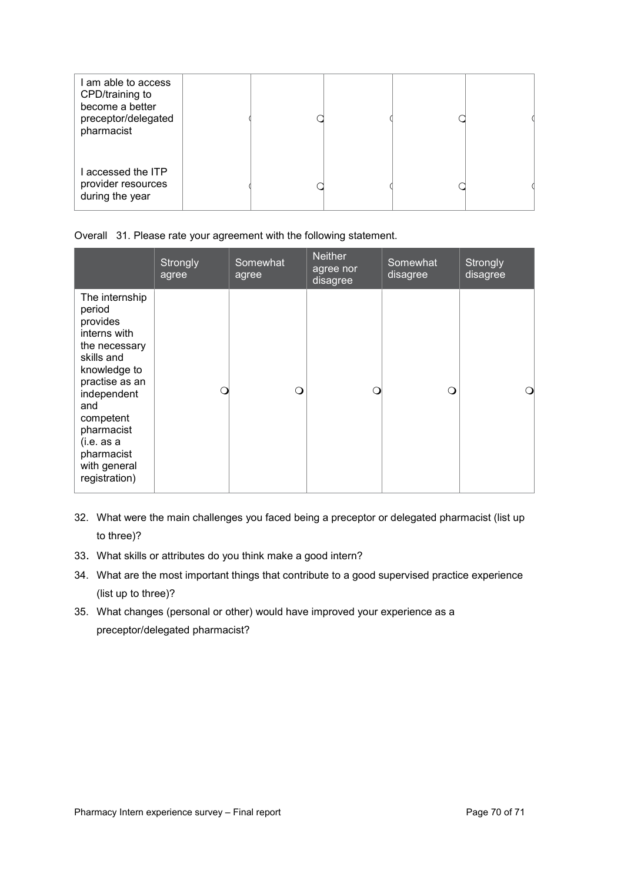| | | | | | |
|---|---|---|---|---|---|
| I am able to access CPD/training to become a better preceptor/delegated pharmacist | ❍ | ❍ | ❍ | ❍ | ❍ |
| I accessed the ITP provider resources during the year | ❍ | ❍ | ❍ | ❍ | ❍ |

Overall 31. Please rate your agreement with the following statement.

| | Strongly agree | Somewhat agree | Neither agree nor disagree | Somewhat disagree | Strongly disagree |
|---|---|---|---|---|---|
| The internship period provides interns with the necessary skills and knowledge to practise as an independent and competent pharmacist (i.e. as a pharmacist with general registration) | ❍ | ❍ | ❍ | ❍ | ❍ |

32. What were the main challenges you faced being a preceptor or delegated pharmacist (list up to three)?
33. What skills or attributes do you think make a good intern?
34. What are the most important things that contribute to a good supervised practice experience (list up to three)?
35. What changes (personal or other) would have improved your experience as a preceptor/delegated pharmacist?